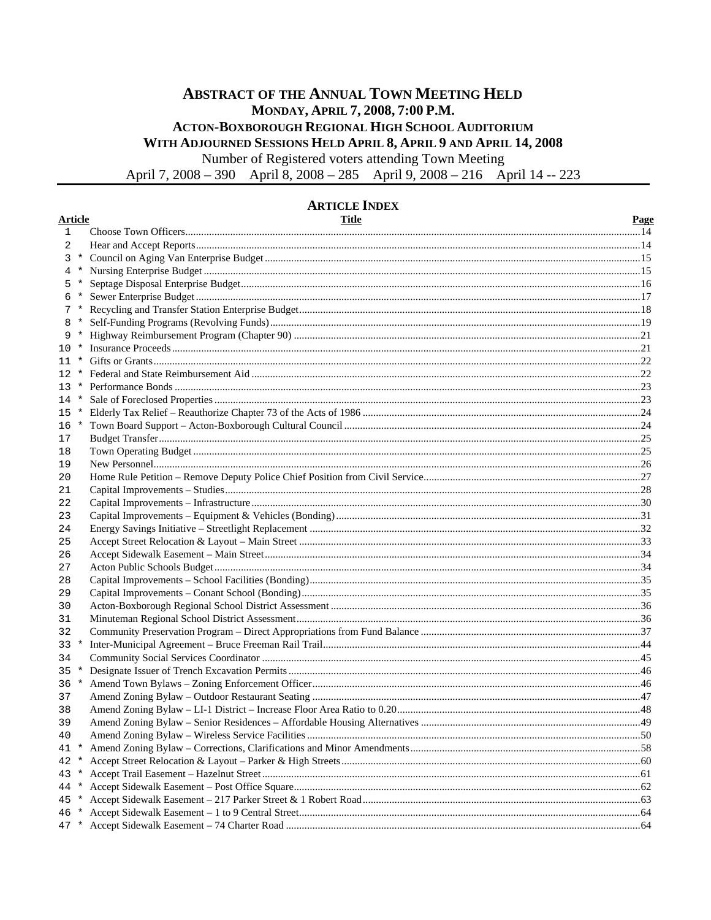# ABSTRACT OF THE ANNUAL TOWN MEETING HELD
## MONDAY, APRIL 7, 2008, 7:00 P.M.
## ACTON-BOXBOROUGH REGIONAL HIGH SCHOOL AUDITORIUM
## WITH ADJOURNED SESSIONS HELD APRIL 8, APRIL 9 AND APRIL 14, 2008

Number of Registered voters attending Town Meeting

April 7, 2008 – 390 April 8, 2008 – 285 April 9, 2008 – 216 April 14 -- 223

## ARTICLE INDEX

| Article | | Title | Page |
|---|---|---|---|
| 1 | | Choose Town Officers | 14 |
| 2 | | Hear and Accept Reports | 14 |
| 3 | * | Council on Aging Van Enterprise Budget | 15 |
| 4 | * | Nursing Enterprise Budget | 15 |
| 5 | * | Septage Disposal Enterprise Budget | 16 |
| 6 | * | Sewer Enterprise Budget | 17 |
| 7 | * | Recycling and Transfer Station Enterprise Budget | 18 |
| 8 | * | Self-Funding Programs (Revolving Funds) | 19 |
| 9 | * | Highway Reimbursement Program (Chapter 90) | 21 |
| 10 | * | Insurance Proceeds | 21 |
| 11 | * | Gifts or Grants | 22 |
| 12 | * | Federal and State Reimbursement Aid | 22 |
| 13 | * | Performance Bonds | 23 |
| 14 | * | Sale of Foreclosed Properties | 23 |
| 15 | * | Elderly Tax Relief – Reauthorize Chapter 73 of the Acts of 1986 | 24 |
| 16 | * | Town Board Support – Acton-Boxborough Cultural Council | 24 |
| 17 | | Budget Transfer | 25 |
| 18 | | Town Operating Budget | 25 |
| 19 | | New Personnel | 26 |
| 20 | | Home Rule Petition – Remove Deputy Police Chief Position from Civil Service | 27 |
| 21 | | Capital Improvements – Studies | 28 |
| 22 | | Capital Improvements – Infrastructure | 30 |
| 23 | | Capital Improvements – Equipment & Vehicles (Bonding) | 31 |
| 24 | | Energy Savings Initiative – Streetlight Replacement | 32 |
| 25 | | Accept Street Relocation & Layout – Main Street | 33 |
| 26 | | Accept Sidewalk Easement – Main Street | 34 |
| 27 | | Acton Public Schools Budget | 34 |
| 28 | | Capital Improvements – School Facilities (Bonding) | 35 |
| 29 | | Capital Improvements – Conant School (Bonding) | 35 |
| 30 | | Acton-Boxborough Regional School District Assessment | 36 |
| 31 | | Minuteman Regional School District Assessment | 36 |
| 32 | | Community Preservation Program – Direct Appropriations from Fund Balance | 37 |
| 33 | * | Inter-Municipal Agreement – Bruce Freeman Rail Trail | 44 |
| 34 | | Community Social Services Coordinator | 45 |
| 35 | * | Designate Issuer of Trench Excavation Permits | 46 |
| 36 | * | Amend Town Bylaws – Zoning Enforcement Officer | 46 |
| 37 | | Amend Zoning Bylaw – Outdoor Restaurant Seating | 47 |
| 38 | | Amend Zoning Bylaw – LI-1 District – Increase Floor Area Ratio to 0.20 | 48 |
| 39 | | Amend Zoning Bylaw – Senior Residences – Affordable Housing Alternatives | 49 |
| 40 | | Amend Zoning Bylaw – Wireless Service Facilities | 50 |
| 41 | * | Amend Zoning Bylaw – Corrections, Clarifications and Minor Amendments | 58 |
| 42 | * | Accept Street Relocation & Layout – Parker & High Streets | 60 |
| 43 | * | Accept Trail Easement – Hazelnut Street | 61 |
| 44 | * | Accept Sidewalk Easement – Post Office Square | 62 |
| 45 | * | Accept Sidewalk Easement – 217 Parker Street & 1 Robert Road | 63 |
| 46 | * | Accept Sidewalk Easement – 1 to 9 Central Street | 64 |
| 47 | * | Accept Sidewalk Easement – 74 Charter Road | 64 |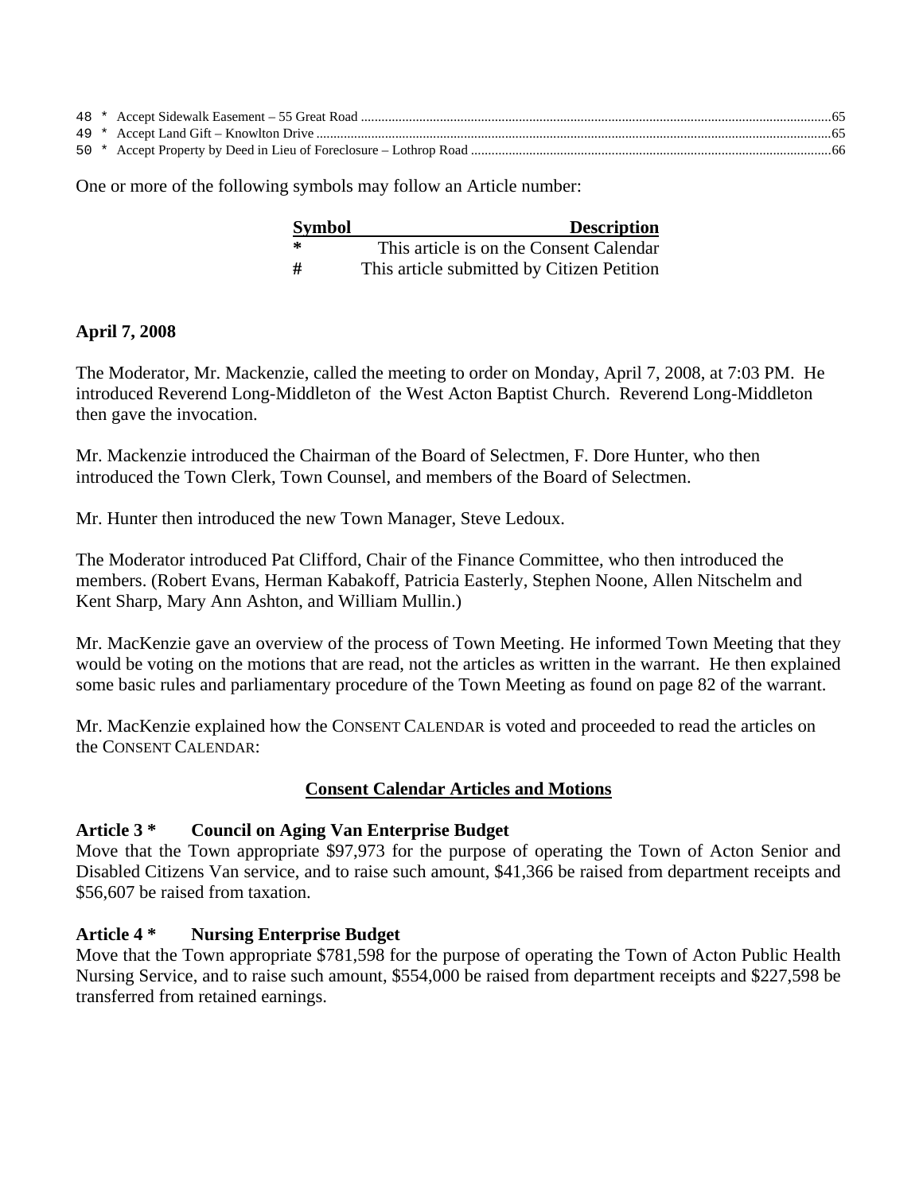48 * Accept Sidewalk Easement – 55 Great Road ....................................................................................................................................65
49 * Accept Land Gift – Knowlton Drive ...............................................................................................................................................65
50 * Accept Property by Deed in Lieu of Foreclosure – Lothrop Road ..................................................................................................66

One or more of the following symbols may follow an Article number:

| Symbol | Description |
|---|---|
| * | This article is on the Consent Calendar |
| # | This article submitted by Citizen Petition |

**April 7, 2008**

The Moderator, Mr. Mackenzie, called the meeting to order on Monday, April 7, 2008, at 7:03 PM. He introduced Reverend Long-Middleton of the West Acton Baptist Church. Reverend Long-Middleton then gave the invocation.

Mr. Mackenzie introduced the Chairman of the Board of Selectmen, F. Dore Hunter, who then introduced the Town Clerk, Town Counsel, and members of the Board of Selectmen.

Mr. Hunter then introduced the new Town Manager, Steve Ledoux.

The Moderator introduced Pat Clifford, Chair of the Finance Committee, who then introduced the members. (Robert Evans, Herman Kabakoff, Patricia Easterly, Stephen Noone, Allen Nitschelm and Kent Sharp, Mary Ann Ashton, and William Mullin.)

Mr. MacKenzie gave an overview of the process of Town Meeting. He informed Town Meeting that they would be voting on the motions that are read, not the articles as written in the warrant. He then explained some basic rules and parliamentary procedure of the Town Meeting as found on page 82 of the warrant.

Mr. MacKenzie explained how the CONSENT CALENDAR is voted and proceeded to read the articles on the CONSENT CALENDAR:

**Consent Calendar Articles and Motions**

**Article 3 * Council on Aging Van Enterprise Budget**
Move that the Town appropriate $97,973 for the purpose of operating the Town of Acton Senior and Disabled Citizens Van service, and to raise such amount, $41,366 be raised from department receipts and $56,607 be raised from taxation.

**Article 4 * Nursing Enterprise Budget**
Move that the Town appropriate $781,598 for the purpose of operating the Town of Acton Public Health Nursing Service, and to raise such amount, $554,000 be raised from department receipts and $227,598 be transferred from retained earnings.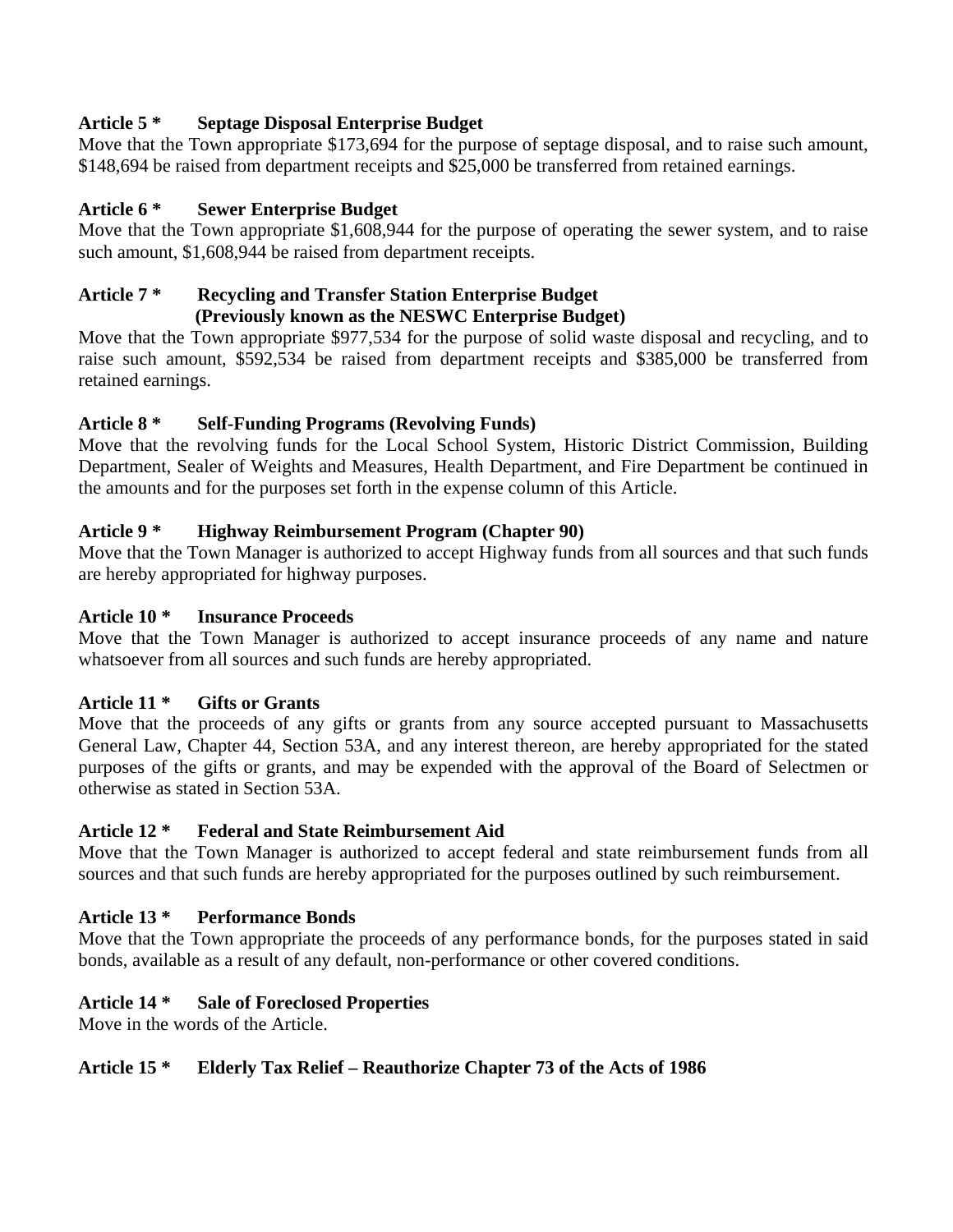**Article 5 *	Septage Disposal Enterprise Budget**
Move that the Town appropriate $173,694 for the purpose of septage disposal, and to raise such amount, $148,694 be raised from department receipts and $25,000 be transferred from retained earnings.

**Article 6 *	Sewer Enterprise Budget**
Move that the Town appropriate $1,608,944 for the purpose of operating the sewer system, and to raise such amount, $1,608,944 be raised from department receipts.

**Article 7 *	Recycling and Transfer Station Enterprise Budget**
**(Previously known as the NESWC Enterprise Budget)**
Move that the Town appropriate $977,534 for the purpose of solid waste disposal and recycling, and to raise such amount, $592,534 be raised from department receipts and $385,000 be transferred from retained earnings.

**Article 8 *	Self-Funding Programs (Revolving Funds)**
Move that the revolving funds for the Local School System, Historic District Commission, Building Department, Sealer of Weights and Measures, Health Department, and Fire Department be continued in the amounts and for the purposes set forth in the expense column of this Article.

**Article 9 *	Highway Reimbursement Program (Chapter 90)**
Move that the Town Manager is authorized to accept Highway funds from all sources and that such funds are hereby appropriated for highway purposes.

**Article 10 *	Insurance Proceeds**
Move that the Town Manager is authorized to accept insurance proceeds of any name and nature whatsoever from all sources and such funds are hereby appropriated.

**Article 11 *	Gifts or Grants**
Move that the proceeds of any gifts or grants from any source accepted pursuant to Massachusetts General Law, Chapter 44, Section 53A, and any interest thereon, are hereby appropriated for the stated purposes of the gifts or grants, and may be expended with the approval of the Board of Selectmen or otherwise as stated in Section 53A.

**Article 12 *	Federal and State Reimbursement Aid**
Move that the Town Manager is authorized to accept federal and state reimbursement funds from all sources and that such funds are hereby appropriated for the purposes outlined by such reimbursement.

**Article 13 *	Performance Bonds**
Move that the Town appropriate the proceeds of any performance bonds, for the purposes stated in said bonds, available as a result of any default, non-performance or other covered conditions.

**Article 14 *	Sale of Foreclosed Properties**
Move in the words of the Article.

**Article 15 *	Elderly Tax Relief – Reauthorize Chapter 73 of the Acts of 1986**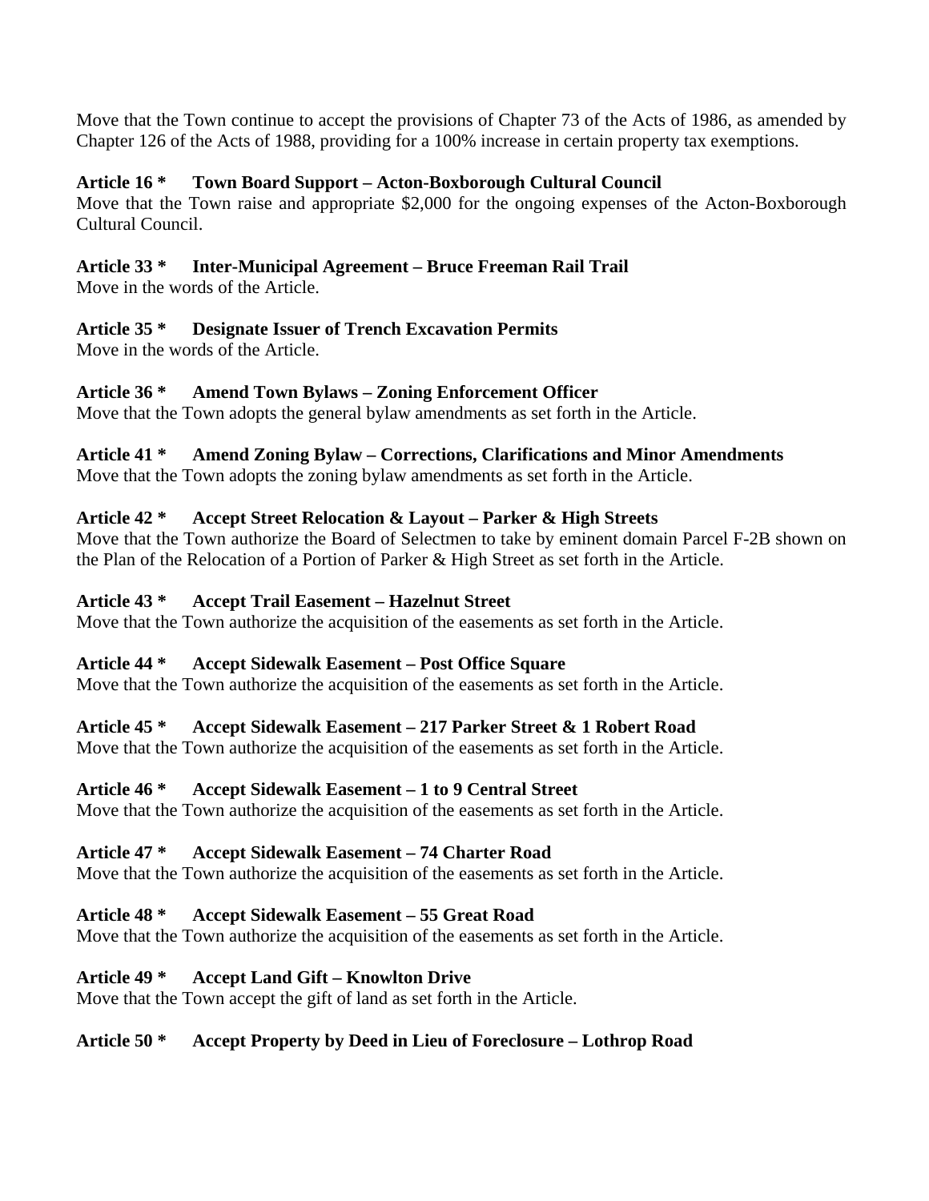Move that the Town continue to accept the provisions of Chapter 73 of the Acts of 1986, as amended by Chapter 126 of the Acts of 1988, providing for a 100% increase in certain property tax exemptions.

**Article 16 * Town Board Support – Acton-Boxborough Cultural Council**
Move that the Town raise and appropriate $2,000 for the ongoing expenses of the Acton-Boxborough Cultural Council.

**Article 33 * Inter-Municipal Agreement – Bruce Freeman Rail Trail**
Move in the words of the Article.

**Article 35 * Designate Issuer of Trench Excavation Permits**
Move in the words of the Article.

**Article 36 * Amend Town Bylaws – Zoning Enforcement Officer**
Move that the Town adopts the general bylaw amendments as set forth in the Article.

**Article 41 * Amend Zoning Bylaw – Corrections, Clarifications and Minor Amendments**
Move that the Town adopts the zoning bylaw amendments as set forth in the Article.

**Article 42 * Accept Street Relocation & Layout – Parker & High Streets**
Move that the Town authorize the Board of Selectmen to take by eminent domain Parcel F-2B shown on the Plan of the Relocation of a Portion of Parker & High Street as set forth in the Article.

**Article 43 * Accept Trail Easement – Hazelnut Street**
Move that the Town authorize the acquisition of the easements as set forth in the Article.

**Article 44 * Accept Sidewalk Easement – Post Office Square**
Move that the Town authorize the acquisition of the easements as set forth in the Article.

**Article 45 * Accept Sidewalk Easement – 217 Parker Street & 1 Robert Road**
Move that the Town authorize the acquisition of the easements as set forth in the Article.

**Article 46 * Accept Sidewalk Easement – 1 to 9 Central Street**
Move that the Town authorize the acquisition of the easements as set forth in the Article.

**Article 47 * Accept Sidewalk Easement – 74 Charter Road**
Move that the Town authorize the acquisition of the easements as set forth in the Article.

**Article 48 * Accept Sidewalk Easement – 55 Great Road**
Move that the Town authorize the acquisition of the easements as set forth in the Article.

**Article 49 * Accept Land Gift – Knowlton Drive**
Move that the Town accept the gift of land as set forth in the Article.

**Article 50 * Accept Property by Deed in Lieu of Foreclosure – Lothrop Road**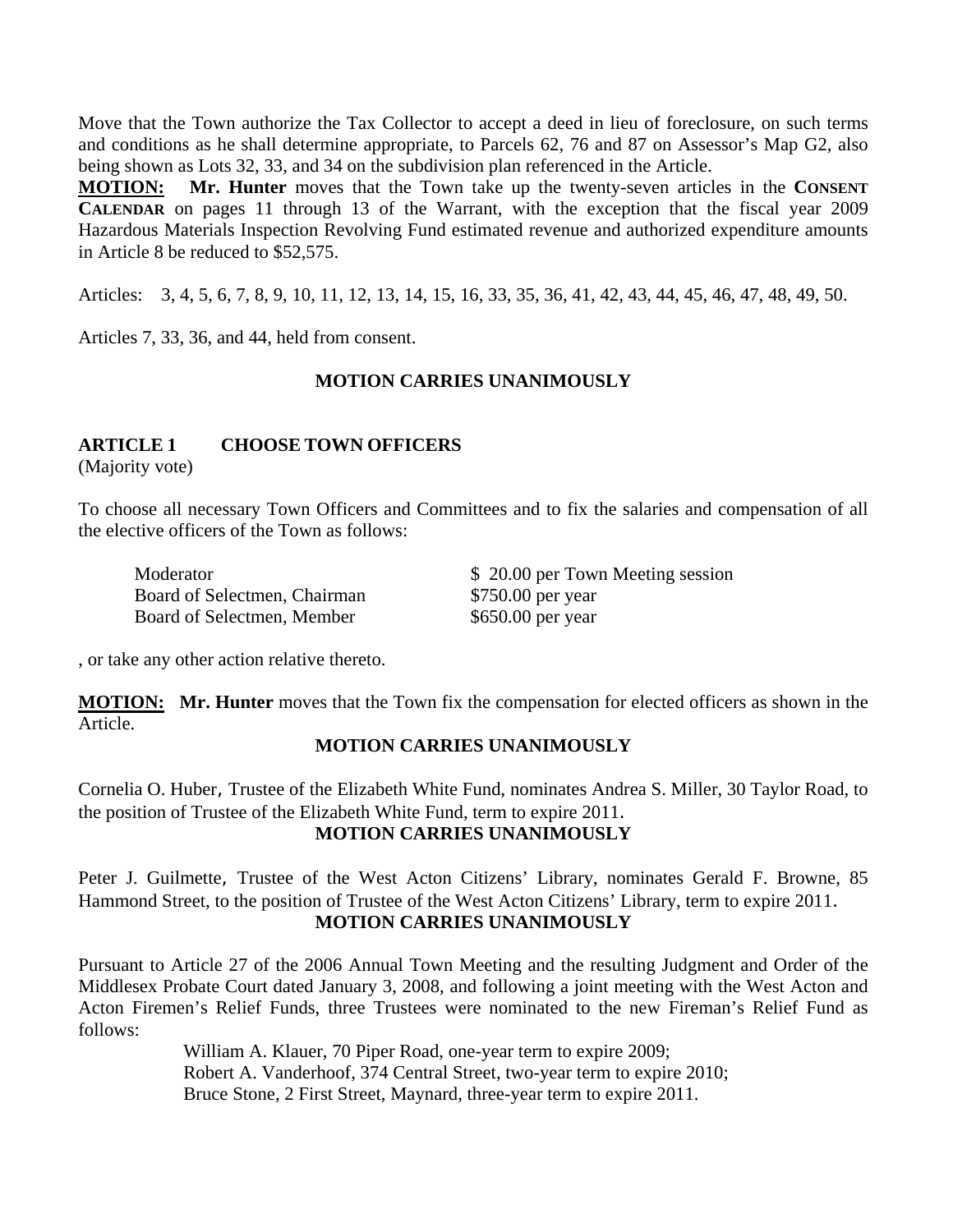Move that the Town authorize the Tax Collector to accept a deed in lieu of foreclosure, on such terms and conditions as he shall determine appropriate, to Parcels 62, 76 and 87 on Assessor's Map G2, also being shown as Lots 32, 33, and 34 on the subdivision plan referenced in the Article.

**MOTION:** **Mr. Hunter** moves that the Town take up the twenty-seven articles in the **CONSENT CALENDAR** on pages 11 through 13 of the Warrant, with the exception that the fiscal year 2009 Hazardous Materials Inspection Revolving Fund estimated revenue and authorized expenditure amounts in Article 8 be reduced to $52,575.

Articles: 3, 4, 5, 6, 7, 8, 9, 10, 11, 12, 13, 14, 15, 16, 33, 35, 36, 41, 42, 43, 44, 45, 46, 47, 48, 49, 50.

Articles 7, 33, 36, and 44, held from consent.

**MOTION CARRIES UNANIMOUSLY**

## ARTICLE 1 CHOOSE TOWN OFFICERS

(Majority vote)

To choose all necessary Town Officers and Committees and to fix the salaries and compensation of all the elective officers of the Town as follows:

| | |
|---|---|
| Moderator | $ 20.00 per Town Meeting session |
| Board of Selectmen, Chairman | $750.00 per year |
| Board of Selectmen, Member | $650.00 per year |

, or take any other action relative thereto.

**MOTION:** **Mr. Hunter** moves that the Town fix the compensation for elected officers as shown in the Article.

**MOTION CARRIES UNANIMOUSLY**

Cornelia O. Huber, Trustee of the Elizabeth White Fund, nominates Andrea S. Miller, 30 Taylor Road, to the position of Trustee of the Elizabeth White Fund, term to expire 2011.

**MOTION CARRIES UNANIMOUSLY**

Peter J. Guilmette, Trustee of the West Acton Citizens' Library, nominates Gerald F. Browne, 85 Hammond Street, to the position of Trustee of the West Acton Citizens' Library, term to expire 2011.

**MOTION CARRIES UNANIMOUSLY**

Pursuant to Article 27 of the 2006 Annual Town Meeting and the resulting Judgment and Order of the Middlesex Probate Court dated January 3, 2008, and following a joint meeting with the West Acton and Acton Firemen's Relief Funds, three Trustees were nominated to the new Fireman's Relief Fund as follows:

William A. Klauer, 70 Piper Road, one-year term to expire 2009;
Robert A. Vanderhoof, 374 Central Street, two-year term to expire 2010;
Bruce Stone, 2 First Street, Maynard, three-year term to expire 2011.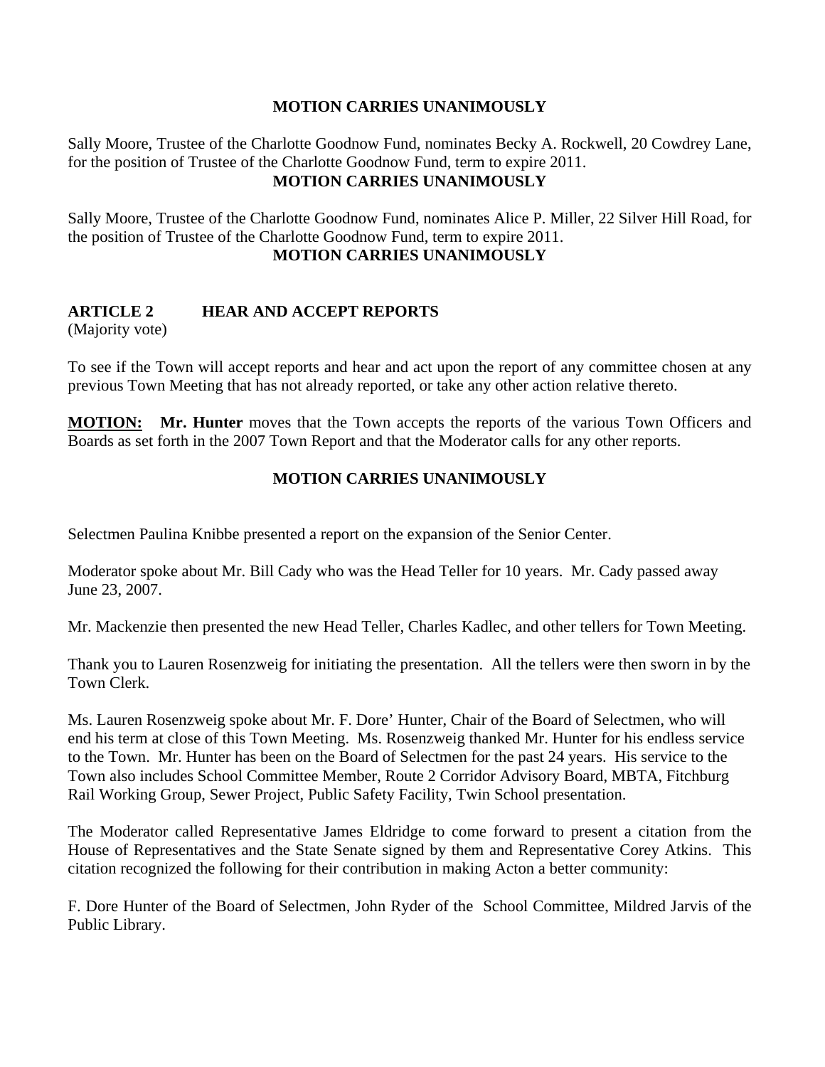**MOTION CARRIES UNANIMOUSLY**

Sally Moore, Trustee of the Charlotte Goodnow Fund, nominates Becky A. Rockwell, 20 Cowdrey Lane, for the position of Trustee of the Charlotte Goodnow Fund, term to expire 2011.

**MOTION CARRIES UNANIMOUSLY**

Sally Moore, Trustee of the Charlotte Goodnow Fund, nominates Alice P. Miller, 22 Silver Hill Road, for the position of Trustee of the Charlotte Goodnow Fund, term to expire 2011.

**MOTION CARRIES UNANIMOUSLY**

## ARTICLE 2 HEAR AND ACCEPT REPORTS

(Majority vote)

To see if the Town will accept reports and hear and act upon the report of any committee chosen at any previous Town Meeting that has not already reported, or take any other action relative thereto.

**MOTION:** **Mr. Hunter** moves that the Town accepts the reports of the various Town Officers and Boards as set forth in the 2007 Town Report and that the Moderator calls for any other reports.

**MOTION CARRIES UNANIMOUSLY**

Selectmen Paulina Knibbe presented a report on the expansion of the Senior Center.

Moderator spoke about Mr. Bill Cady who was the Head Teller for 10 years. Mr. Cady passed away June 23, 2007.

Mr. Mackenzie then presented the new Head Teller, Charles Kadlec, and other tellers for Town Meeting.

Thank you to Lauren Rosenzweig for initiating the presentation. All the tellers were then sworn in by the Town Clerk.

Ms. Lauren Rosenzweig spoke about Mr. F. Dore' Hunter, Chair of the Board of Selectmen, who will end his term at close of this Town Meeting. Ms. Rosenzweig thanked Mr. Hunter for his endless service to the Town. Mr. Hunter has been on the Board of Selectmen for the past 24 years. His service to the Town also includes School Committee Member, Route 2 Corridor Advisory Board, MBTA, Fitchburg Rail Working Group, Sewer Project, Public Safety Facility, Twin School presentation.

The Moderator called Representative James Eldridge to come forward to present a citation from the House of Representatives and the State Senate signed by them and Representative Corey Atkins. This citation recognized the following for their contribution in making Acton a better community:

F. Dore Hunter of the Board of Selectmen, John Ryder of the School Committee, Mildred Jarvis of the Public Library.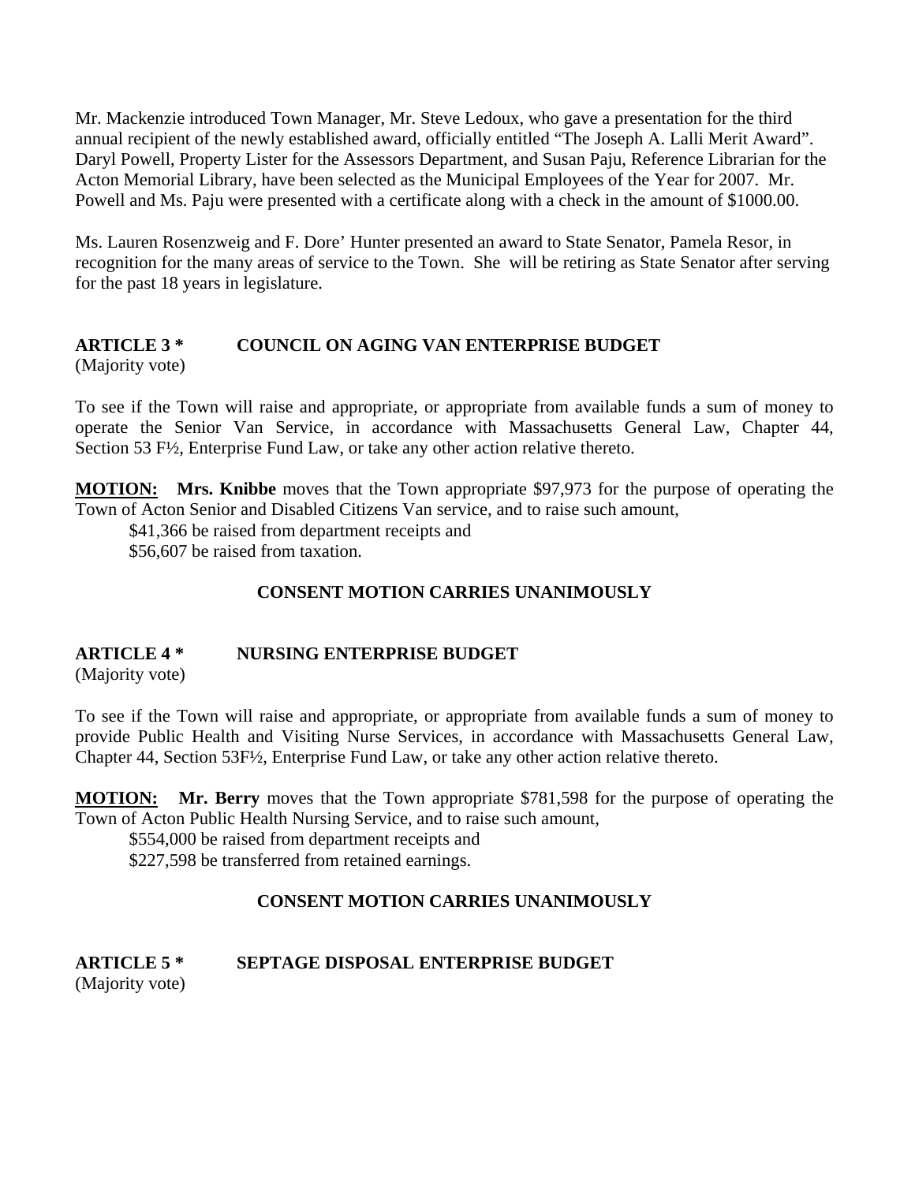Mr. Mackenzie introduced Town Manager, Mr. Steve Ledoux, who gave a presentation for the third annual recipient of the newly established award, officially entitled "The Joseph A. Lalli Merit Award". Daryl Powell, Property Lister for the Assessors Department, and Susan Paju, Reference Librarian for the Acton Memorial Library, have been selected as the Municipal Employees of the Year for 2007. Mr. Powell and Ms. Paju were presented with a certificate along with a check in the amount of $1000.00.

Ms. Lauren Rosenzweig and F. Dore' Hunter presented an award to State Senator, Pamela Resor, in recognition for the many areas of service to the Town. She will be retiring as State Senator after serving for the past 18 years in legislature.

**ARTICLE 3 * COUNCIL ON AGING VAN ENTERPRISE BUDGET**
(Majority vote)

To see if the Town will raise and appropriate, or appropriate from available funds a sum of money to operate the Senior Van Service, in accordance with Massachusetts General Law, Chapter 44, Section 53 F½, Enterprise Fund Law, or take any other action relative thereto.

**MOTION:** **Mrs. Knibbe** moves that the Town appropriate $97,973 for the purpose of operating the Town of Acton Senior and Disabled Citizens Van service, and to raise such amount,

$41,366 be raised from department receipts and
$56,607 be raised from taxation.

**CONSENT MOTION CARRIES UNANIMOUSLY**

**ARTICLE 4 * NURSING ENTERPRISE BUDGET**
(Majority vote)

To see if the Town will raise and appropriate, or appropriate from available funds a sum of money to provide Public Health and Visiting Nurse Services, in accordance with Massachusetts General Law, Chapter 44, Section 53F½, Enterprise Fund Law, or take any other action relative thereto.

**MOTION:** **Mr. Berry** moves that the Town appropriate $781,598 for the purpose of operating the Town of Acton Public Health Nursing Service, and to raise such amount,

$554,000 be raised from department receipts and
$227,598 be transferred from retained earnings.

**CONSENT MOTION CARRIES UNANIMOUSLY**

**ARTICLE 5 * SEPTAGE DISPOSAL ENTERPRISE BUDGET**
(Majority vote)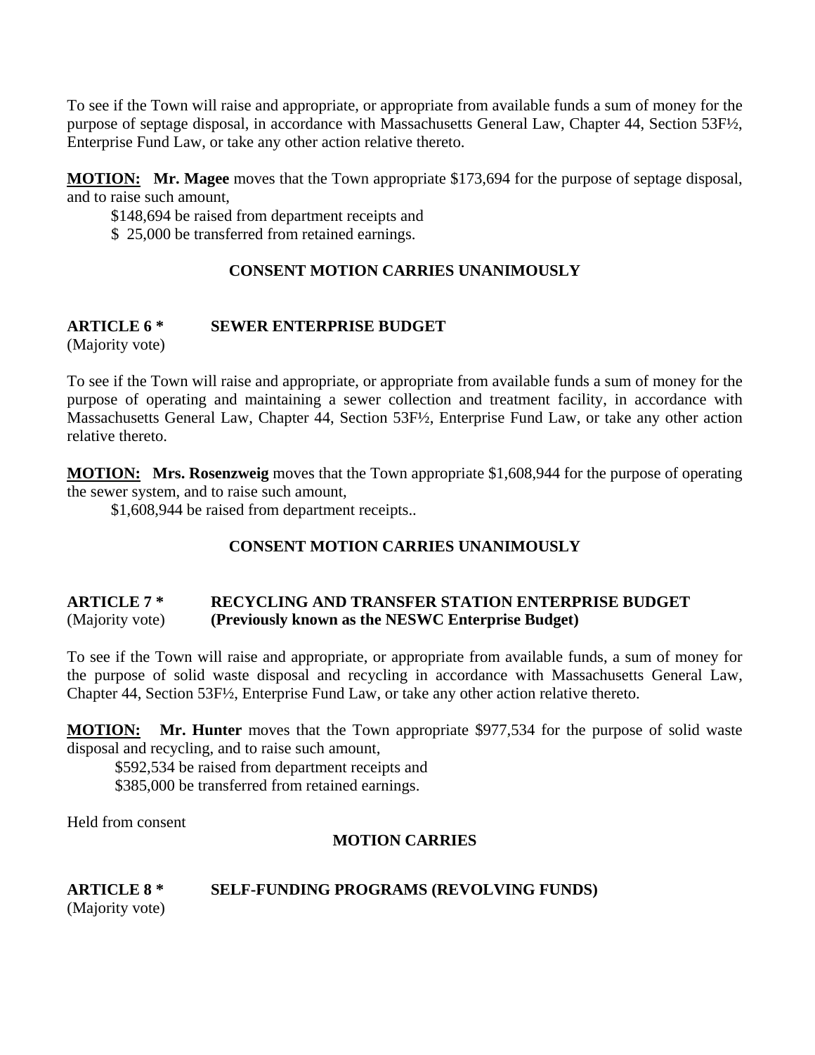To see if the Town will raise and appropriate, or appropriate from available funds a sum of money for the purpose of septage disposal, in accordance with Massachusetts General Law, Chapter 44, Section 53F½, Enterprise Fund Law, or take any other action relative thereto.

**MOTION:** **Mr. Magee** moves that the Town appropriate $173,694 for the purpose of septage disposal, and to raise such amount,

$148,694 be raised from department receipts and
$ 25,000 be transferred from retained earnings.

**CONSENT MOTION CARRIES UNANIMOUSLY**

**ARTICLE 6 *** **SEWER ENTERPRISE BUDGET**
(Majority vote)

To see if the Town will raise and appropriate, or appropriate from available funds a sum of money for the purpose of operating and maintaining a sewer collection and treatment facility, in accordance with Massachusetts General Law, Chapter 44, Section 53F½, Enterprise Fund Law, or take any other action relative thereto.

**MOTION:** **Mrs. Rosenzweig** moves that the Town appropriate $1,608,944 for the purpose of operating the sewer system, and to raise such amount,

$1,608,944 be raised from department receipts..

**CONSENT MOTION CARRIES UNANIMOUSLY**

**ARTICLE 7 *** **RECYCLING AND TRANSFER STATION ENTERPRISE BUDGET**
(Majority vote) **(Previously known as the NESWC Enterprise Budget)**

To see if the Town will raise and appropriate, or appropriate from available funds, a sum of money for the purpose of solid waste disposal and recycling in accordance with Massachusetts General Law, Chapter 44, Section 53F½, Enterprise Fund Law, or take any other action relative thereto.

**MOTION:** **Mr. Hunter** moves that the Town appropriate $977,534 for the purpose of solid waste disposal and recycling, and to raise such amount,

$592,534 be raised from department receipts and
$385,000 be transferred from retained earnings.

Held from consent

**MOTION CARRIES**

**ARTICLE 8 *** **SELF-FUNDING PROGRAMS (REVOLVING FUNDS)**
(Majority vote)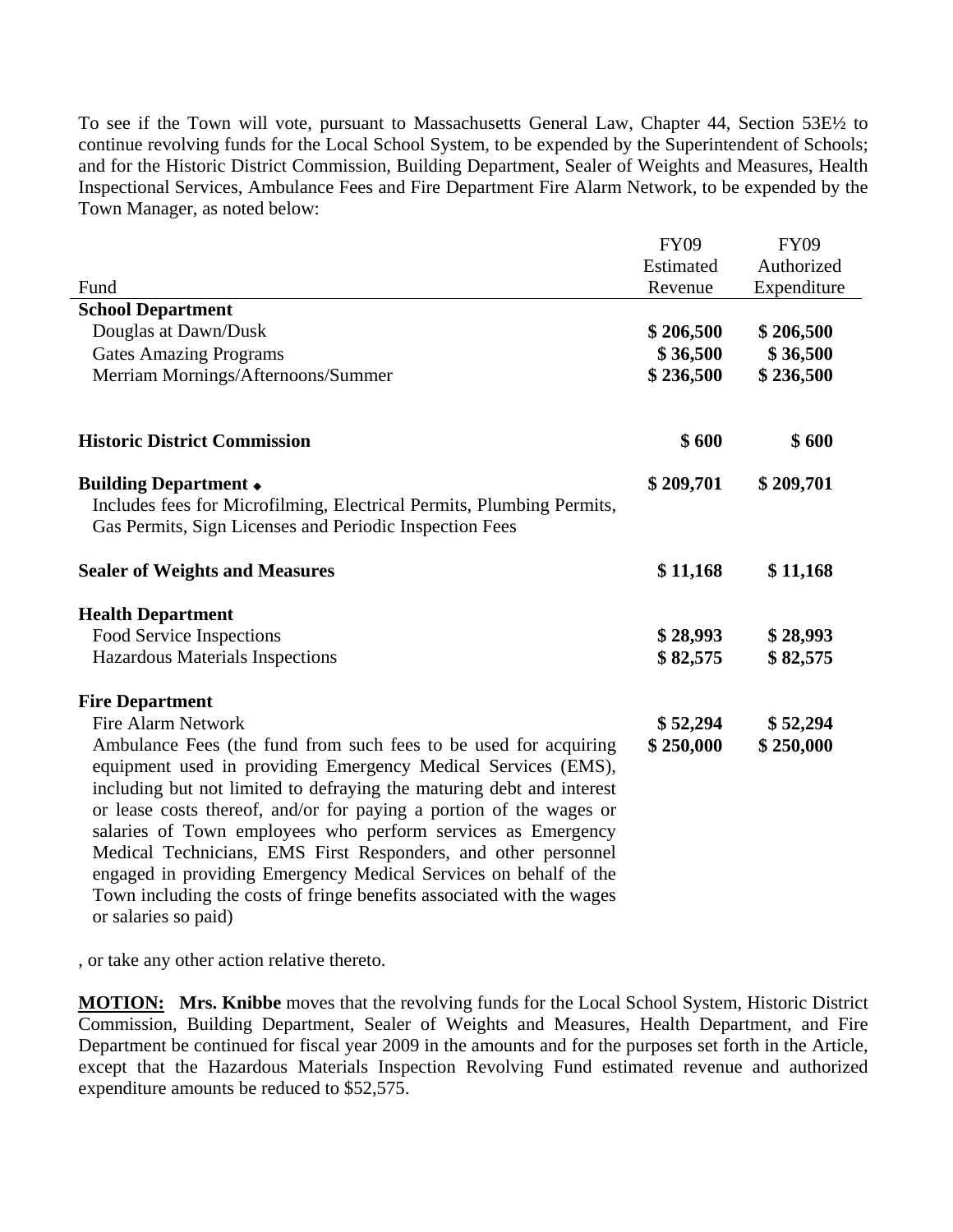To see if the Town will vote, pursuant to Massachusetts General Law, Chapter 44, Section 53E½ to continue revolving funds for the Local School System, to be expended by the Superintendent of Schools; and for the Historic District Commission, Building Department, Sealer of Weights and Measures, Health Inspectional Services, Ambulance Fees and Fire Department Fire Alarm Network, to be expended by the Town Manager, as noted below:

| Fund | FY09 Estimated Revenue | FY09 Authorized Expenditure |
|---|---|---|
| **School Department** | | |
| Douglas at Dawn/Dusk | **$ 206,500** | **$ 206,500** |
| Gates Amazing Programs | **$ 36,500** | **$ 36,500** |
| Merriam Mornings/Afternoons/Summer | **$ 236,500** | **$ 236,500** |
| **Historic District Commission** | **$ 600** | **$ 600** |
| **Building Department** ◆ Includes fees for Microfilming, Electrical Permits, Plumbing Permits, Gas Permits, Sign Licenses and Periodic Inspection Fees | **$ 209,701** | **$ 209,701** |
| **Sealer of Weights and Measures** | **$ 11,168** | **$ 11,168** |
| **Health Department** | | |
| Food Service Inspections | **$ 28,993** | **$ 28,993** |
| Hazardous Materials Inspections | **$ 82,575** | **$ 82,575** |
| **Fire Department** | | |
| Fire Alarm Network | **$ 52,294** | **$ 52,294** |
| Ambulance Fees (the fund from such fees to be used for acquiring equipment used in providing Emergency Medical Services (EMS), including but not limited to defraying the maturing debt and interest or lease costs thereof, and/or for paying a portion of the wages or salaries of Town employees who perform services as Emergency Medical Technicians, EMS First Responders, and other personnel engaged in providing Emergency Medical Services on behalf of the Town including the costs of fringe benefits associated with the wages or salaries so paid) | **$ 250,000** | **$ 250,000** |

, or take any other action relative thereto.

**MOTION:** **Mrs. Knibbe** moves that the revolving funds for the Local School System, Historic District Commission, Building Department, Sealer of Weights and Measures, Health Department, and Fire Department be continued for fiscal year 2009 in the amounts and for the purposes set forth in the Article, except that the Hazardous Materials Inspection Revolving Fund estimated revenue and authorized expenditure amounts be reduced to $52,575.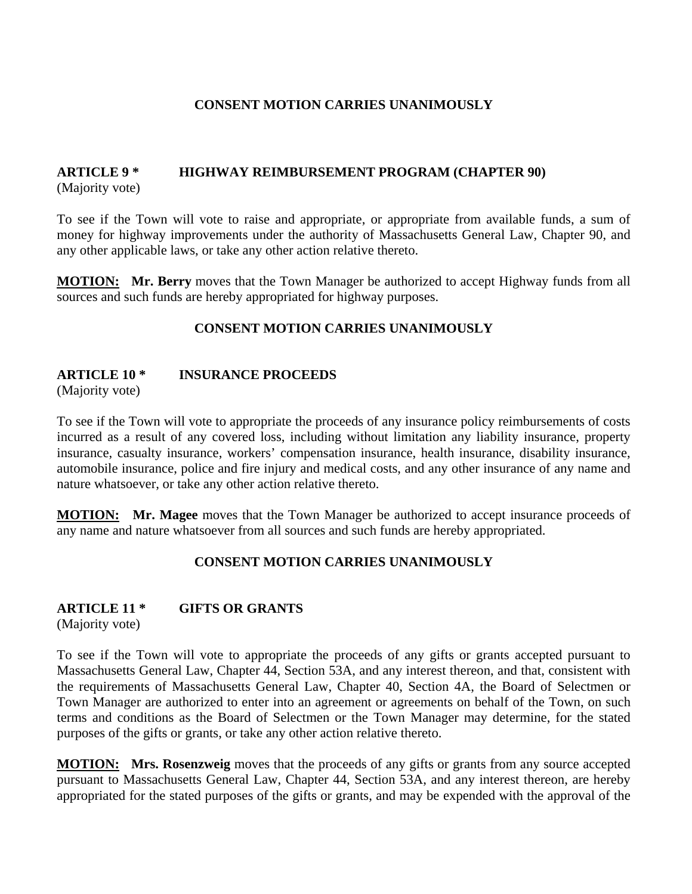**CONSENT MOTION CARRIES UNANIMOUSLY**

## ARTICLE 9 * HIGHWAY REIMBURSEMENT PROGRAM (CHAPTER 90)

(Majority vote)

To see if the Town will vote to raise and appropriate, or appropriate from available funds, a sum of money for highway improvements under the authority of Massachusetts General Law, Chapter 90, and any other applicable laws, or take any other action relative thereto.

**MOTION:** **Mr. Berry** moves that the Town Manager be authorized to accept Highway funds from all sources and such funds are hereby appropriated for highway purposes.

**CONSENT MOTION CARRIES UNANIMOUSLY**

## ARTICLE 10 * INSURANCE PROCEEDS

(Majority vote)

To see if the Town will vote to appropriate the proceeds of any insurance policy reimbursements of costs incurred as a result of any covered loss, including without limitation any liability insurance, property insurance, casualty insurance, workers' compensation insurance, health insurance, disability insurance, automobile insurance, police and fire injury and medical costs, and any other insurance of any name and nature whatsoever, or take any other action relative thereto.

**MOTION:** **Mr. Magee** moves that the Town Manager be authorized to accept insurance proceeds of any name and nature whatsoever from all sources and such funds are hereby appropriated.

**CONSENT MOTION CARRIES UNANIMOUSLY**

## ARTICLE 11 * GIFTS OR GRANTS

(Majority vote)

To see if the Town will vote to appropriate the proceeds of any gifts or grants accepted pursuant to Massachusetts General Law, Chapter 44, Section 53A, and any interest thereon, and that, consistent with the requirements of Massachusetts General Law, Chapter 40, Section 4A, the Board of Selectmen or Town Manager are authorized to enter into an agreement or agreements on behalf of the Town, on such terms and conditions as the Board of Selectmen or the Town Manager may determine, for the stated purposes of the gifts or grants, or take any other action relative thereto.

**MOTION:** **Mrs. Rosenzweig** moves that the proceeds of any gifts or grants from any source accepted pursuant to Massachusetts General Law, Chapter 44, Section 53A, and any interest thereon, are hereby appropriated for the stated purposes of the gifts or grants, and may be expended with the approval of the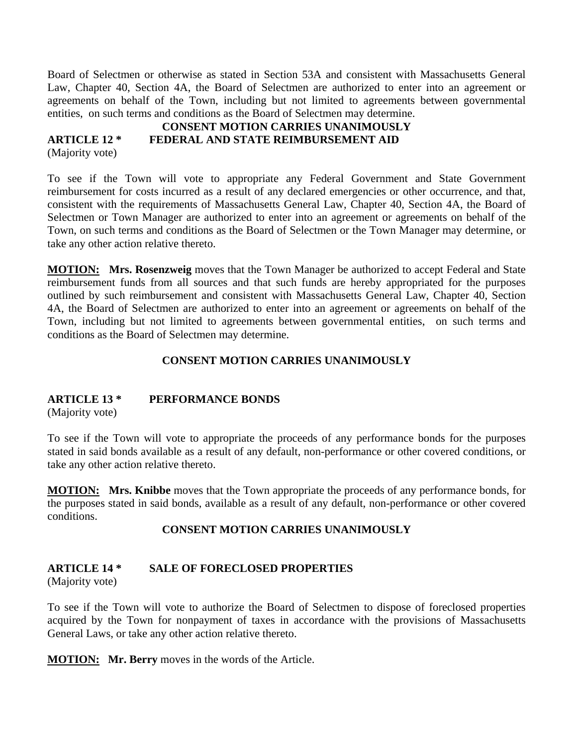Board of Selectmen or otherwise as stated in Section 53A and consistent with Massachusetts General Law, Chapter 40, Section 4A, the Board of Selectmen are authorized to enter into an agreement or agreements on behalf of the Town, including but not limited to agreements between governmental entities, on such terms and conditions as the Board of Selectmen may determine.

**CONSENT MOTION CARRIES UNANIMOUSLY**

**ARTICLE 12 * FEDERAL AND STATE REIMBURSEMENT AID**

(Majority vote)

To see if the Town will vote to appropriate any Federal Government and State Government reimbursement for costs incurred as a result of any declared emergencies or other occurrence, and that, consistent with the requirements of Massachusetts General Law, Chapter 40, Section 4A, the Board of Selectmen or Town Manager are authorized to enter into an agreement or agreements on behalf of the Town, on such terms and conditions as the Board of Selectmen or the Town Manager may determine, or take any other action relative thereto.

**MOTION: Mrs. Rosenzweig** moves that the Town Manager be authorized to accept Federal and State reimbursement funds from all sources and that such funds are hereby appropriated for the purposes outlined by such reimbursement and consistent with Massachusetts General Law, Chapter 40, Section 4A, the Board of Selectmen are authorized to enter into an agreement or agreements on behalf of the Town, including but not limited to agreements between governmental entities, on such terms and conditions as the Board of Selectmen may determine.

**CONSENT MOTION CARRIES UNANIMOUSLY**

**ARTICLE 13 * PERFORMANCE BONDS**

(Majority vote)

To see if the Town will vote to appropriate the proceeds of any performance bonds for the purposes stated in said bonds available as a result of any default, non-performance or other covered conditions, or take any other action relative thereto.

**MOTION: Mrs. Knibbe** moves that the Town appropriate the proceeds of any performance bonds, for the purposes stated in said bonds, available as a result of any default, non-performance or other covered conditions.

**CONSENT MOTION CARRIES UNANIMOUSLY**

**ARTICLE 14 * SALE OF FORECLOSED PROPERTIES**

(Majority vote)

To see if the Town will vote to authorize the Board of Selectmen to dispose of foreclosed properties acquired by the Town for nonpayment of taxes in accordance with the provisions of Massachusetts General Laws, or take any other action relative thereto.

**MOTION: Mr. Berry** moves in the words of the Article.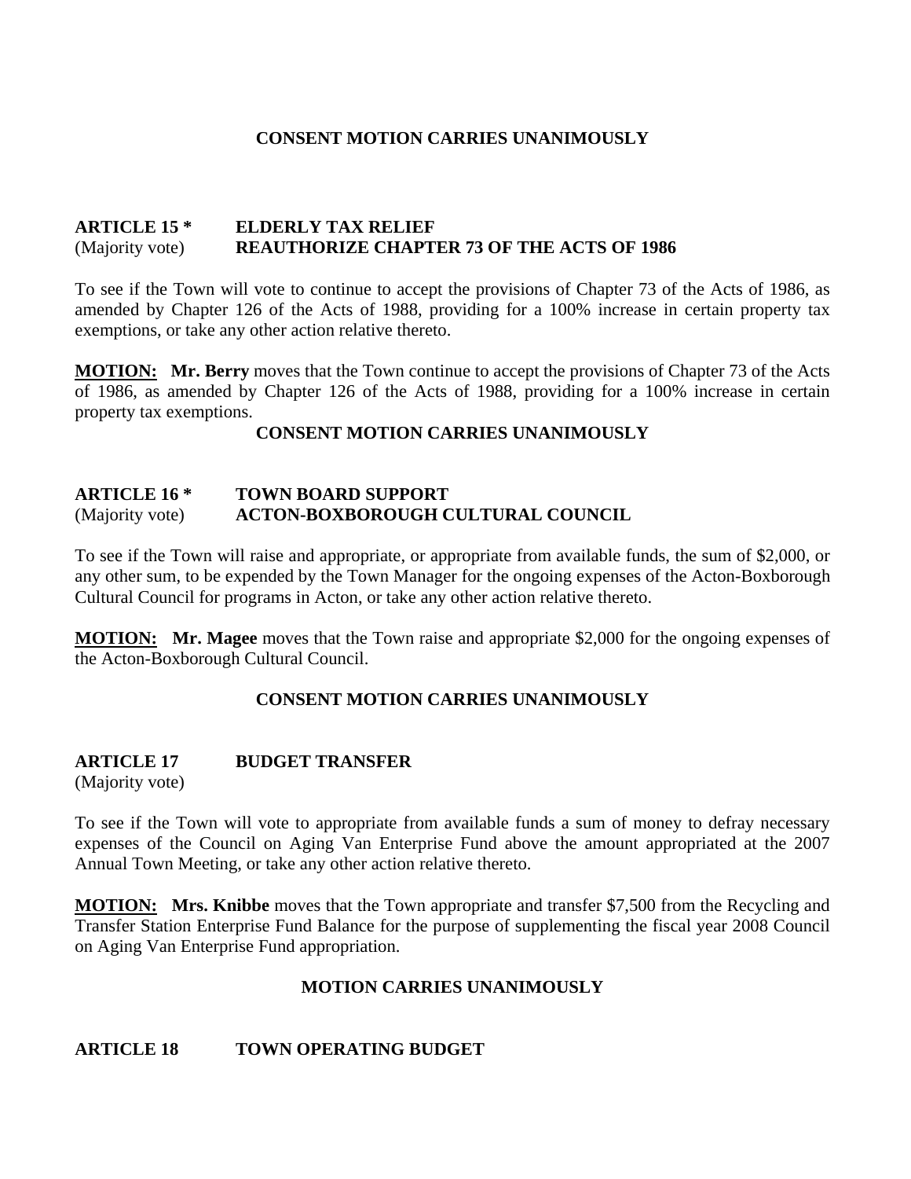**CONSENT MOTION CARRIES UNANIMOUSLY**

**ARTICLE 15 * ELDERLY TAX RELIEF**
(Majority vote) **REAUTHORIZE CHAPTER 73 OF THE ACTS OF 1986**

To see if the Town will vote to continue to accept the provisions of Chapter 73 of the Acts of 1986, as amended by Chapter 126 of the Acts of 1988, providing for a 100% increase in certain property tax exemptions, or take any other action relative thereto.

**MOTION:** **Mr. Berry** moves that the Town continue to accept the provisions of Chapter 73 of the Acts of 1986, as amended by Chapter 126 of the Acts of 1988, providing for a 100% increase in certain property tax exemptions.

**CONSENT MOTION CARRIES UNANIMOUSLY**

**ARTICLE 16 * TOWN BOARD SUPPORT**
(Majority vote) **ACTON-BOXBOROUGH CULTURAL COUNCIL**

To see if the Town will raise and appropriate, or appropriate from available funds, the sum of $2,000, or any other sum, to be expended by the Town Manager for the ongoing expenses of the Acton-Boxborough Cultural Council for programs in Acton, or take any other action relative thereto.

**MOTION:** **Mr. Magee** moves that the Town raise and appropriate $2,000 for the ongoing expenses of the Acton-Boxborough Cultural Council.

**CONSENT MOTION CARRIES UNANIMOUSLY**

**ARTICLE 17 BUDGET TRANSFER**
(Majority vote)

To see if the Town will vote to appropriate from available funds a sum of money to defray necessary expenses of the Council on Aging Van Enterprise Fund above the amount appropriated at the 2007 Annual Town Meeting, or take any other action relative thereto.

**MOTION:** **Mrs. Knibbe** moves that the Town appropriate and transfer $7,500 from the Recycling and Transfer Station Enterprise Fund Balance for the purpose of supplementing the fiscal year 2008 Council on Aging Van Enterprise Fund appropriation.

**MOTION CARRIES UNANIMOUSLY**

**ARTICLE 18 TOWN OPERATING BUDGET**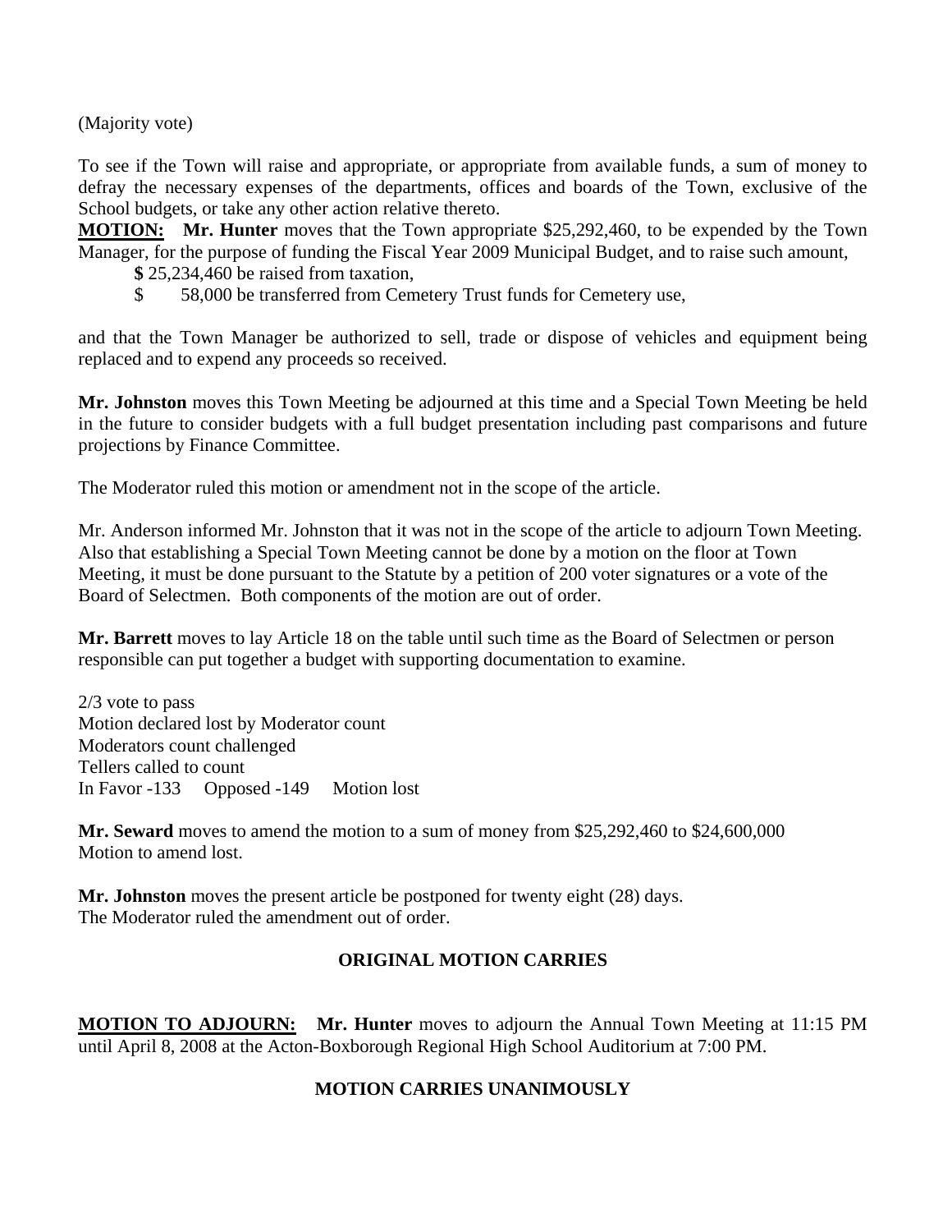(Majority vote)

To see if the Town will raise and appropriate, or appropriate from available funds, a sum of money to defray the necessary expenses of the departments, offices and boards of the Town, exclusive of the School budgets, or take any other action relative thereto.

**MOTION:** **Mr. Hunter** moves that the Town appropriate $25,292,460, to be expended by the Town Manager, for the purpose of funding the Fiscal Year 2009 Municipal Budget, and to raise such amount,

**$** 25,234,460 be raised from taxation,
$ 58,000 be transferred from Cemetery Trust funds for Cemetery use,

and that the Town Manager be authorized to sell, trade or dispose of vehicles and equipment being replaced and to expend any proceeds so received.

**Mr. Johnston** moves this Town Meeting be adjourned at this time and a Special Town Meeting be held in the future to consider budgets with a full budget presentation including past comparisons and future projections by Finance Committee.

The Moderator ruled this motion or amendment not in the scope of the article.

Mr. Anderson informed Mr. Johnston that it was not in the scope of the article to adjourn Town Meeting. Also that establishing a Special Town Meeting cannot be done by a motion on the floor at Town Meeting, it must be done pursuant to the Statute by a petition of 200 voter signatures or a vote of the Board of Selectmen. Both components of the motion are out of order.

**Mr. Barrett** moves to lay Article 18 on the table until such time as the Board of Selectmen or person responsible can put together a budget with supporting documentation to examine.

2/3 vote to pass
Motion declared lost by Moderator count
Moderators count challenged
Tellers called to count
In Favor -133 Opposed -149 Motion lost

**Mr. Seward** moves to amend the motion to a sum of money from $25,292,460 to $24,600,000
Motion to amend lost.

**Mr. Johnston** moves the present article be postponed for twenty eight (28) days.
The Moderator ruled the amendment out of order.

**ORIGINAL MOTION CARRIES**

**MOTION TO ADJOURN:** **Mr. Hunter** moves to adjourn the Annual Town Meeting at 11:15 PM until April 8, 2008 at the Acton-Boxborough Regional High School Auditorium at 7:00 PM.

**MOTION CARRIES UNANIMOUSLY**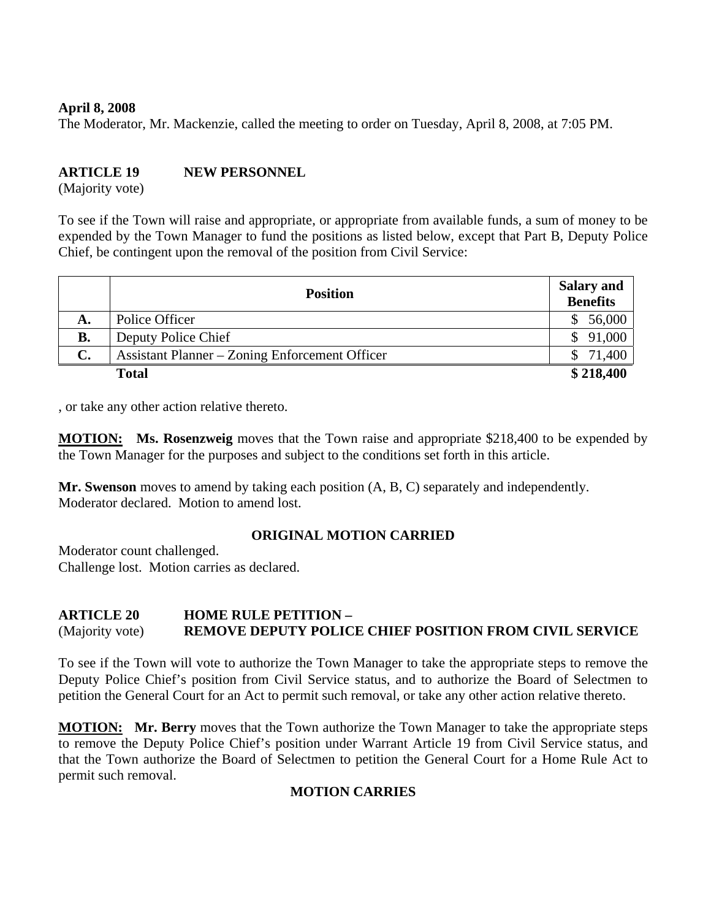**April 8, 2008**

The Moderator, Mr. Mackenzie, called the meeting to order on Tuesday, April 8, 2008, at 7:05 PM.

**ARTICLE 19 NEW PERSONNEL**

(Majority vote)

To see if the Town will raise and appropriate, or appropriate from available funds, a sum of money to be expended by the Town Manager to fund the positions as listed below, except that Part B, Deputy Police Chief, be contingent upon the removal of the position from Civil Service:

| | Position | Salary and Benefits |
|---|---|---|
| **A.** | Police Officer | $ 56,000 |
| **B.** | Deputy Police Chief | $ 91,000 |
| **C.** | Assistant Planner – Zoning Enforcement Officer | $ 71,400 |
| | **Total** | **$ 218,400** |

, or take any other action relative thereto.

**MOTION:** **Ms. Rosenzweig** moves that the Town raise and appropriate $218,400 to be expended by the Town Manager for the purposes and subject to the conditions set forth in this article.

**Mr. Swenson** moves to amend by taking each position (A, B, C) separately and independently.
Moderator declared. Motion to amend lost.

**ORIGINAL MOTION CARRIED**

Moderator count challenged.
Challenge lost. Motion carries as declared.

**ARTICLE 20 HOME RULE PETITION –**
(Majority vote) **REMOVE DEPUTY POLICE CHIEF POSITION FROM CIVIL SERVICE**

To see if the Town will vote to authorize the Town Manager to take the appropriate steps to remove the Deputy Police Chief's position from Civil Service status, and to authorize the Board of Selectmen to petition the General Court for an Act to permit such removal, or take any other action relative thereto.

**MOTION:** **Mr. Berry** moves that the Town authorize the Town Manager to take the appropriate steps to remove the Deputy Police Chief's position under Warrant Article 19 from Civil Service status, and that the Town authorize the Board of Selectmen to petition the General Court for a Home Rule Act to permit such removal.

**MOTION CARRIES**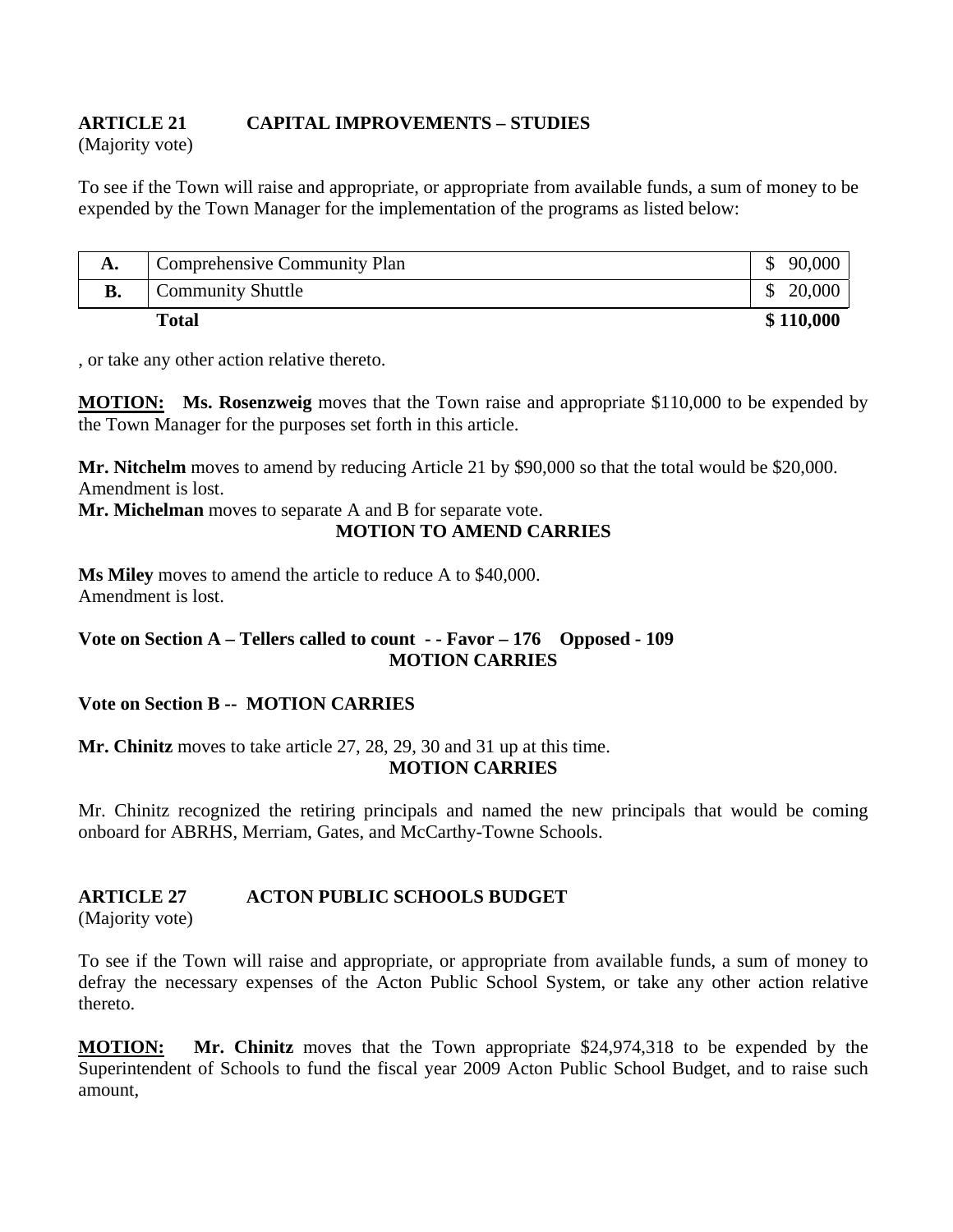**ARTICLE 21 CAPITAL IMPROVEMENTS – STUDIES**
(Majority vote)

To see if the Town will raise and appropriate, or appropriate from available funds, a sum of money to be expended by the Town Manager for the implementation of the programs as listed below:

| | | |
|---|---|---|
| **A.** | Comprehensive Community Plan | $ 90,000 |
| **B.** | Community Shuttle | $ 20,000 |
| | **Total** | **$ 110,000** |

, or take any other action relative thereto.

**MOTION:** **Ms. Rosenzweig** moves that the Town raise and appropriate $110,000 to be expended by the Town Manager for the purposes set forth in this article.

**Mr. Nitchelm** moves to amend by reducing Article 21 by $90,000 so that the total would be $20,000.
Amendment is lost.
**Mr. Michelman** moves to separate A and B for separate vote.

**MOTION TO AMEND CARRIES**

**Ms Miley** moves to amend the article to reduce A to $40,000.
Amendment is lost.

**Vote on Section A – Tellers called to count - - Favor – 176 Opposed - 109**
**MOTION CARRIES**

**Vote on Section B -- MOTION CARRIES**

**Mr. Chinitz** moves to take article 27, 28, 29, 30 and 31 up at this time.
**MOTION CARRIES**

Mr. Chinitz recognized the retiring principals and named the new principals that would be coming onboard for ABRHS, Merriam, Gates, and McCarthy-Towne Schools.

**ARTICLE 27 ACTON PUBLIC SCHOOLS BUDGET**
(Majority vote)

To see if the Town will raise and appropriate, or appropriate from available funds, a sum of money to defray the necessary expenses of the Acton Public School System, or take any other action relative thereto.

**MOTION:** **Mr. Chinitz** moves that the Town appropriate $24,974,318 to be expended by the Superintendent of Schools to fund the fiscal year 2009 Acton Public School Budget, and to raise such amount,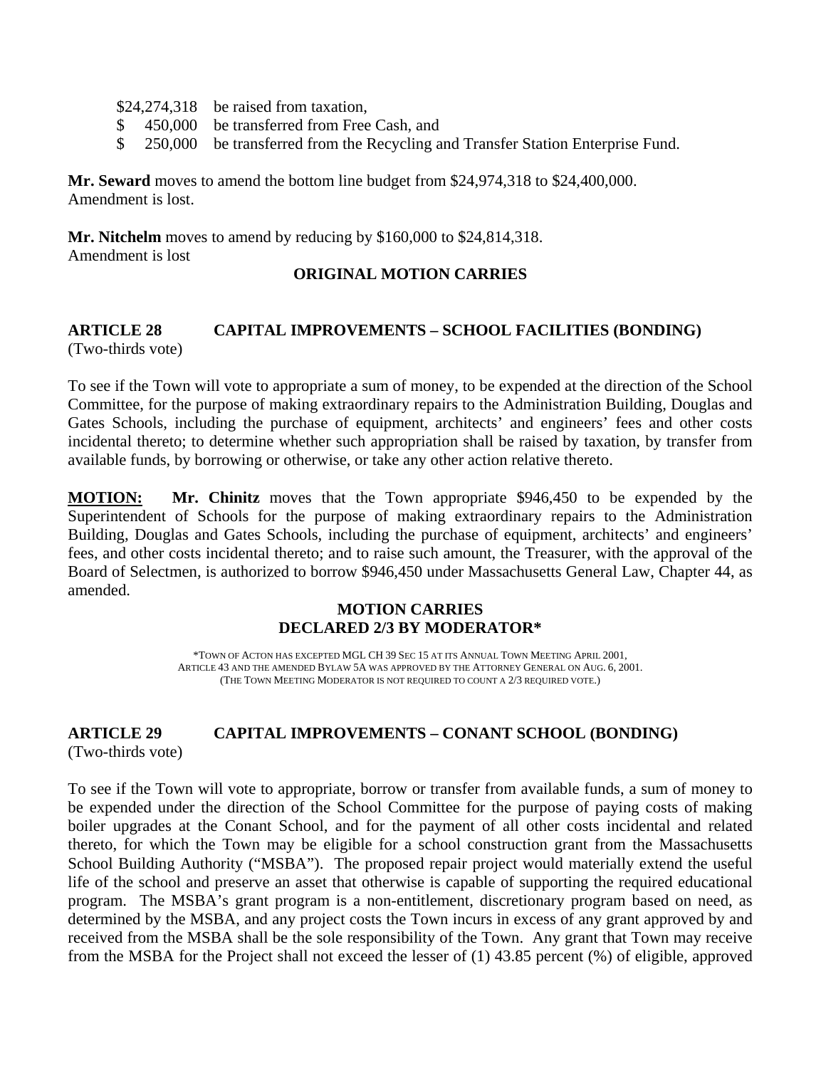$24,274,318 be raised from taxation,
$ 450,000 be transferred from Free Cash, and
$ 250,000 be transferred from the Recycling and Transfer Station Enterprise Fund.

**Mr. Seward** moves to amend the bottom line budget from $24,974,318 to $24,400,000.
Amendment is lost.

**Mr. Nitchelm** moves to amend by reducing by $160,000 to $24,814,318.
Amendment is lost

**ORIGINAL MOTION CARRIES**

## ARTICLE 28 CAPITAL IMPROVEMENTS – SCHOOL FACILITIES (BONDING)

(Two-thirds vote)

To see if the Town will vote to appropriate a sum of money, to be expended at the direction of the School Committee, for the purpose of making extraordinary repairs to the Administration Building, Douglas and Gates Schools, including the purchase of equipment, architects' and engineers' fees and other costs incidental thereto; to determine whether such appropriation shall be raised by taxation, by transfer from available funds, by borrowing or otherwise, or take any other action relative thereto.

**MOTION:** **Mr. Chinitz** moves that the Town appropriate $946,450 to be expended by the Superintendent of Schools for the purpose of making extraordinary repairs to the Administration Building, Douglas and Gates Schools, including the purchase of equipment, architects' and engineers' fees, and other costs incidental thereto; and to raise such amount, the Treasurer, with the approval of the Board of Selectmen, is authorized to borrow $946,450 under Massachusetts General Law, Chapter 44, as amended.

**MOTION CARRIES**
**DECLARED 2/3 BY MODERATOR***

*TOWN OF ACTON HAS EXCEPTED MGL CH 39 SEC 15 AT ITS ANNUAL TOWN MEETING APRIL 2001, ARTICLE 43 AND THE AMENDED BYLAW 5A WAS APPROVED BY THE ATTORNEY GENERAL ON AUG. 6, 2001. (THE TOWN MEETING MODERATOR IS NOT REQUIRED TO COUNT A 2/3 REQUIRED VOTE.)

## ARTICLE 29 CAPITAL IMPROVEMENTS – CONANT SCHOOL (BONDING)

(Two-thirds vote)

To see if the Town will vote to appropriate, borrow or transfer from available funds, a sum of money to be expended under the direction of the School Committee for the purpose of paying costs of making boiler upgrades at the Conant School, and for the payment of all other costs incidental and related thereto, for which the Town may be eligible for a school construction grant from the Massachusetts School Building Authority ("MSBA"). The proposed repair project would materially extend the useful life of the school and preserve an asset that otherwise is capable of supporting the required educational program. The MSBA's grant program is a non-entitlement, discretionary program based on need, as determined by the MSBA, and any project costs the Town incurs in excess of any grant approved by and received from the MSBA shall be the sole responsibility of the Town. Any grant that Town may receive from the MSBA for the Project shall not exceed the lesser of (1) 43.85 percent (%) of eligible, approved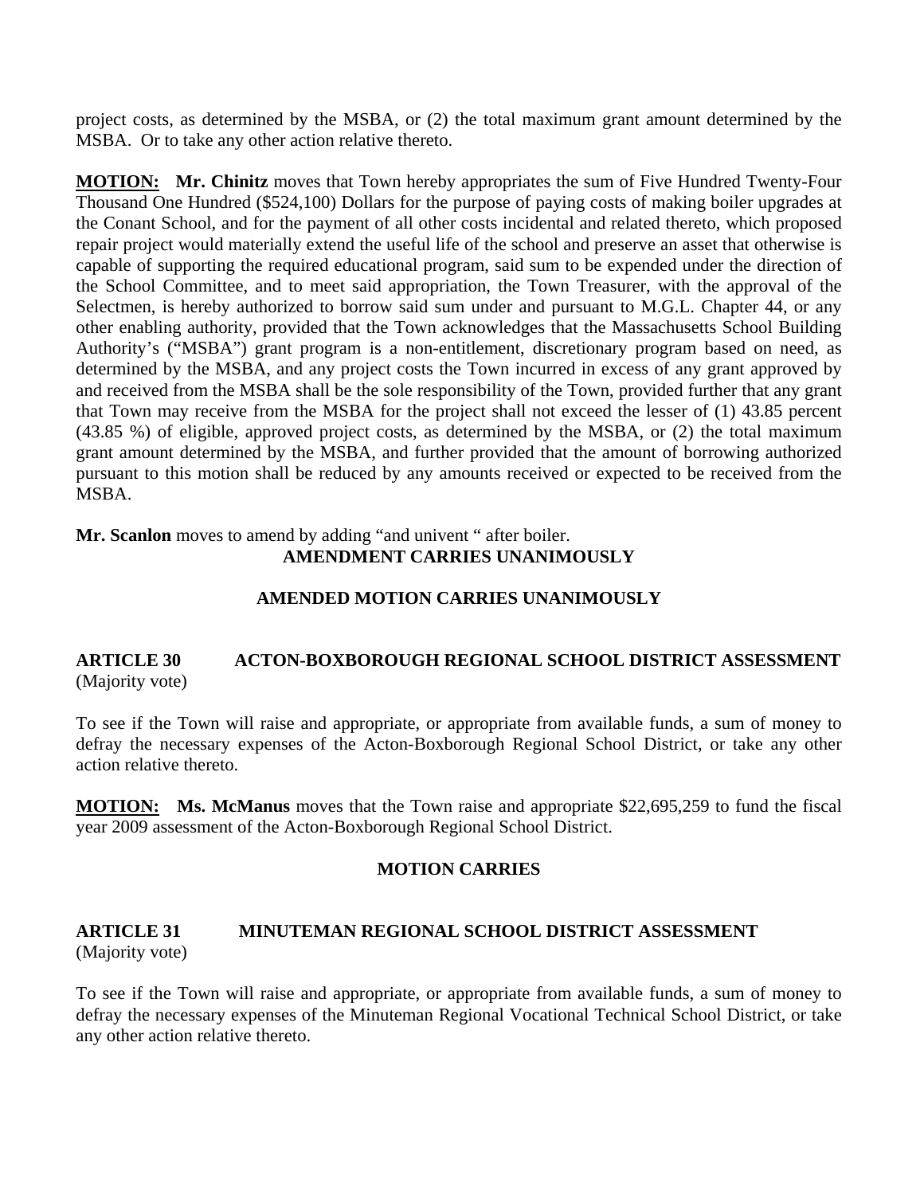project costs, as determined by the MSBA, or (2) the total maximum grant amount determined by the MSBA. Or to take any other action relative thereto.

**MOTION:** **Mr. Chinitz** moves that Town hereby appropriates the sum of Five Hundred Twenty-Four Thousand One Hundred ($524,100) Dollars for the purpose of paying costs of making boiler upgrades at the Conant School, and for the payment of all other costs incidental and related thereto, which proposed repair project would materially extend the useful life of the school and preserve an asset that otherwise is capable of supporting the required educational program, said sum to be expended under the direction of the School Committee, and to meet said appropriation, the Town Treasurer, with the approval of the Selectmen, is hereby authorized to borrow said sum under and pursuant to M.G.L. Chapter 44, or any other enabling authority, provided that the Town acknowledges that the Massachusetts School Building Authority's ("MSBA") grant program is a non-entitlement, discretionary program based on need, as determined by the MSBA, and any project costs the Town incurred in excess of any grant approved by and received from the MSBA shall be the sole responsibility of the Town, provided further that any grant that Town may receive from the MSBA for the project shall not exceed the lesser of (1) 43.85 percent (43.85 %) of eligible, approved project costs, as determined by the MSBA, or (2) the total maximum grant amount determined by the MSBA, and further provided that the amount of borrowing authorized pursuant to this motion shall be reduced by any amounts received or expected to be received from the MSBA.

**Mr. Scanlon** moves to amend by adding "and univent " after boiler.

**AMENDMENT CARRIES UNANIMOUSLY**

**AMENDED MOTION CARRIES UNANIMOUSLY**

## ARTICLE 30 ACTON-BOXBOROUGH REGIONAL SCHOOL DISTRICT ASSESSMENT

(Majority vote)

To see if the Town will raise and appropriate, or appropriate from available funds, a sum of money to defray the necessary expenses of the Acton-Boxborough Regional School District, or take any other action relative thereto.

**MOTION:** **Ms. McManus** moves that the Town raise and appropriate $22,695,259 to fund the fiscal year 2009 assessment of the Acton-Boxborough Regional School District.

**MOTION CARRIES**

## ARTICLE 31 MINUTEMAN REGIONAL SCHOOL DISTRICT ASSESSMENT

(Majority vote)

To see if the Town will raise and appropriate, or appropriate from available funds, a sum of money to defray the necessary expenses of the Minuteman Regional Vocational Technical School District, or take any other action relative thereto.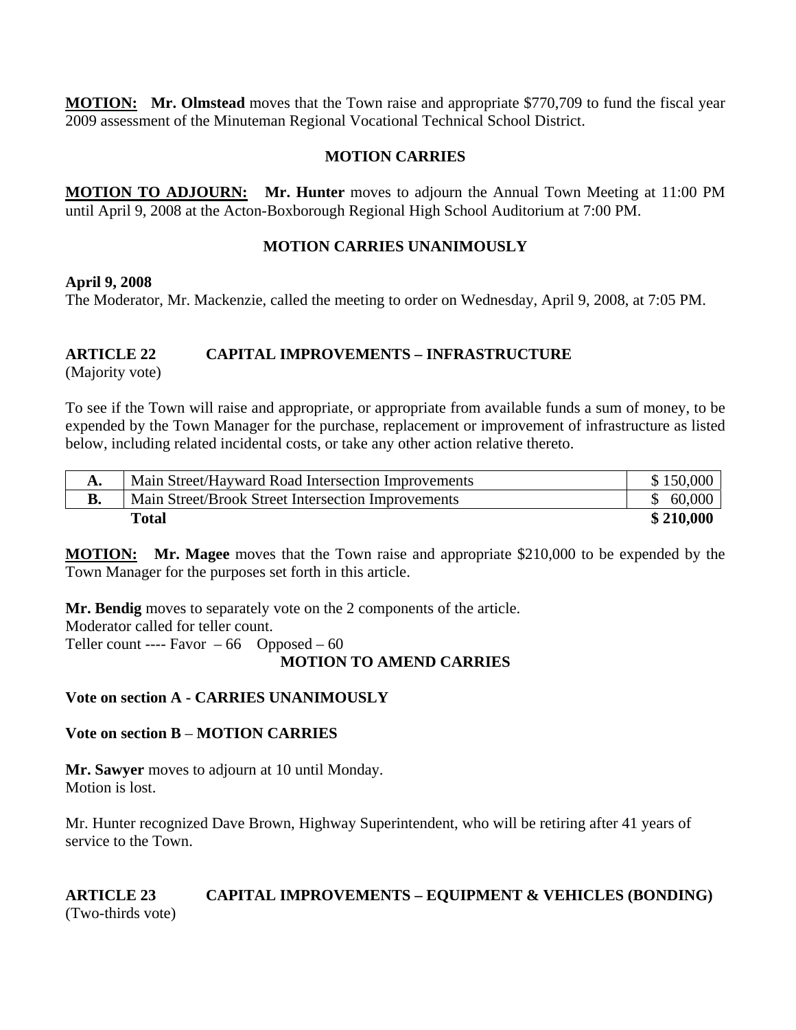**MOTION:** **Mr. Olmstead** moves that the Town raise and appropriate $770,709 to fund the fiscal year 2009 assessment of the Minuteman Regional Vocational Technical School District.

**MOTION CARRIES**

**MOTION TO ADJOURN:** **Mr. Hunter** moves to adjourn the Annual Town Meeting at 11:00 PM until April 9, 2008 at the Acton-Boxborough Regional High School Auditorium at 7:00 PM.

**MOTION CARRIES UNANIMOUSLY**

**April 9, 2008**

The Moderator, Mr. Mackenzie, called the meeting to order on Wednesday, April 9, 2008, at 7:05 PM.

## ARTICLE 22 CAPITAL IMPROVEMENTS – INFRASTRUCTURE

(Majority vote)

To see if the Town will raise and appropriate, or appropriate from available funds a sum of money, to be expended by the Town Manager for the purchase, replacement or improvement of infrastructure as listed below, including related incidental costs, or take any other action relative thereto.

| | | |
|---|---|---|
| **A.** | Main Street/Hayward Road Intersection Improvements | $ 150,000 |
| **B.** | Main Street/Brook Street Intersection Improvements | $ 60,000 |
| | **Total** | **$ 210,000** |

**MOTION:** **Mr. Magee** moves that the Town raise and appropriate $210,000 to be expended by the Town Manager for the purposes set forth in this article.

**Mr. Bendig** moves to separately vote on the 2 components of the article.
Moderator called for teller count.
Teller count ---- Favor – 66 Opposed – 60

**MOTION TO AMEND CARRIES**

**Vote on section A - CARRIES UNANIMOUSLY**

**Vote on section B – MOTION CARRIES**

**Mr. Sawyer** moves to adjourn at 10 until Monday.
Motion is lost.

Mr. Hunter recognized Dave Brown, Highway Superintendent, who will be retiring after 41 years of service to the Town.

## ARTICLE 23 CAPITAL IMPROVEMENTS – EQUIPMENT & VEHICLES (BONDING)

(Two-thirds vote)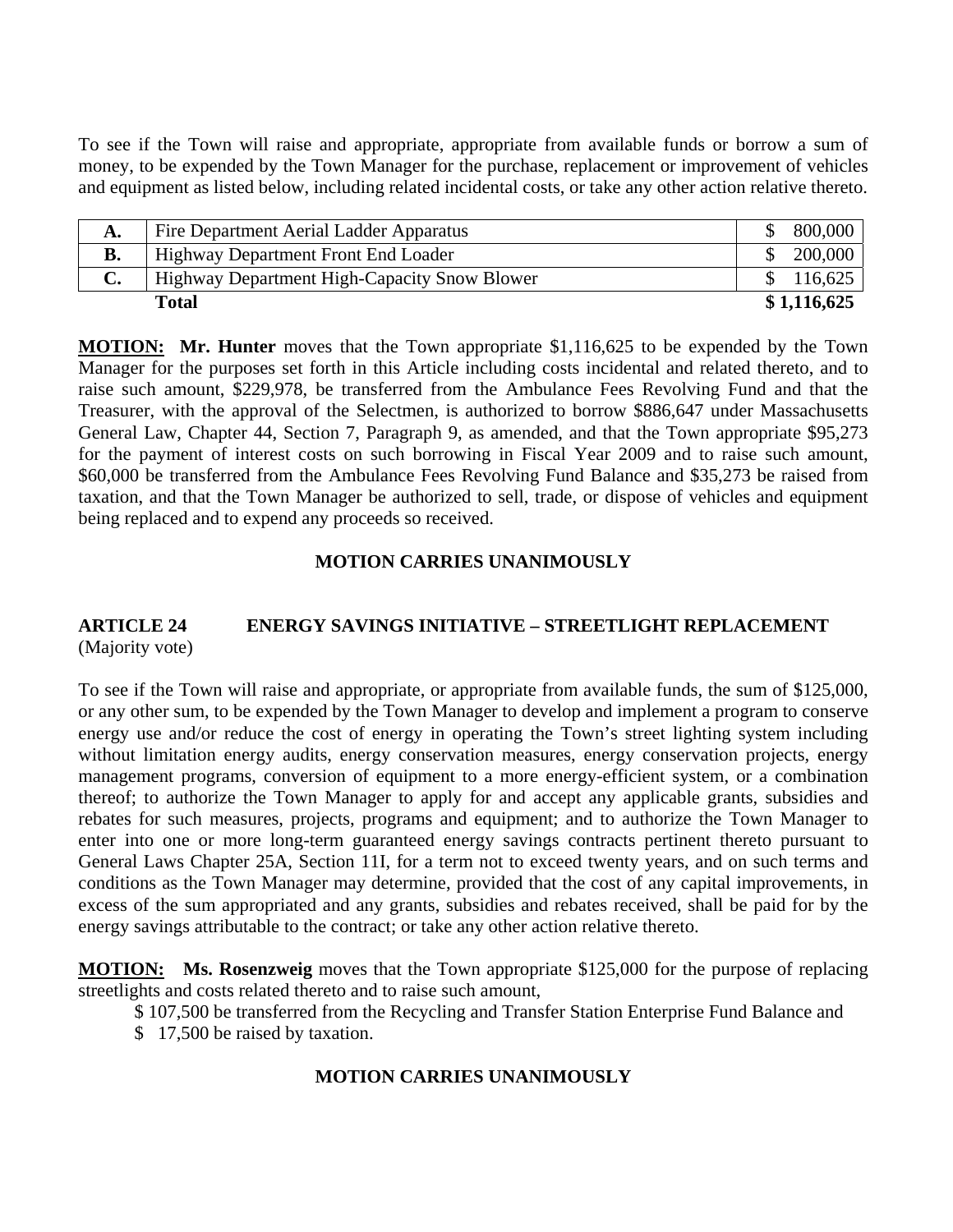To see if the Town will raise and appropriate, appropriate from available funds or borrow a sum of money, to be expended by the Town Manager for the purchase, replacement or improvement of vehicles and equipment as listed below, including related incidental costs, or take any other action relative thereto.

| | | |
|---|---|---|
| **A.** | Fire Department Aerial Ladder Apparatus | $ 800,000 |
| **B.** | Highway Department Front End Loader | $ 200,000 |
| **C.** | Highway Department High-Capacity Snow Blower | $ 116,625 |
| | **Total** | **$ 1,116,625** |

**MOTION: Mr. Hunter** moves that the Town appropriate $1,116,625 to be expended by the Town Manager for the purposes set forth in this Article including costs incidental and related thereto, and to raise such amount, $229,978, be transferred from the Ambulance Fees Revolving Fund and that the Treasurer, with the approval of the Selectmen, is authorized to borrow $886,647 under Massachusetts General Law, Chapter 44, Section 7, Paragraph 9, as amended, and that the Town appropriate $95,273 for the payment of interest costs on such borrowing in Fiscal Year 2009 and to raise such amount, $60,000 be transferred from the Ambulance Fees Revolving Fund Balance and $35,273 be raised from taxation, and that the Town Manager be authorized to sell, trade, or dispose of vehicles and equipment being replaced and to expend any proceeds so received.

**MOTION CARRIES UNANIMOUSLY**

## ARTICLE 24 ENERGY SAVINGS INITIATIVE – STREETLIGHT REPLACEMENT

(Majority vote)

To see if the Town will raise and appropriate, or appropriate from available funds, the sum of $125,000, or any other sum, to be expended by the Town Manager to develop and implement a program to conserve energy use and/or reduce the cost of energy in operating the Town's street lighting system including without limitation energy audits, energy conservation measures, energy conservation projects, energy management programs, conversion of equipment to a more energy-efficient system, or a combination thereof; to authorize the Town Manager to apply for and accept any applicable grants, subsidies and rebates for such measures, projects, programs and equipment; and to authorize the Town Manager to enter into one or more long-term guaranteed energy savings contracts pertinent thereto pursuant to General Laws Chapter 25A, Section 11I, for a term not to exceed twenty years, and on such terms and conditions as the Town Manager may determine, provided that the cost of any capital improvements, in excess of the sum appropriated and any grants, subsidies and rebates received, shall be paid for by the energy savings attributable to the contract; or take any other action relative thereto.

**MOTION: Ms. Rosenzweig** moves that the Town appropriate $125,000 for the purpose of replacing streetlights and costs related thereto and to raise such amount,

$ 107,500 be transferred from the Recycling and Transfer Station Enterprise Fund Balance and
$ 17,500 be raised by taxation.

**MOTION CARRIES UNANIMOUSLY**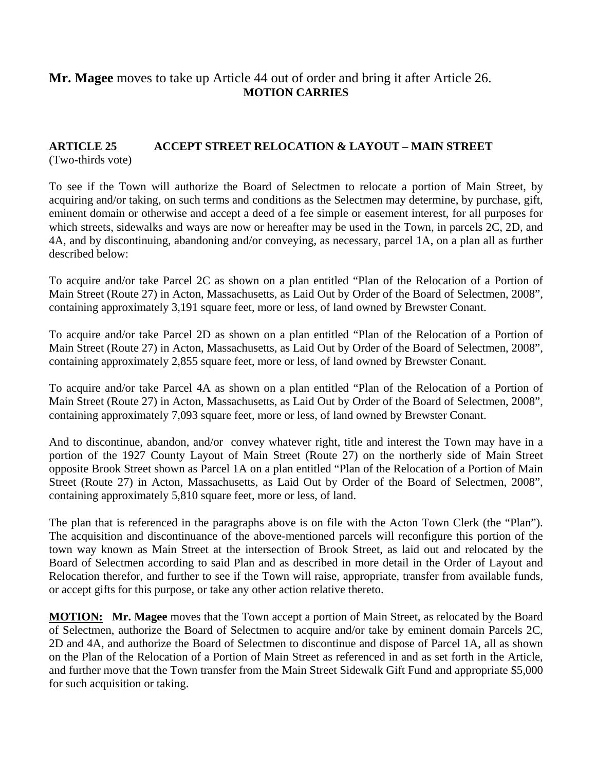**Mr. Magee** moves to take up Article 44 out of order and bring it after Article 26.

**MOTION CARRIES**

**ARTICLE 25 ACCEPT STREET RELOCATION & LAYOUT – MAIN STREET**
(Two-thirds vote)

To see if the Town will authorize the Board of Selectmen to relocate a portion of Main Street, by acquiring and/or taking, on such terms and conditions as the Selectmen may determine, by purchase, gift, eminent domain or otherwise and accept a deed of a fee simple or easement interest, for all purposes for which streets, sidewalks and ways are now or hereafter may be used in the Town, in parcels 2C, 2D, and 4A, and by discontinuing, abandoning and/or conveying, as necessary, parcel 1A, on a plan all as further described below:

To acquire and/or take Parcel 2C as shown on a plan entitled "Plan of the Relocation of a Portion of Main Street (Route 27) in Acton, Massachusetts, as Laid Out by Order of the Board of Selectmen, 2008", containing approximately 3,191 square feet, more or less, of land owned by Brewster Conant.

To acquire and/or take Parcel 2D as shown on a plan entitled "Plan of the Relocation of a Portion of Main Street (Route 27) in Acton, Massachusetts, as Laid Out by Order of the Board of Selectmen, 2008", containing approximately 2,855 square feet, more or less, of land owned by Brewster Conant.

To acquire and/or take Parcel 4A as shown on a plan entitled "Plan of the Relocation of a Portion of Main Street (Route 27) in Acton, Massachusetts, as Laid Out by Order of the Board of Selectmen, 2008", containing approximately 7,093 square feet, more or less, of land owned by Brewster Conant.

And to discontinue, abandon, and/or convey whatever right, title and interest the Town may have in a portion of the 1927 County Layout of Main Street (Route 27) on the northerly side of Main Street opposite Brook Street shown as Parcel 1A on a plan entitled "Plan of the Relocation of a Portion of Main Street (Route 27) in Acton, Massachusetts, as Laid Out by Order of the Board of Selectmen, 2008", containing approximately 5,810 square feet, more or less, of land.

The plan that is referenced in the paragraphs above is on file with the Acton Town Clerk (the "Plan"). The acquisition and discontinuance of the above-mentioned parcels will reconfigure this portion of the town way known as Main Street at the intersection of Brook Street, as laid out and relocated by the Board of Selectmen according to said Plan and as described in more detail in the Order of Layout and Relocation therefor, and further to see if the Town will raise, appropriate, transfer from available funds, or accept gifts for this purpose, or take any other action relative thereto.

**MOTION:** **Mr. Magee** moves that the Town accept a portion of Main Street, as relocated by the Board of Selectmen, authorize the Board of Selectmen to acquire and/or take by eminent domain Parcels 2C, 2D and 4A, and authorize the Board of Selectmen to discontinue and dispose of Parcel 1A, all as shown on the Plan of the Relocation of a Portion of Main Street as referenced in and as set forth in the Article, and further move that the Town transfer from the Main Street Sidewalk Gift Fund and appropriate $5,000 for such acquisition or taking.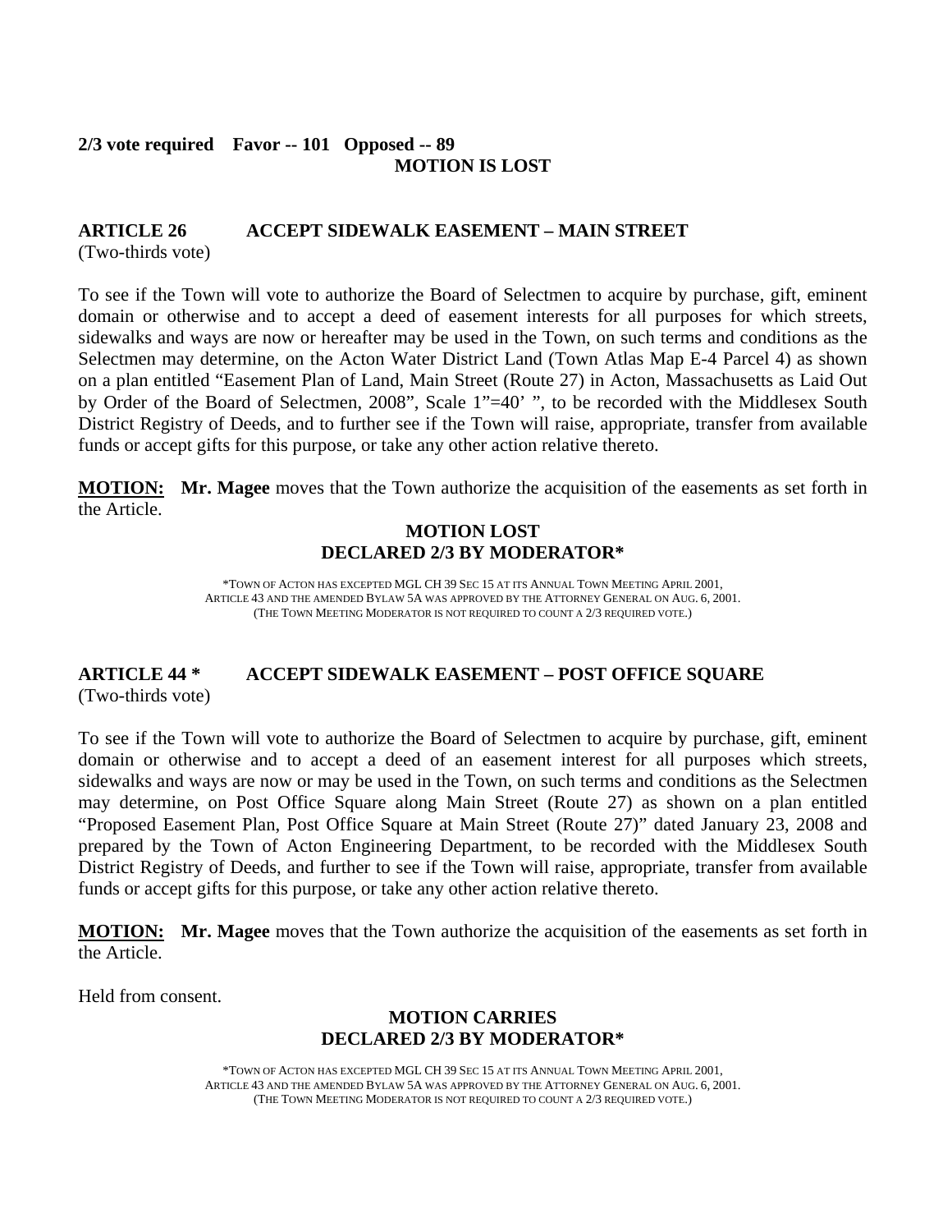**2/3 vote required Favor -- 101 Opposed -- 89**

**MOTION IS LOST**

## ARTICLE 26 ACCEPT SIDEWALK EASEMENT – MAIN STREET

(Two-thirds vote)

To see if the Town will vote to authorize the Board of Selectmen to acquire by purchase, gift, eminent domain or otherwise and to accept a deed of easement interests for all purposes for which streets, sidewalks and ways are now or hereafter may be used in the Town, on such terms and conditions as the Selectmen may determine, on the Acton Water District Land (Town Atlas Map E-4 Parcel 4) as shown on a plan entitled "Easement Plan of Land, Main Street (Route 27) in Acton, Massachusetts as Laid Out by Order of the Board of Selectmen, 2008", Scale 1"=40' ", to be recorded with the Middlesex South District Registry of Deeds, and to further see if the Town will raise, appropriate, transfer from available funds or accept gifts for this purpose, or take any other action relative thereto.

**MOTION:** **Mr. Magee** moves that the Town authorize the acquisition of the easements as set forth in the Article.

**MOTION LOST**
**DECLARED 2/3 BY MODERATOR***

*TOWN OF ACTON HAS EXCEPTED MGL CH 39 SEC 15 AT ITS ANNUAL TOWN MEETING APRIL 2001, ARTICLE 43 AND THE AMENDED BYLAW 5A WAS APPROVED BY THE ATTORNEY GENERAL ON AUG. 6, 2001. (THE TOWN MEETING MODERATOR IS NOT REQUIRED TO COUNT A 2/3 REQUIRED VOTE.)

## ARTICLE 44 * ACCEPT SIDEWALK EASEMENT – POST OFFICE SQUARE

(Two-thirds vote)

To see if the Town will vote to authorize the Board of Selectmen to acquire by purchase, gift, eminent domain or otherwise and to accept a deed of an easement interest for all purposes which streets, sidewalks and ways are now or may be used in the Town, on such terms and conditions as the Selectmen may determine, on Post Office Square along Main Street (Route 27) as shown on a plan entitled "Proposed Easement Plan, Post Office Square at Main Street (Route 27)" dated January 23, 2008 and prepared by the Town of Acton Engineering Department, to be recorded with the Middlesex South District Registry of Deeds, and further to see if the Town will raise, appropriate, transfer from available funds or accept gifts for this purpose, or take any other action relative thereto.

**MOTION:** **Mr. Magee** moves that the Town authorize the acquisition of the easements as set forth in the Article.

Held from consent.

**MOTION CARRIES**
**DECLARED 2/3 BY MODERATOR***

*TOWN OF ACTON HAS EXCEPTED MGL CH 39 SEC 15 AT ITS ANNUAL TOWN MEETING APRIL 2001, ARTICLE 43 AND THE AMENDED BYLAW 5A WAS APPROVED BY THE ATTORNEY GENERAL ON AUG. 6, 2001. (THE TOWN MEETING MODERATOR IS NOT REQUIRED TO COUNT A 2/3 REQUIRED VOTE.)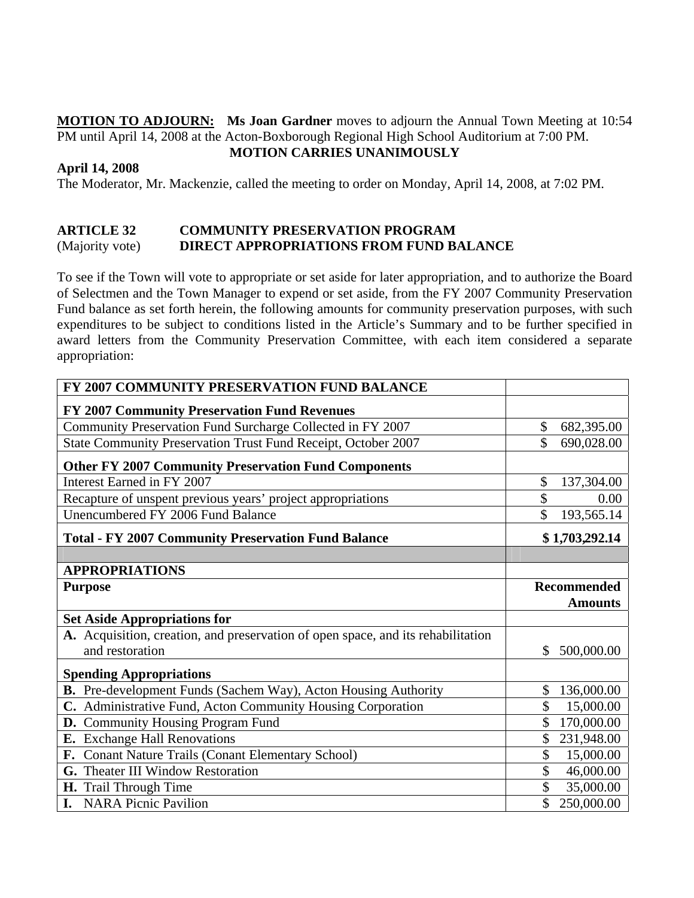**MOTION TO ADJOURN:** **Ms Joan Gardner** moves to adjourn the Annual Town Meeting at 10:54 PM until April 14, 2008 at the Acton-Boxborough Regional High School Auditorium at 7:00 PM.

**MOTION CARRIES UNANIMOUSLY**

**April 14, 2008**

The Moderator, Mr. Mackenzie, called the meeting to order on Monday, April 14, 2008, at 7:02 PM.

**ARTICLE 32 COMMUNITY PRESERVATION PROGRAM**
(Majority vote) **DIRECT APPROPRIATIONS FROM FUND BALANCE**

To see if the Town will vote to appropriate or set aside for later appropriation, and to authorize the Board of Selectmen and the Town Manager to expend or set aside, from the FY 2007 Community Preservation Fund balance as set forth herein, the following amounts for community preservation purposes, with such expenditures to be subject to conditions listed in the Article's Summary and to be further specified in award letters from the Community Preservation Committee, with each item considered a separate appropriation:

| **FY 2007 COMMUNITY PRESERVATION FUND BALANCE** | |
|---|---|
| **FY 2007 Community Preservation Fund Revenues** | |
| Community Preservation Fund Surcharge Collected in FY 2007 | $ 682,395.00 |
| State Community Preservation Trust Fund Receipt, October 2007 | $ 690,028.00 |
| **Other FY 2007 Community Preservation Fund Components** | |
| Interest Earned in FY 2007 | $ 137,304.00 |
| Recapture of unspent previous years' project appropriations | $ 0.00 |
| Unencumbered FY 2006 Fund Balance | $ 193,565.14 |
| **Total - FY 2007 Community Preservation Fund Balance** | **$ 1,703,292.14** |
| | |
| **APPROPRIATIONS** | |
| **Purpose** | **Recommended Amounts** |
| **Set Aside Appropriations for** | |
| **A.** Acquisition, creation, and preservation of open space, and its rehabilitation and restoration | $ 500,000.00 |
| **Spending Appropriations** | |
| **B.** Pre-development Funds (Sachem Way), Acton Housing Authority | $ 136,000.00 |
| **C.** Administrative Fund, Acton Community Housing Corporation | $ 15,000.00 |
| **D.** Community Housing Program Fund | $ 170,000.00 |
| **E.** Exchange Hall Renovations | $ 231,948.00 |
| **F.** Conant Nature Trails (Conant Elementary School) | $ 15,000.00 |
| **G.** Theater III Window Restoration | $ 46,000.00 |
| **H.** Trail Through Time | $ 35,000.00 |
| **I.** NARA Picnic Pavilion | $ 250,000.00 |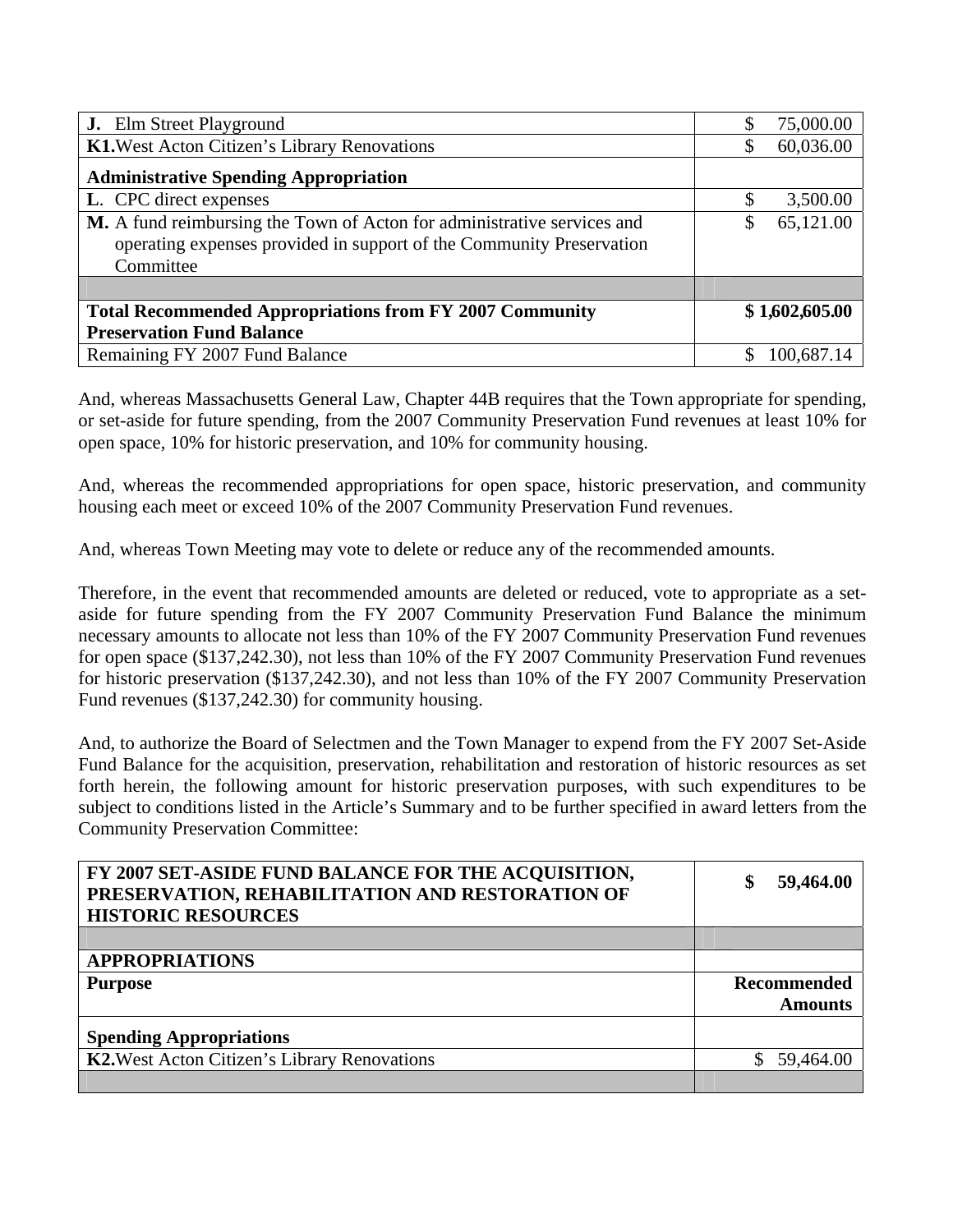| | |
|---|---|
| **J.** Elm Street Playground | $ 75,000.00 |
| **K1.** West Acton Citizen's Library Renovations | $ 60,036.00 |
| **Administrative Spending Appropriation** | |
| **L.** CPC direct expenses | $ 3,500.00 |
| **M.** A fund reimbursing the Town of Acton for administrative services and operating expenses provided in support of the Community Preservation Committee | $ 65,121.00 |
| | |
| **Total Recommended Appropriations from FY 2007 Community Preservation Fund Balance** | **$ 1,602,605.00** |
| Remaining FY 2007 Fund Balance | $ 100,687.14 |

And, whereas Massachusetts General Law, Chapter 44B requires that the Town appropriate for spending, or set-aside for future spending, from the 2007 Community Preservation Fund revenues at least 10% for open space, 10% for historic preservation, and 10% for community housing.

And, whereas the recommended appropriations for open space, historic preservation, and community housing each meet or exceed 10% of the 2007 Community Preservation Fund revenues.

And, whereas Town Meeting may vote to delete or reduce any of the recommended amounts.

Therefore, in the event that recommended amounts are deleted or reduced, vote to appropriate as a set-aside for future spending from the FY 2007 Community Preservation Fund Balance the minimum necessary amounts to allocate not less than 10% of the FY 2007 Community Preservation Fund revenues for open space ($137,242.30), not less than 10% of the FY 2007 Community Preservation Fund revenues for historic preservation ($137,242.30), and not less than 10% of the FY 2007 Community Preservation Fund revenues ($137,242.30) for community housing.

And, to authorize the Board of Selectmen and the Town Manager to expend from the FY 2007 Set-Aside Fund Balance for the acquisition, preservation, rehabilitation and restoration of historic resources as set forth herein, the following amount for historic preservation purposes, with such expenditures to be subject to conditions listed in the Article's Summary and to be further specified in award letters from the Community Preservation Committee:

| **FY 2007 SET-ASIDE FUND BALANCE FOR THE ACQUISITION, PRESERVATION, REHABILITATION AND RESTORATION OF HISTORIC RESOURCES** | **$ 59,464.00** |
|---|---|
| | |
| **APPROPRIATIONS** | |
| **Purpose** | **Recommended Amounts** |
| **Spending Appropriations** | |
| **K2.** West Acton Citizen's Library Renovations | $ 59,464.00 |
| | |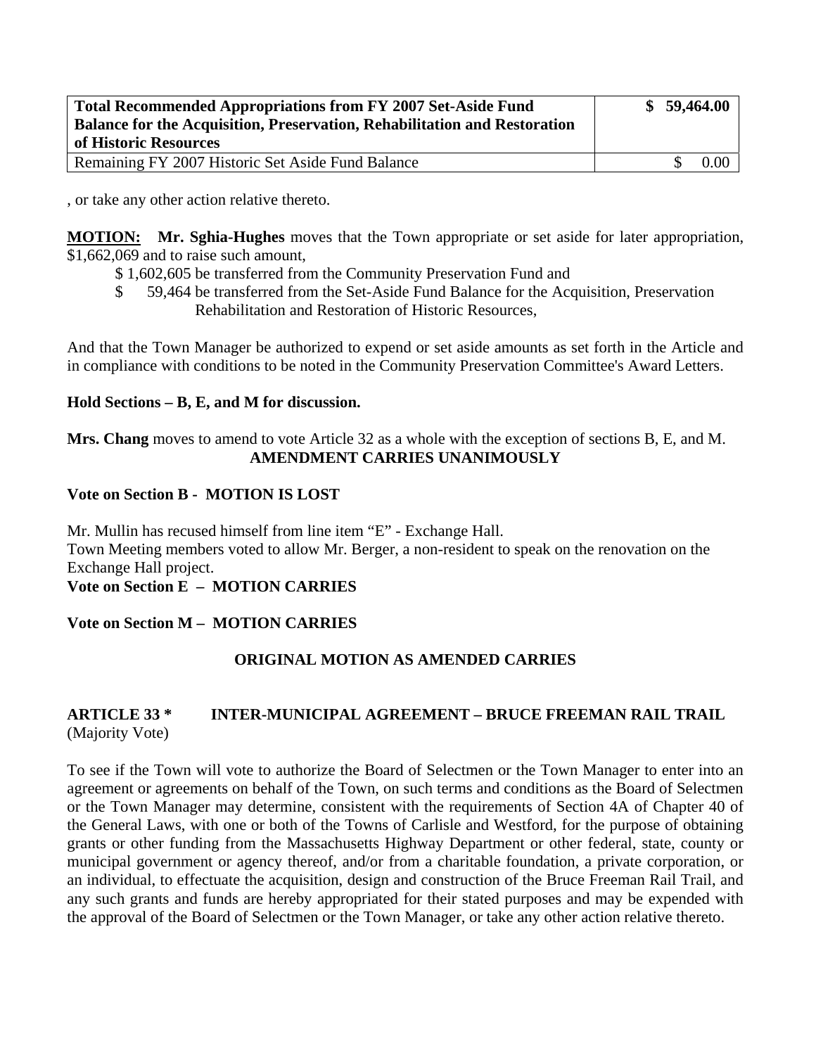| **Total Recommended Appropriations from FY 2007 Set-Aside Fund Balance for the Acquisition, Preservation, Rehabilitation and Restoration of Historic Resources** | **$ 59,464.00** |
|---|---|
| Remaining FY 2007 Historic Set Aside Fund Balance | $ 0.00 |

, or take any other action relative thereto.

**MOTION:** **Mr. Sghia-Hughes** moves that the Town appropriate or set aside for later appropriation, $1,662,069 and to raise such amount,

$ 1,602,605 be transferred from the Community Preservation Fund and
$ 59,464 be transferred from the Set-Aside Fund Balance for the Acquisition, Preservation Rehabilitation and Restoration of Historic Resources,

And that the Town Manager be authorized to expend or set aside amounts as set forth in the Article and in compliance with conditions to be noted in the Community Preservation Committee's Award Letters.

**Hold Sections – B, E, and M for discussion.**

**Mrs. Chang** moves to amend to vote Article 32 as a whole with the exception of sections B, E, and M.

**AMENDMENT CARRIES UNANIMOUSLY**

**Vote on Section B - MOTION IS LOST**

Mr. Mullin has recused himself from line item "E" - Exchange Hall.
Town Meeting members voted to allow Mr. Berger, a non-resident to speak on the renovation on the Exchange Hall project.

**Vote on Section E – MOTION CARRIES**

**Vote on Section M – MOTION CARRIES**

**ORIGINAL MOTION AS AMENDED CARRIES**

**ARTICLE 33 * INTER-MUNICIPAL AGREEMENT – BRUCE FREEMAN RAIL TRAIL**
(Majority Vote)

To see if the Town will vote to authorize the Board of Selectmen or the Town Manager to enter into an agreement or agreements on behalf of the Town, on such terms and conditions as the Board of Selectmen or the Town Manager may determine, consistent with the requirements of Section 4A of Chapter 40 of the General Laws, with one or both of the Towns of Carlisle and Westford, for the purpose of obtaining grants or other funding from the Massachusetts Highway Department or other federal, state, county or municipal government or agency thereof, and/or from a charitable foundation, a private corporation, or an individual, to effectuate the acquisition, design and construction of the Bruce Freeman Rail Trail, and any such grants and funds are hereby appropriated for their stated purposes and may be expended with the approval of the Board of Selectmen or the Town Manager, or take any other action relative thereto.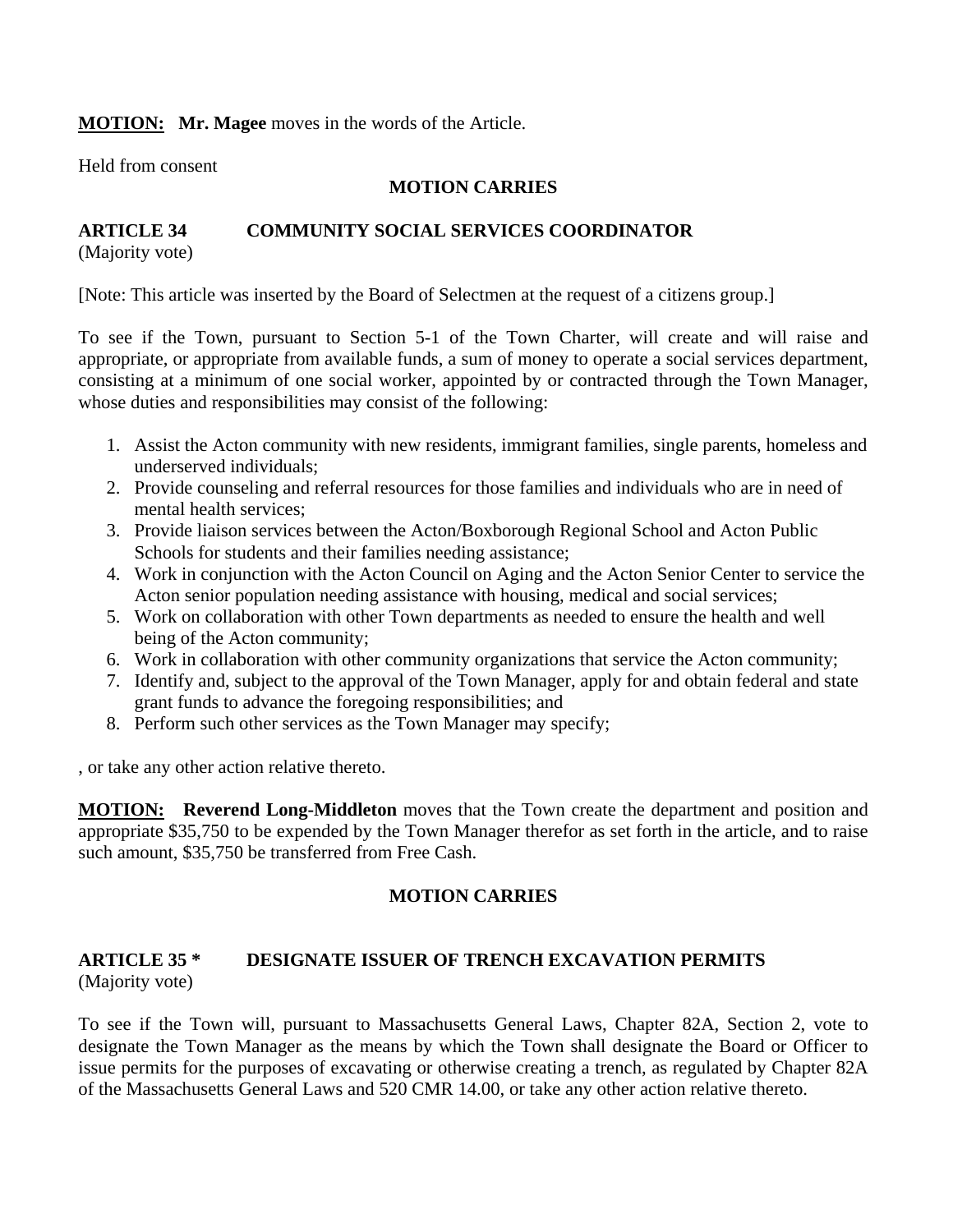**MOTION:** **Mr. Magee** moves in the words of the Article.

Held from consent

**MOTION CARRIES**

**ARTICLE 34 COMMUNITY SOCIAL SERVICES COORDINATOR**
(Majority vote)

[Note: This article was inserted by the Board of Selectmen at the request of a citizens group.]

To see if the Town, pursuant to Section 5-1 of the Town Charter, will create and will raise and appropriate, or appropriate from available funds, a sum of money to operate a social services department, consisting at a minimum of one social worker, appointed by or contracted through the Town Manager, whose duties and responsibilities may consist of the following:

1. Assist the Acton community with new residents, immigrant families, single parents, homeless and underserved individuals;
2. Provide counseling and referral resources for those families and individuals who are in need of mental health services;
3. Provide liaison services between the Acton/Boxborough Regional School and Acton Public Schools for students and their families needing assistance;
4. Work in conjunction with the Acton Council on Aging and the Acton Senior Center to service the Acton senior population needing assistance with housing, medical and social services;
5. Work on collaboration with other Town departments as needed to ensure the health and well being of the Acton community;
6. Work in collaboration with other community organizations that service the Acton community;
7. Identify and, subject to the approval of the Town Manager, apply for and obtain federal and state grant funds to advance the foregoing responsibilities; and
8. Perform such other services as the Town Manager may specify;

, or take any other action relative thereto.

**MOTION:** **Reverend Long-Middleton** moves that the Town create the department and position and appropriate $35,750 to be expended by the Town Manager therefor as set forth in the article, and to raise such amount, $35,750 be transferred from Free Cash.

**MOTION CARRIES**

**ARTICLE 35 * DESIGNATE ISSUER OF TRENCH EXCAVATION PERMITS**
(Majority vote)

To see if the Town will, pursuant to Massachusetts General Laws, Chapter 82A, Section 2, vote to designate the Town Manager as the means by which the Town shall designate the Board or Officer to issue permits for the purposes of excavating or otherwise creating a trench, as regulated by Chapter 82A of the Massachusetts General Laws and 520 CMR 14.00, or take any other action relative thereto.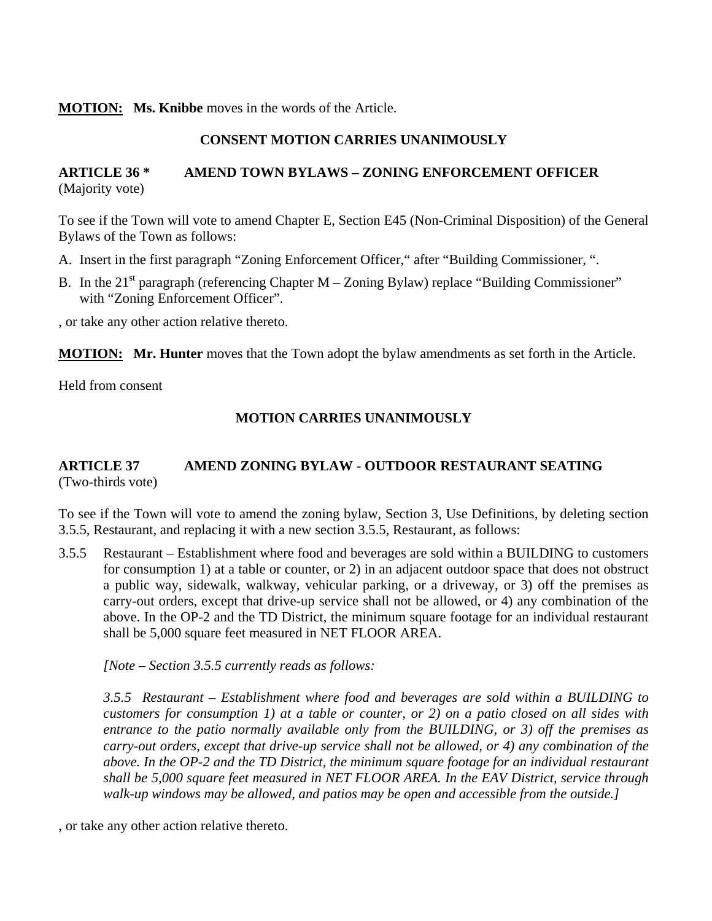**MOTION:** **Ms. Knibbe** moves in the words of the Article.

**CONSENT MOTION CARRIES UNANIMOUSLY**

**ARTICLE 36 * AMEND TOWN BYLAWS – ZONING ENFORCEMENT OFFICER**
(Majority vote)

To see if the Town will vote to amend Chapter E, Section E45 (Non-Criminal Disposition) of the General Bylaws of the Town as follows:

A. Insert in the first paragraph "Zoning Enforcement Officer," after "Building Commissioner, ".

B. In the 21st paragraph (referencing Chapter M – Zoning Bylaw) replace "Building Commissioner" with "Zoning Enforcement Officer".

, or take any other action relative thereto.

**MOTION:** **Mr. Hunter** moves that the Town adopt the bylaw amendments as set forth in the Article.

Held from consent

**MOTION CARRIES UNANIMOUSLY**

**ARTICLE 37 AMEND ZONING BYLAW - OUTDOOR RESTAURANT SEATING**
(Two-thirds vote)

To see if the Town will vote to amend the zoning bylaw, Section 3, Use Definitions, by deleting section 3.5.5, Restaurant, and replacing it with a new section 3.5.5, Restaurant, as follows:

3.5.5 Restaurant – Establishment where food and beverages are sold within a BUILDING to customers for consumption 1) at a table or counter, or 2) in an adjacent outdoor space that does not obstruct a public way, sidewalk, walkway, vehicular parking, or a driveway, or 3) off the premises as carry-out orders, except that drive-up service shall not be allowed, or 4) any combination of the above. In the OP-2 and the TD District, the minimum square footage for an individual restaurant shall be 5,000 square feet measured in NET FLOOR AREA.

*[Note – Section 3.5.5 currently reads as follows:*

*3.5.5 Restaurant – Establishment where food and beverages are sold within a BUILDING to customers for consumption 1) at a table or counter, or 2) on a patio closed on all sides with entrance to the patio normally available only from the BUILDING, or 3) off the premises as carry-out orders, except that drive-up service shall not be allowed, or 4) any combination of the above. In the OP-2 and the TD District, the minimum square footage for an individual restaurant shall be 5,000 square feet measured in NET FLOOR AREA. In the EAV District, service through walk-up windows may be allowed, and patios may be open and accessible from the outside.]*

, or take any other action relative thereto.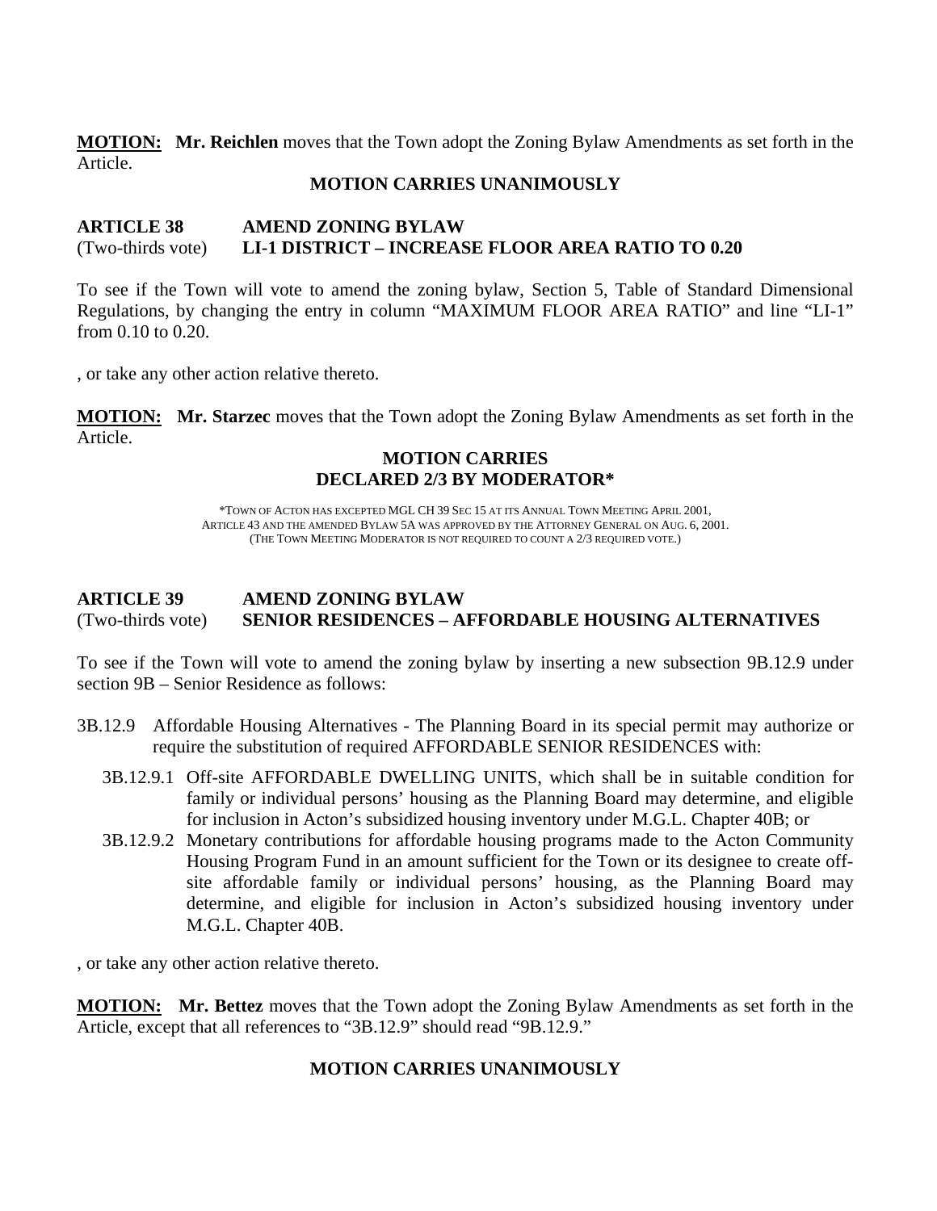**MOTION:** **Mr. Reichlen** moves that the Town adopt the Zoning Bylaw Amendments as set forth in the Article.

**MOTION CARRIES UNANIMOUSLY**

**ARTICLE 38 AMEND ZONING BYLAW**
(Two-thirds vote) **LI-1 DISTRICT – INCREASE FLOOR AREA RATIO TO 0.20**

To see if the Town will vote to amend the zoning bylaw, Section 5, Table of Standard Dimensional Regulations, by changing the entry in column "MAXIMUM FLOOR AREA RATIO" and line "LI-1" from 0.10 to 0.20.

, or take any other action relative thereto.

**MOTION:** **Mr. Starzec** moves that the Town adopt the Zoning Bylaw Amendments as set forth in the Article.

**MOTION CARRIES**
**DECLARED 2/3 BY MODERATOR***

*TOWN OF ACTON HAS EXCEPTED MGL CH 39 SEC 15 AT ITS ANNUAL TOWN MEETING APRIL 2001, ARTICLE 43 AND THE AMENDED BYLAW 5A WAS APPROVED BY THE ATTORNEY GENERAL ON AUG. 6, 2001. (THE TOWN MEETING MODERATOR IS NOT REQUIRED TO COUNT A 2/3 REQUIRED VOTE.)

**ARTICLE 39 AMEND ZONING BYLAW**
(Two-thirds vote) **SENIOR RESIDENCES – AFFORDABLE HOUSING ALTERNATIVES**

To see if the Town will vote to amend the zoning bylaw by inserting a new subsection 9B.12.9 under section 9B – Senior Residence as follows:

3B.12.9 Affordable Housing Alternatives - The Planning Board in its special permit may authorize or require the substitution of required AFFORDABLE SENIOR RESIDENCES with:

- 3B.12.9.1 Off-site AFFORDABLE DWELLING UNITS, which shall be in suitable condition for family or individual persons' housing as the Planning Board may determine, and eligible for inclusion in Acton's subsidized housing inventory under M.G.L. Chapter 40B; or
- 3B.12.9.2 Monetary contributions for affordable housing programs made to the Acton Community Housing Program Fund in an amount sufficient for the Town or its designee to create off-site affordable family or individual persons' housing, as the Planning Board may determine, and eligible for inclusion in Acton's subsidized housing inventory under M.G.L. Chapter 40B.

, or take any other action relative thereto.

**MOTION:** **Mr. Bettez** moves that the Town adopt the Zoning Bylaw Amendments as set forth in the Article, except that all references to "3B.12.9" should read "9B.12.9."

**MOTION CARRIES UNANIMOUSLY**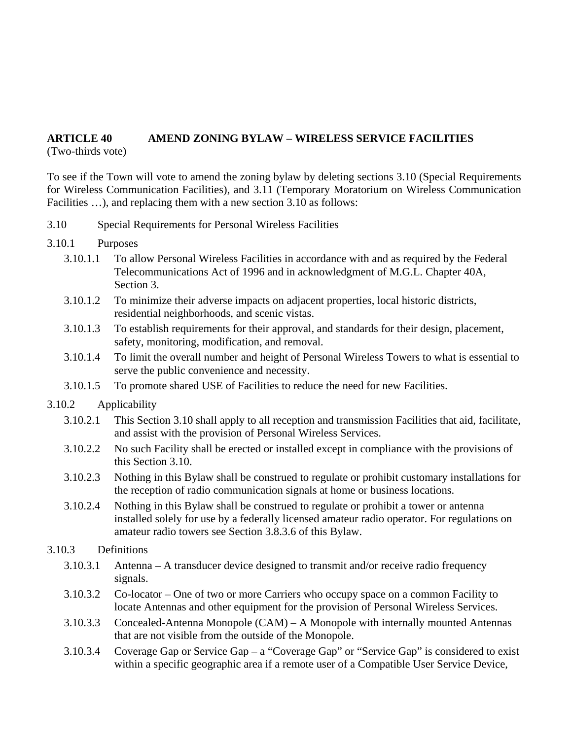**ARTICLE 40 AMEND ZONING BYLAW – WIRELESS SERVICE FACILITIES**
(Two-thirds vote)

To see if the Town will vote to amend the zoning bylaw by deleting sections 3.10 (Special Requirements for Wireless Communication Facilities), and 3.11 (Temporary Moratorium on Wireless Communication Facilities …), and replacing them with a new section 3.10 as follows:

3.10 Special Requirements for Personal Wireless Facilities

3.10.1 Purposes

- 3.10.1.1 To allow Personal Wireless Facilities in accordance with and as required by the Federal Telecommunications Act of 1996 and in acknowledgment of M.G.L. Chapter 40A, Section 3.
- 3.10.1.2 To minimize their adverse impacts on adjacent properties, local historic districts, residential neighborhoods, and scenic vistas.
- 3.10.1.3 To establish requirements for their approval, and standards for their design, placement, safety, monitoring, modification, and removal.
- 3.10.1.4 To limit the overall number and height of Personal Wireless Towers to what is essential to serve the public convenience and necessity.
- 3.10.1.5 To promote shared USE of Facilities to reduce the need for new Facilities.

3.10.2 Applicability

- 3.10.2.1 This Section 3.10 shall apply to all reception and transmission Facilities that aid, facilitate, and assist with the provision of Personal Wireless Services.
- 3.10.2.2 No such Facility shall be erected or installed except in compliance with the provisions of this Section 3.10.
- 3.10.2.3 Nothing in this Bylaw shall be construed to regulate or prohibit customary installations for the reception of radio communication signals at home or business locations.
- 3.10.2.4 Nothing in this Bylaw shall be construed to regulate or prohibit a tower or antenna installed solely for use by a federally licensed amateur radio operator. For regulations on amateur radio towers see Section 3.8.3.6 of this Bylaw.

3.10.3 Definitions

- 3.10.3.1 Antenna – A transducer device designed to transmit and/or receive radio frequency signals.
- 3.10.3.2 Co-locator – One of two or more Carriers who occupy space on a common Facility to locate Antennas and other equipment for the provision of Personal Wireless Services.
- 3.10.3.3 Concealed-Antenna Monopole (CAM) – A Monopole with internally mounted Antennas that are not visible from the outside of the Monopole.
- 3.10.3.4 Coverage Gap or Service Gap – a "Coverage Gap" or "Service Gap" is considered to exist within a specific geographic area if a remote user of a Compatible User Service Device,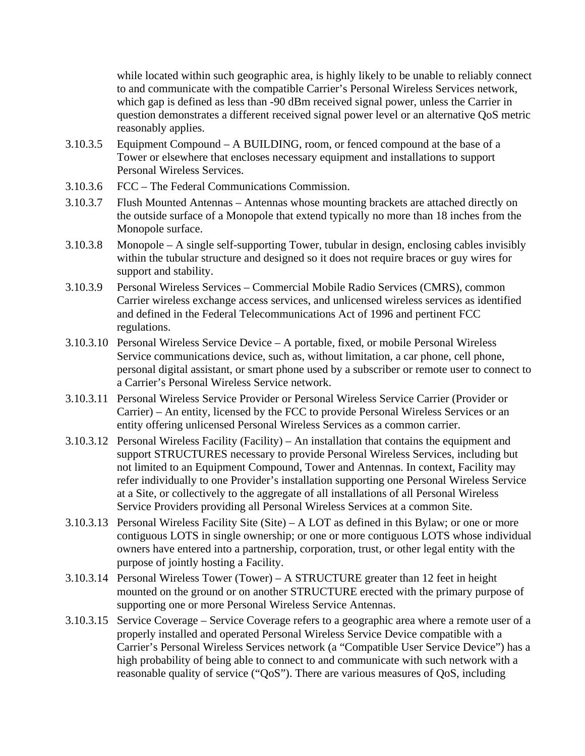while located within such geographic area, is highly likely to be unable to reliably connect to and communicate with the compatible Carrier's Personal Wireless Services network, which gap is defined as less than -90 dBm received signal power, unless the Carrier in question demonstrates a different received signal power level or an alternative QoS metric reasonably applies.

3.10.3.5 Equipment Compound – A BUILDING, room, or fenced compound at the base of a Tower or elsewhere that encloses necessary equipment and installations to support Personal Wireless Services.

3.10.3.6 FCC – The Federal Communications Commission.

3.10.3.7 Flush Mounted Antennas – Antennas whose mounting brackets are attached directly on the outside surface of a Monopole that extend typically no more than 18 inches from the Monopole surface.

3.10.3.8 Monopole – A single self-supporting Tower, tubular in design, enclosing cables invisibly within the tubular structure and designed so it does not require braces or guy wires for support and stability.

3.10.3.9 Personal Wireless Services – Commercial Mobile Radio Services (CMRS), common Carrier wireless exchange access services, and unlicensed wireless services as identified and defined in the Federal Telecommunications Act of 1996 and pertinent FCC regulations.

3.10.3.10 Personal Wireless Service Device – A portable, fixed, or mobile Personal Wireless Service communications device, such as, without limitation, a car phone, cell phone, personal digital assistant, or smart phone used by a subscriber or remote user to connect to a Carrier's Personal Wireless Service network.

3.10.3.11 Personal Wireless Service Provider or Personal Wireless Service Carrier (Provider or Carrier) – An entity, licensed by the FCC to provide Personal Wireless Services or an entity offering unlicensed Personal Wireless Services as a common carrier.

3.10.3.12 Personal Wireless Facility (Facility) – An installation that contains the equipment and support STRUCTURES necessary to provide Personal Wireless Services, including but not limited to an Equipment Compound, Tower and Antennas. In context, Facility may refer individually to one Provider's installation supporting one Personal Wireless Service at a Site, or collectively to the aggregate of all installations of all Personal Wireless Service Providers providing all Personal Wireless Services at a common Site.

3.10.3.13 Personal Wireless Facility Site (Site) – A LOT as defined in this Bylaw; or one or more contiguous LOTS in single ownership; or one or more contiguous LOTS whose individual owners have entered into a partnership, corporation, trust, or other legal entity with the purpose of jointly hosting a Facility.

3.10.3.14 Personal Wireless Tower (Tower) – A STRUCTURE greater than 12 feet in height mounted on the ground or on another STRUCTURE erected with the primary purpose of supporting one or more Personal Wireless Service Antennas.

3.10.3.15 Service Coverage – Service Coverage refers to a geographic area where a remote user of a properly installed and operated Personal Wireless Service Device compatible with a Carrier's Personal Wireless Services network (a "Compatible User Service Device") has a high probability of being able to connect to and communicate with such network with a reasonable quality of service ("QoS"). There are various measures of QoS, including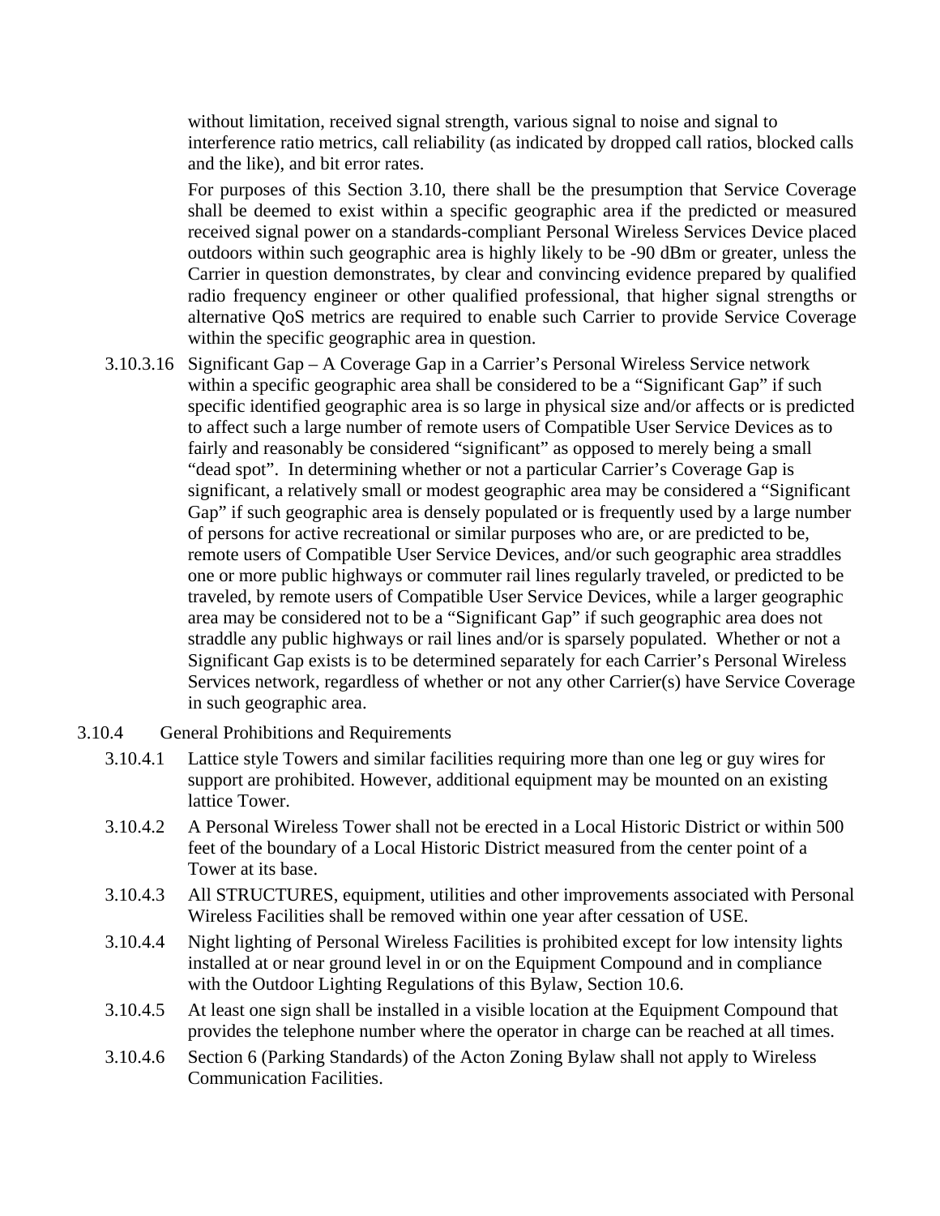without limitation, received signal strength, various signal to noise and signal to interference ratio metrics, call reliability (as indicated by dropped call ratios, blocked calls and the like), and bit error rates.

For purposes of this Section 3.10, there shall be the presumption that Service Coverage shall be deemed to exist within a specific geographic area if the predicted or measured received signal power on a standards-compliant Personal Wireless Services Device placed outdoors within such geographic area is highly likely to be -90 dBm or greater, unless the Carrier in question demonstrates, by clear and convincing evidence prepared by qualified radio frequency engineer or other qualified professional, that higher signal strengths or alternative QoS metrics are required to enable such Carrier to provide Service Coverage within the specific geographic area in question.

3.10.3.16 Significant Gap – A Coverage Gap in a Carrier's Personal Wireless Service network within a specific geographic area shall be considered to be a "Significant Gap" if such specific identified geographic area is so large in physical size and/or affects or is predicted to affect such a large number of remote users of Compatible User Service Devices as to fairly and reasonably be considered "significant" as opposed to merely being a small "dead spot". In determining whether or not a particular Carrier's Coverage Gap is significant, a relatively small or modest geographic area may be considered a "Significant Gap" if such geographic area is densely populated or is frequently used by a large number of persons for active recreational or similar purposes who are, or are predicted to be, remote users of Compatible User Service Devices, and/or such geographic area straddles one or more public highways or commuter rail lines regularly traveled, or predicted to be traveled, by remote users of Compatible User Service Devices, while a larger geographic area may be considered not to be a "Significant Gap" if such geographic area does not straddle any public highways or rail lines and/or is sparsely populated. Whether or not a Significant Gap exists is to be determined separately for each Carrier's Personal Wireless Services network, regardless of whether or not any other Carrier(s) have Service Coverage in such geographic area.

3.10.4 General Prohibitions and Requirements

3.10.4.1 Lattice style Towers and similar facilities requiring more than one leg or guy wires for support are prohibited. However, additional equipment may be mounted on an existing lattice Tower.

3.10.4.2 A Personal Wireless Tower shall not be erected in a Local Historic District or within 500 feet of the boundary of a Local Historic District measured from the center point of a Tower at its base.

3.10.4.3 All STRUCTURES, equipment, utilities and other improvements associated with Personal Wireless Facilities shall be removed within one year after cessation of USE.

3.10.4.4 Night lighting of Personal Wireless Facilities is prohibited except for low intensity lights installed at or near ground level in or on the Equipment Compound and in compliance with the Outdoor Lighting Regulations of this Bylaw, Section 10.6.

3.10.4.5 At least one sign shall be installed in a visible location at the Equipment Compound that provides the telephone number where the operator in charge can be reached at all times.

3.10.4.6 Section 6 (Parking Standards) of the Acton Zoning Bylaw shall not apply to Wireless Communication Facilities.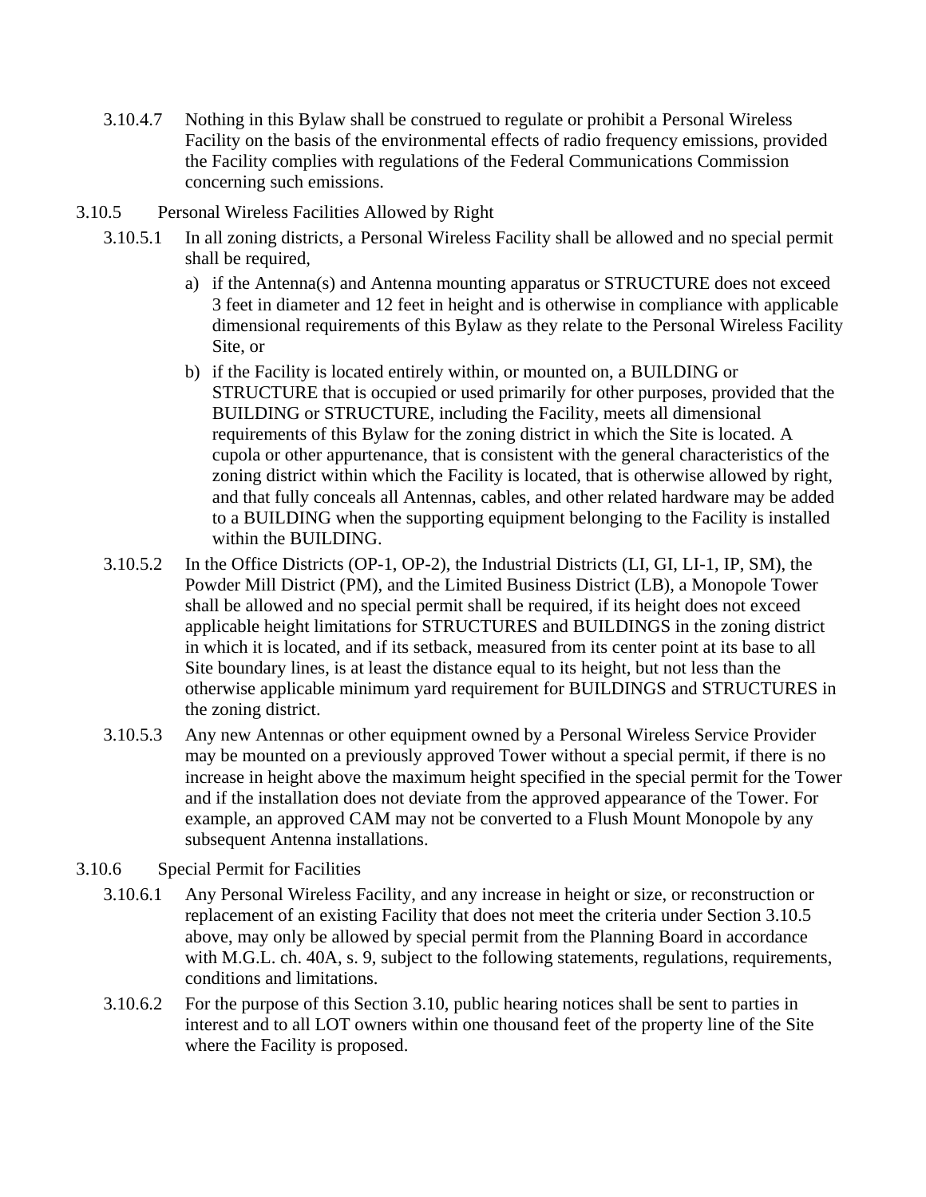3.10.4.7 Nothing in this Bylaw shall be construed to regulate or prohibit a Personal Wireless Facility on the basis of the environmental effects of radio frequency emissions, provided the Facility complies with regulations of the Federal Communications Commission concerning such emissions.

### 3.10.5 Personal Wireless Facilities Allowed by Right

3.10.5.1 In all zoning districts, a Personal Wireless Facility shall be allowed and no special permit shall be required,

a) if the Antenna(s) and Antenna mounting apparatus or STRUCTURE does not exceed 3 feet in diameter and 12 feet in height and is otherwise in compliance with applicable dimensional requirements of this Bylaw as they relate to the Personal Wireless Facility Site, or

b) if the Facility is located entirely within, or mounted on, a BUILDING or STRUCTURE that is occupied or used primarily for other purposes, provided that the BUILDING or STRUCTURE, including the Facility, meets all dimensional requirements of this Bylaw for the zoning district in which the Site is located. A cupola or other appurtenance, that is consistent with the general characteristics of the zoning district within which the Facility is located, that is otherwise allowed by right, and that fully conceals all Antennas, cables, and other related hardware may be added to a BUILDING when the supporting equipment belonging to the Facility is installed within the BUILDING.

3.10.5.2 In the Office Districts (OP-1, OP-2), the Industrial Districts (LI, GI, LI-1, IP, SM), the Powder Mill District (PM), and the Limited Business District (LB), a Monopole Tower shall be allowed and no special permit shall be required, if its height does not exceed applicable height limitations for STRUCTURES and BUILDINGS in the zoning district in which it is located, and if its setback, measured from its center point at its base to all Site boundary lines, is at least the distance equal to its height, but not less than the otherwise applicable minimum yard requirement for BUILDINGS and STRUCTURES in the zoning district.

3.10.5.3 Any new Antennas or other equipment owned by a Personal Wireless Service Provider may be mounted on a previously approved Tower without a special permit, if there is no increase in height above the maximum height specified in the special permit for the Tower and if the installation does not deviate from the approved appearance of the Tower. For example, an approved CAM may not be converted to a Flush Mount Monopole by any subsequent Antenna installations.

### 3.10.6 Special Permit for Facilities

3.10.6.1 Any Personal Wireless Facility, and any increase in height or size, or reconstruction or replacement of an existing Facility that does not meet the criteria under Section 3.10.5 above, may only be allowed by special permit from the Planning Board in accordance with M.G.L. ch. 40A, s. 9, subject to the following statements, regulations, requirements, conditions and limitations.

3.10.6.2 For the purpose of this Section 3.10, public hearing notices shall be sent to parties in interest and to all LOT owners within one thousand feet of the property line of the Site where the Facility is proposed.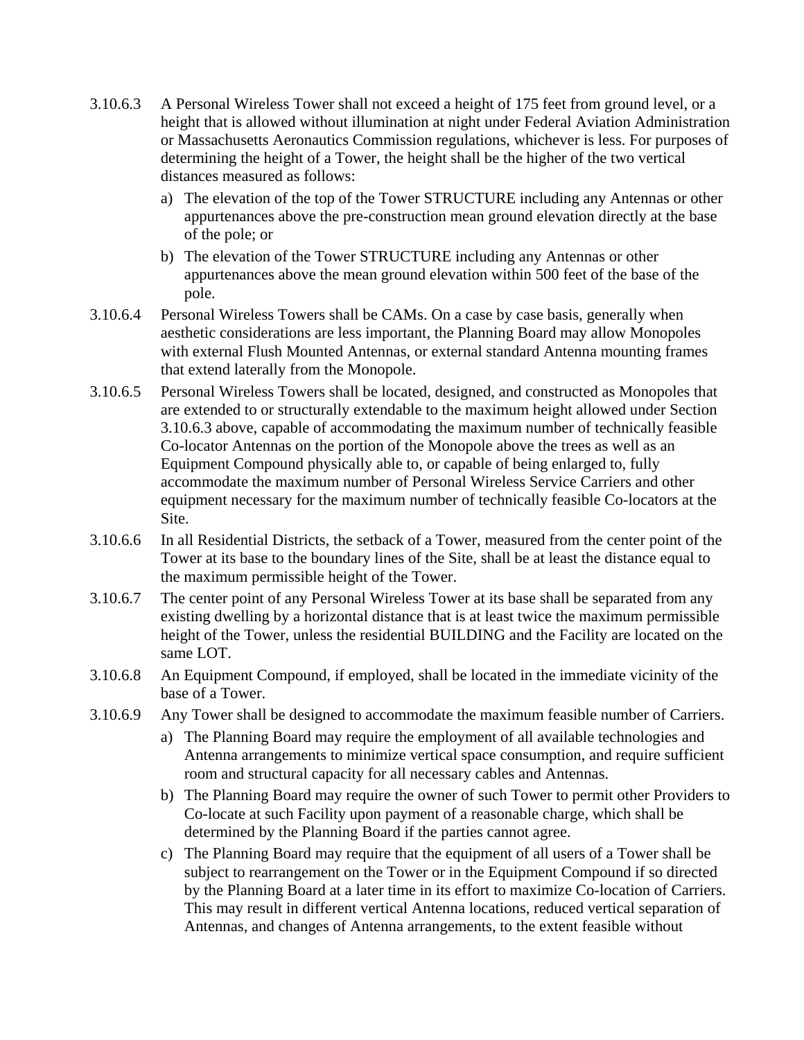3.10.6.3 A Personal Wireless Tower shall not exceed a height of 175 feet from ground level, or a height that is allowed without illumination at night under Federal Aviation Administration or Massachusetts Aeronautics Commission regulations, whichever is less. For purposes of determining the height of a Tower, the height shall be the higher of the two vertical distances measured as follows:

a) The elevation of the top of the Tower STRUCTURE including any Antennas or other appurtenances above the pre-construction mean ground elevation directly at the base of the pole; or

b) The elevation of the Tower STRUCTURE including any Antennas or other appurtenances above the mean ground elevation within 500 feet of the base of the pole.

3.10.6.4 Personal Wireless Towers shall be CAMs. On a case by case basis, generally when aesthetic considerations are less important, the Planning Board may allow Monopoles with external Flush Mounted Antennas, or external standard Antenna mounting frames that extend laterally from the Monopole.

3.10.6.5 Personal Wireless Towers shall be located, designed, and constructed as Monopoles that are extended to or structurally extendable to the maximum height allowed under Section 3.10.6.3 above, capable of accommodating the maximum number of technically feasible Co-locator Antennas on the portion of the Monopole above the trees as well as an Equipment Compound physically able to, or capable of being enlarged to, fully accommodate the maximum number of Personal Wireless Service Carriers and other equipment necessary for the maximum number of technically feasible Co-locators at the Site.

3.10.6.6 In all Residential Districts, the setback of a Tower, measured from the center point of the Tower at its base to the boundary lines of the Site, shall be at least the distance equal to the maximum permissible height of the Tower.

3.10.6.7 The center point of any Personal Wireless Tower at its base shall be separated from any existing dwelling by a horizontal distance that is at least twice the maximum permissible height of the Tower, unless the residential BUILDING and the Facility are located on the same LOT.

3.10.6.8 An Equipment Compound, if employed, shall be located in the immediate vicinity of the base of a Tower.

3.10.6.9 Any Tower shall be designed to accommodate the maximum feasible number of Carriers.

a) The Planning Board may require the employment of all available technologies and Antenna arrangements to minimize vertical space consumption, and require sufficient room and structural capacity for all necessary cables and Antennas.

b) The Planning Board may require the owner of such Tower to permit other Providers to Co-locate at such Facility upon payment of a reasonable charge, which shall be determined by the Planning Board if the parties cannot agree.

c) The Planning Board may require that the equipment of all users of a Tower shall be subject to rearrangement on the Tower or in the Equipment Compound if so directed by the Planning Board at a later time in its effort to maximize Co-location of Carriers. This may result in different vertical Antenna locations, reduced vertical separation of Antennas, and changes of Antenna arrangements, to the extent feasible without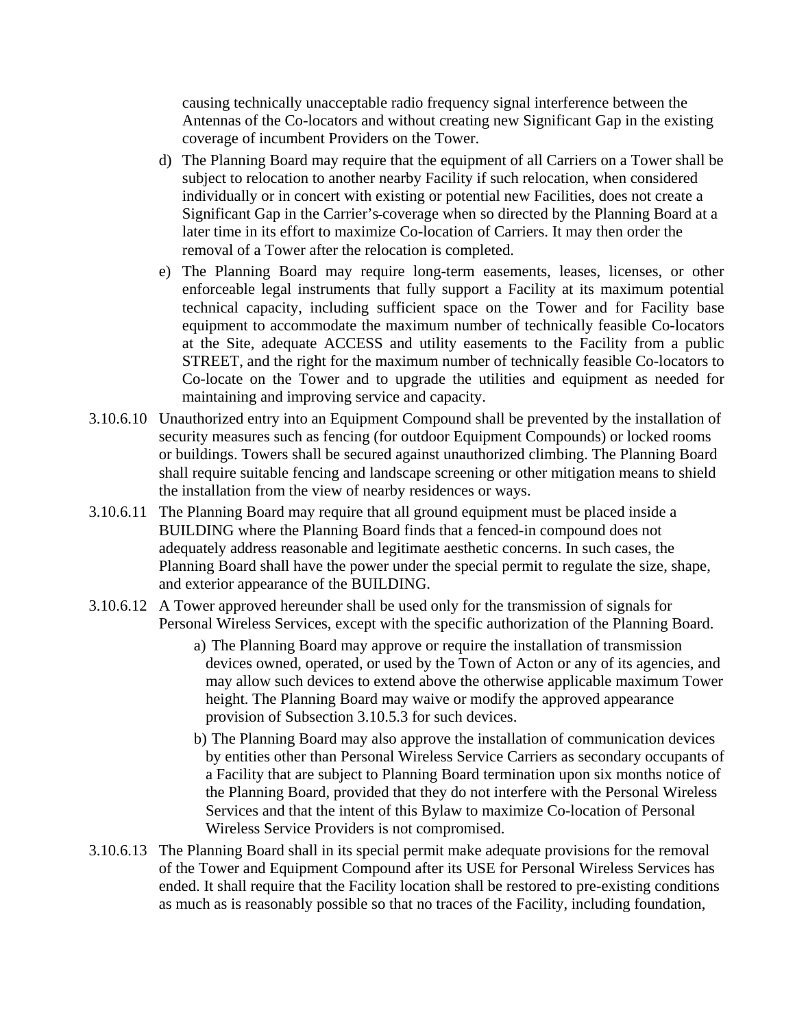causing technically unacceptable radio frequency signal interference between the Antennas of the Co-locators and without creating new Significant Gap in the existing coverage of incumbent Providers on the Tower.

d) The Planning Board may require that the equipment of all Carriers on a Tower shall be subject to relocation to another nearby Facility if such relocation, when considered individually or in concert with existing or potential new Facilities, does not create a Significant Gap in the Carrier's coverage when so directed by the Planning Board at a later time in its effort to maximize Co-location of Carriers. It may then order the removal of a Tower after the relocation is completed.

e) The Planning Board may require long-term easements, leases, licenses, or other enforceable legal instruments that fully support a Facility at its maximum potential technical capacity, including sufficient space on the Tower and for Facility base equipment to accommodate the maximum number of technically feasible Co-locators at the Site, adequate ACCESS and utility easements to the Facility from a public STREET, and the right for the maximum number of technically feasible Co-locators to Co-locate on the Tower and to upgrade the utilities and equipment as needed for maintaining and improving service and capacity.

3.10.6.10 Unauthorized entry into an Equipment Compound shall be prevented by the installation of security measures such as fencing (for outdoor Equipment Compounds) or locked rooms or buildings. Towers shall be secured against unauthorized climbing. The Planning Board shall require suitable fencing and landscape screening or other mitigation means to shield the installation from the view of nearby residences or ways.

3.10.6.11 The Planning Board may require that all ground equipment must be placed inside a BUILDING where the Planning Board finds that a fenced-in compound does not adequately address reasonable and legitimate aesthetic concerns. In such cases, the Planning Board shall have the power under the special permit to regulate the size, shape, and exterior appearance of the BUILDING.

3.10.6.12 A Tower approved hereunder shall be used only for the transmission of signals for Personal Wireless Services, except with the specific authorization of the Planning Board.

a) The Planning Board may approve or require the installation of transmission devices owned, operated, or used by the Town of Acton or any of its agencies, and may allow such devices to extend above the otherwise applicable maximum Tower height. The Planning Board may waive or modify the approved appearance provision of Subsection 3.10.5.3 for such devices.

b) The Planning Board may also approve the installation of communication devices by entities other than Personal Wireless Service Carriers as secondary occupants of a Facility that are subject to Planning Board termination upon six months notice of the Planning Board, provided that they do not interfere with the Personal Wireless Services and that the intent of this Bylaw to maximize Co-location of Personal Wireless Service Providers is not compromised.

3.10.6.13 The Planning Board shall in its special permit make adequate provisions for the removal of the Tower and Equipment Compound after its USE for Personal Wireless Services has ended. It shall require that the Facility location shall be restored to pre-existing conditions as much as is reasonably possible so that no traces of the Facility, including foundation,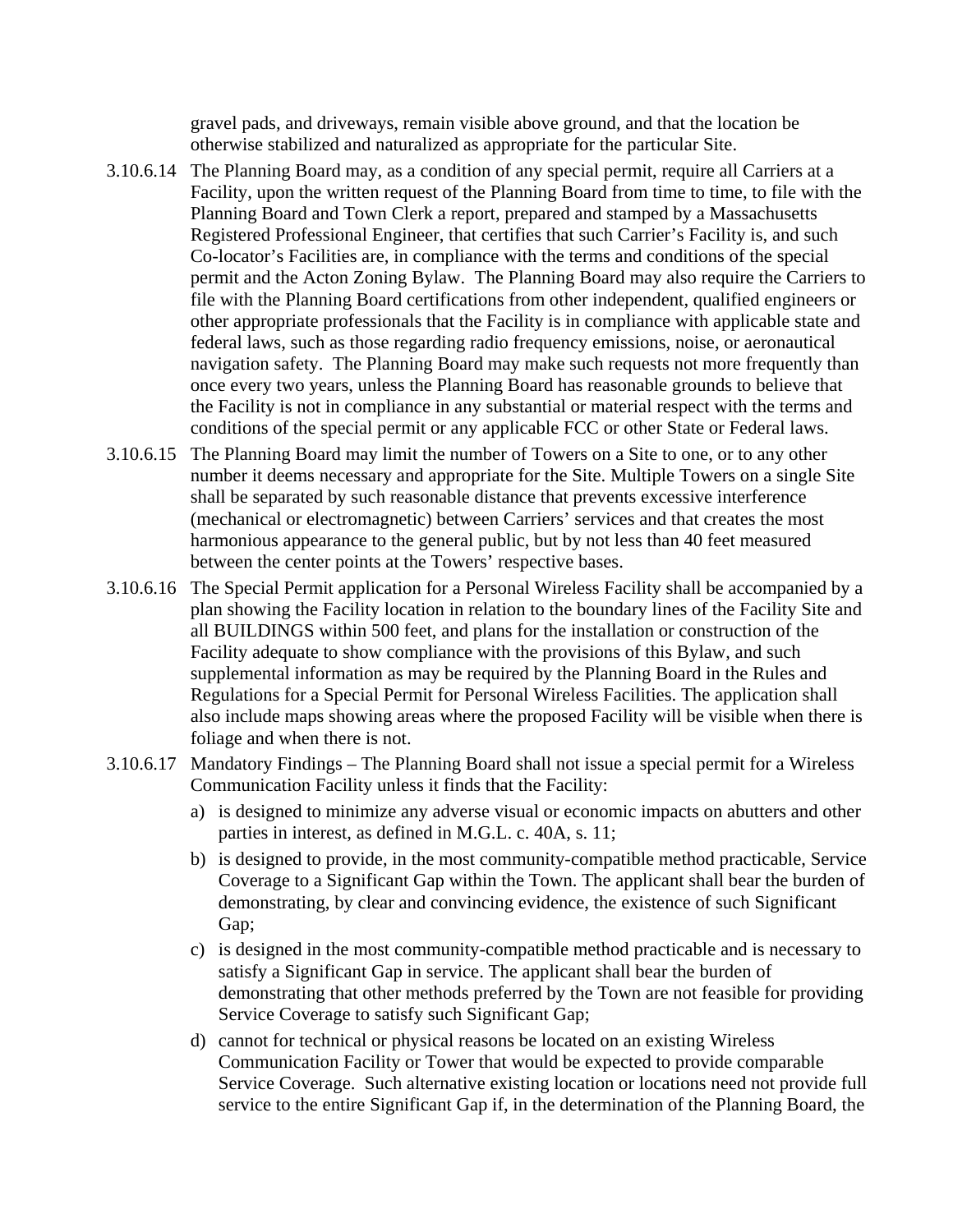gravel pads, and driveways, remain visible above ground, and that the location be otherwise stabilized and naturalized as appropriate for the particular Site.

3.10.6.14 The Planning Board may, as a condition of any special permit, require all Carriers at a Facility, upon the written request of the Planning Board from time to time, to file with the Planning Board and Town Clerk a report, prepared and stamped by a Massachusetts Registered Professional Engineer, that certifies that such Carrier's Facility is, and such Co-locator's Facilities are, in compliance with the terms and conditions of the special permit and the Acton Zoning Bylaw. The Planning Board may also require the Carriers to file with the Planning Board certifications from other independent, qualified engineers or other appropriate professionals that the Facility is in compliance with applicable state and federal laws, such as those regarding radio frequency emissions, noise, or aeronautical navigation safety. The Planning Board may make such requests not more frequently than once every two years, unless the Planning Board has reasonable grounds to believe that the Facility is not in compliance in any substantial or material respect with the terms and conditions of the special permit or any applicable FCC or other State or Federal laws.

3.10.6.15 The Planning Board may limit the number of Towers on a Site to one, or to any other number it deems necessary and appropriate for the Site. Multiple Towers on a single Site shall be separated by such reasonable distance that prevents excessive interference (mechanical or electromagnetic) between Carriers' services and that creates the most harmonious appearance to the general public, but by not less than 40 feet measured between the center points at the Towers' respective bases.

3.10.6.16 The Special Permit application for a Personal Wireless Facility shall be accompanied by a plan showing the Facility location in relation to the boundary lines of the Facility Site and all BUILDINGS within 500 feet, and plans for the installation or construction of the Facility adequate to show compliance with the provisions of this Bylaw, and such supplemental information as may be required by the Planning Board in the Rules and Regulations for a Special Permit for Personal Wireless Facilities. The application shall also include maps showing areas where the proposed Facility will be visible when there is foliage and when there is not.

3.10.6.17 Mandatory Findings – The Planning Board shall not issue a special permit for a Wireless Communication Facility unless it finds that the Facility:

a) is designed to minimize any adverse visual or economic impacts on abutters and other parties in interest, as defined in M.G.L. c. 40A, s. 11;

b) is designed to provide, in the most community-compatible method practicable, Service Coverage to a Significant Gap within the Town. The applicant shall bear the burden of demonstrating, by clear and convincing evidence, the existence of such Significant Gap;

c) is designed in the most community-compatible method practicable and is necessary to satisfy a Significant Gap in service. The applicant shall bear the burden of demonstrating that other methods preferred by the Town are not feasible for providing Service Coverage to satisfy such Significant Gap;

d) cannot for technical or physical reasons be located on an existing Wireless Communication Facility or Tower that would be expected to provide comparable Service Coverage. Such alternative existing location or locations need not provide full service to the entire Significant Gap if, in the determination of the Planning Board, the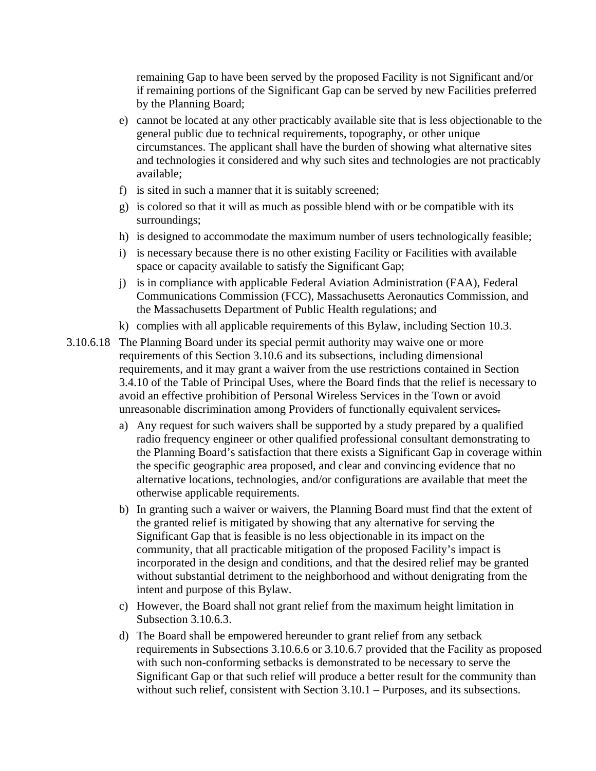remaining Gap to have been served by the proposed Facility is not Significant and/or if remaining portions of the Significant Gap can be served by new Facilities preferred by the Planning Board;

e) cannot be located at any other practicably available site that is less objectionable to the general public due to technical requirements, topography, or other unique circumstances. The applicant shall have the burden of showing what alternative sites and technologies it considered and why such sites and technologies are not practicably available;

f) is sited in such a manner that it is suitably screened;

g) is colored so that it will as much as possible blend with or be compatible with its surroundings;

h) is designed to accommodate the maximum number of users technologically feasible;

i) is necessary because there is no other existing Facility or Facilities with available space or capacity available to satisfy the Significant Gap;

j) is in compliance with applicable Federal Aviation Administration (FAA), Federal Communications Commission (FCC), Massachusetts Aeronautics Commission, and the Massachusetts Department of Public Health regulations; and

k) complies with all applicable requirements of this Bylaw, including Section 10.3.

3.10.6.18 The Planning Board under its special permit authority may waive one or more requirements of this Section 3.10.6 and its subsections, including dimensional requirements, and it may grant a waiver from the use restrictions contained in Section 3.4.10 of the Table of Principal Uses, where the Board finds that the relief is necessary to avoid an effective prohibition of Personal Wireless Services in the Town or avoid unreasonable discrimination among Providers of functionally equivalent services.

a) Any request for such waivers shall be supported by a study prepared by a qualified radio frequency engineer or other qualified professional consultant demonstrating to the Planning Board's satisfaction that there exists a Significant Gap in coverage within the specific geographic area proposed, and clear and convincing evidence that no alternative locations, technologies, and/or configurations are available that meet the otherwise applicable requirements.

b) In granting such a waiver or waivers, the Planning Board must find that the extent of the granted relief is mitigated by showing that any alternative for serving the Significant Gap that is feasible is no less objectionable in its impact on the community, that all practicable mitigation of the proposed Facility's impact is incorporated in the design and conditions, and that the desired relief may be granted without substantial detriment to the neighborhood and without denigrating from the intent and purpose of this Bylaw.

c) However, the Board shall not grant relief from the maximum height limitation in Subsection 3.10.6.3.

d) The Board shall be empowered hereunder to grant relief from any setback requirements in Subsections 3.10.6.6 or 3.10.6.7 provided that the Facility as proposed with such non-conforming setbacks is demonstrated to be necessary to serve the Significant Gap or that such relief will produce a better result for the community than without such relief, consistent with Section 3.10.1 – Purposes, and its subsections.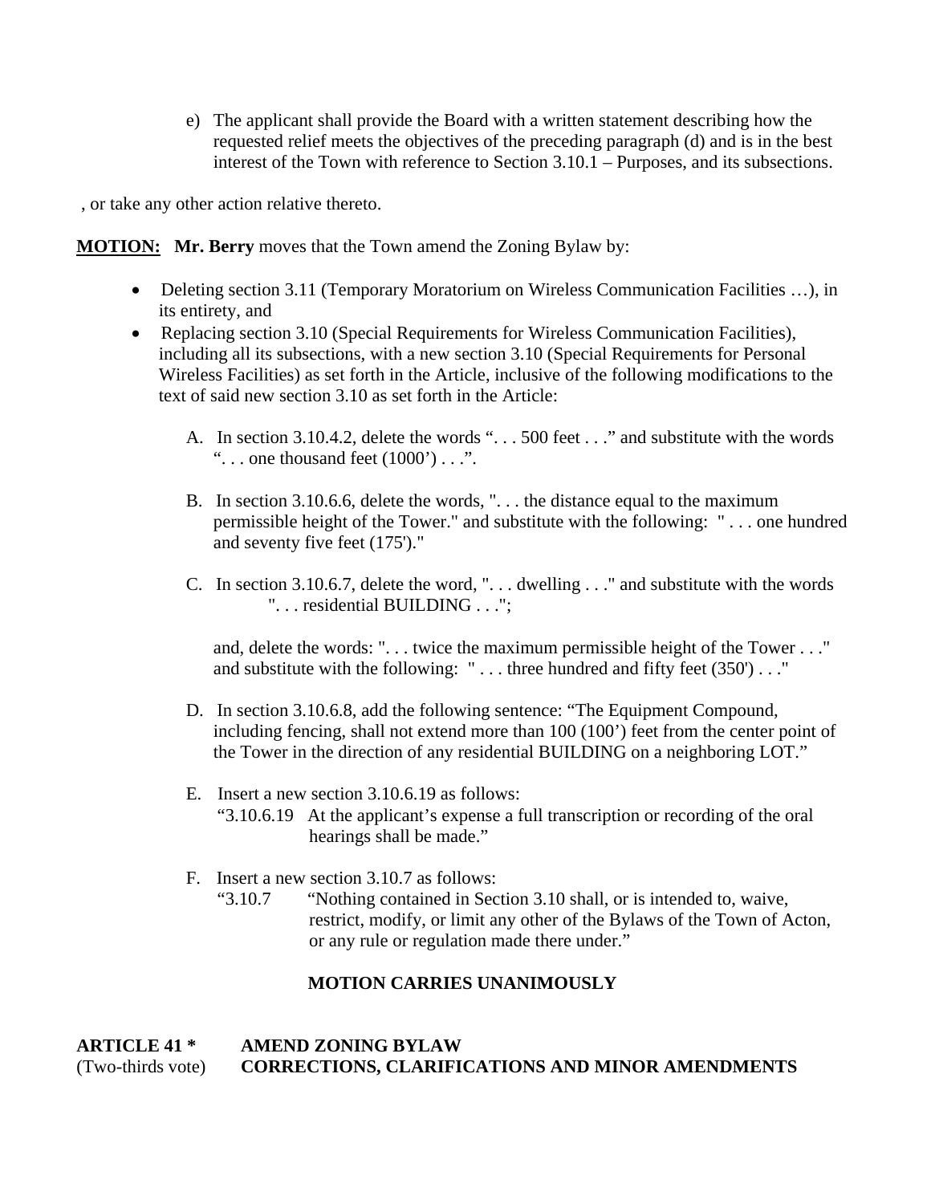e) The applicant shall provide the Board with a written statement describing how the requested relief meets the objectives of the preceding paragraph (d) and is in the best interest of the Town with reference to Section 3.10.1 – Purposes, and its subsections.

, or take any other action relative thereto.

**MOTION:** **Mr. Berry** moves that the Town amend the Zoning Bylaw by:

- Deleting section 3.11 (Temporary Moratorium on Wireless Communication Facilities …), in its entirety, and
- Replacing section 3.10 (Special Requirements for Wireless Communication Facilities), including all its subsections, with a new section 3.10 (Special Requirements for Personal Wireless Facilities) as set forth in the Article, inclusive of the following modifications to the text of said new section 3.10 as set forth in the Article:

  A. In section 3.10.4.2, delete the words ". . . 500 feet . . ." and substitute with the words ". . . one thousand feet (1000') . . .".

  B. In section 3.10.6.6, delete the words, ". . . the distance equal to the maximum permissible height of the Tower." and substitute with the following: " . . . one hundred and seventy five feet (175')."

  C. In section 3.10.6.7, delete the word, ". . . dwelling . . ." and substitute with the words ". . . residential BUILDING . . .";

     and, delete the words: ". . . twice the maximum permissible height of the Tower . . ." and substitute with the following: " . . . three hundred and fifty feet (350') . . ."

  D. In section 3.10.6.8, add the following sentence: "The Equipment Compound, including fencing, shall not extend more than 100 (100') feet from the center point of the Tower in the direction of any residential BUILDING on a neighboring LOT."

  E. Insert a new section 3.10.6.19 as follows:
     "3.10.6.19 At the applicant's expense a full transcription or recording of the oral hearings shall be made."

  F. Insert a new section 3.10.7 as follows:
     "3.10.7 "Nothing contained in Section 3.10 shall, or is intended to, waive, restrict, modify, or limit any other of the Bylaws of the Town of Acton, or any rule or regulation made there under."

**MOTION CARRIES UNANIMOUSLY**

**ARTICLE 41 \*** **AMEND ZONING BYLAW**
(Two-thirds vote) **CORRECTIONS, CLARIFICATIONS AND MINOR AMENDMENTS**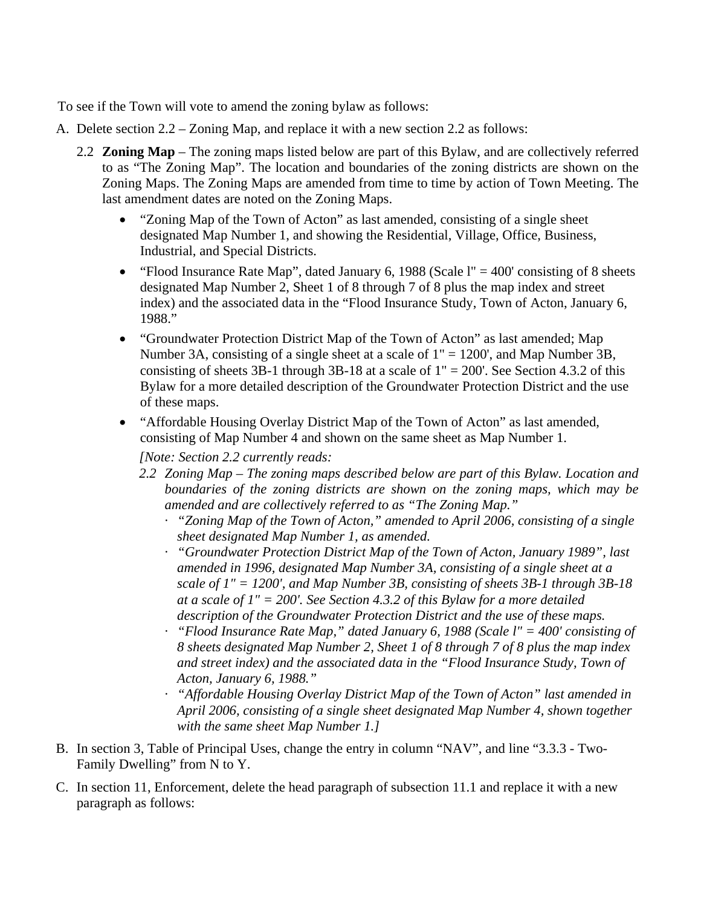To see if the Town will vote to amend the zoning bylaw as follows:

A. Delete section 2.2 – Zoning Map, and replace it with a new section 2.2 as follows:

   2.2 **Zoning Map** – The zoning maps listed below are part of this Bylaw, and are collectively referred to as "The Zoning Map". The location and boundaries of the zoning districts are shown on the Zoning Maps. The Zoning Maps are amended from time to time by action of Town Meeting. The last amendment dates are noted on the Zoning Maps.

   - "Zoning Map of the Town of Acton" as last amended, consisting of a single sheet designated Map Number 1, and showing the Residential, Village, Office, Business, Industrial, and Special Districts.
   - "Flood Insurance Rate Map", dated January 6, 1988 (Scale l" = 400' consisting of 8 sheets designated Map Number 2, Sheet 1 of 8 through 7 of 8 plus the map index and street index) and the associated data in the "Flood Insurance Study, Town of Acton, January 6, 1988."
   - "Groundwater Protection District Map of the Town of Acton" as last amended; Map Number 3A, consisting of a single sheet at a scale of 1" = 1200', and Map Number 3B, consisting of sheets 3B-1 through 3B-18 at a scale of 1" = 200'. See Section 4.3.2 of this Bylaw for a more detailed description of the Groundwater Protection District and the use of these maps.
   - "Affordable Housing Overlay District Map of the Town of Acton" as last amended, consisting of Map Number 4 and shown on the same sheet as Map Number 1.

     *[Note: Section 2.2 currently reads:*

     *2.2 Zoning Map – The zoning maps described below are part of this Bylaw. Location and boundaries of the zoning districts are shown on the zoning maps, which may be amended and are collectively referred to as "The Zoning Map."*

     - *"Zoning Map of the Town of Acton," amended to April 2006, consisting of a single sheet designated Map Number 1, as amended.*
     - *"Groundwater Protection District Map of the Town of Acton, January 1989", last amended in 1996, designated Map Number 3A, consisting of a single sheet at a scale of 1" = 1200', and Map Number 3B, consisting of sheets 3B-1 through 3B-18 at a scale of 1" = 200'. See Section 4.3.2 of this Bylaw for a more detailed description of the Groundwater Protection District and the use of these maps.*
     - *"Flood Insurance Rate Map," dated January 6, 1988 (Scale l" = 400' consisting of 8 sheets designated Map Number 2, Sheet 1 of 8 through 7 of 8 plus the map index and street index) and the associated data in the "Flood Insurance Study, Town of Acton, January 6, 1988."*
     - *"Affordable Housing Overlay District Map of the Town of Acton" last amended in April 2006, consisting of a single sheet designated Map Number 4, shown together with the same sheet Map Number 1.]*

B. In section 3, Table of Principal Uses, change the entry in column "NAV", and line "3.3.3 - Two-Family Dwelling" from N to Y.

C. In section 11, Enforcement, delete the head paragraph of subsection 11.1 and replace it with a new paragraph as follows: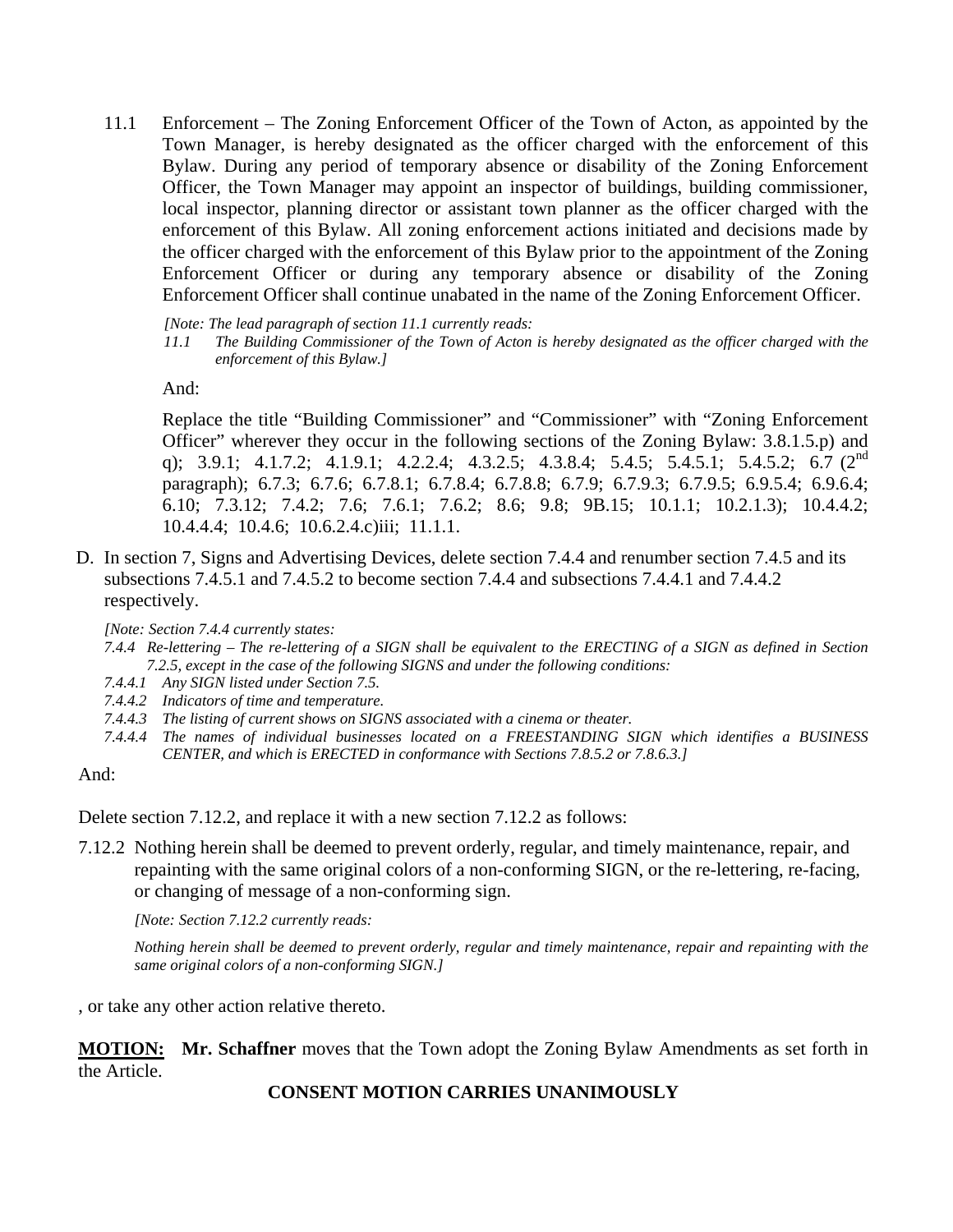11.1 Enforcement – The Zoning Enforcement Officer of the Town of Acton, as appointed by the Town Manager, is hereby designated as the officer charged with the enforcement of this Bylaw. During any period of temporary absence or disability of the Zoning Enforcement Officer, the Town Manager may appoint an inspector of buildings, building commissioner, local inspector, planning director or assistant town planner as the officer charged with the enforcement of this Bylaw. All zoning enforcement actions initiated and decisions made by the officer charged with the enforcement of this Bylaw prior to the appointment of the Zoning Enforcement Officer or during any temporary absence or disability of the Zoning Enforcement Officer shall continue unabated in the name of the Zoning Enforcement Officer.

*[Note: The lead paragraph of section 11.1 currently reads:*

*11.1 The Building Commissioner of the Town of Acton is hereby designated as the officer charged with the enforcement of this Bylaw.]*

And:

Replace the title "Building Commissioner" and "Commissioner" with "Zoning Enforcement Officer" wherever they occur in the following sections of the Zoning Bylaw: 3.8.1.5.p) and q); 3.9.1; 4.1.7.2; 4.1.9.1; 4.2.2.4; 4.3.2.5; 4.3.8.4; 5.4.5; 5.4.5.1; 5.4.5.2; 6.7 (2nd paragraph); 6.7.3; 6.7.6; 6.7.8.1; 6.7.8.4; 6.7.8.8; 6.7.9; 6.7.9.3; 6.7.9.5; 6.9.5.4; 6.9.6.4; 6.10; 7.3.12; 7.4.2; 7.6; 7.6.1; 7.6.2; 8.6; 9.8; 9B.15; 10.1.1; 10.2.1.3); 10.4.4.2; 10.4.4.4; 10.4.6; 10.6.2.4.c)iii; 11.1.1.

D. In section 7, Signs and Advertising Devices, delete section 7.4.4 and renumber section 7.4.5 and its subsections 7.4.5.1 and 7.4.5.2 to become section 7.4.4 and subsections 7.4.4.1 and 7.4.4.2 respectively.

*[Note: Section 7.4.4 currently states:*

*7.4.4 Re-lettering – The re-lettering of a SIGN shall be equivalent to the ERECTING of a SIGN as defined in Section 7.2.5, except in the case of the following SIGNS and under the following conditions:*

*7.4.4.1 Any SIGN listed under Section 7.5.*

*7.4.4.2 Indicators of time and temperature.*

*7.4.4.3 The listing of current shows on SIGNS associated with a cinema or theater.*

*7.4.4.4 The names of individual businesses located on a FREESTANDING SIGN which identifies a BUSINESS CENTER, and which is ERECTED in conformance with Sections 7.8.5.2 or 7.8.6.3.]*

And:

Delete section 7.12.2, and replace it with a new section 7.12.2 as follows:

7.12.2 Nothing herein shall be deemed to prevent orderly, regular, and timely maintenance, repair, and repainting with the same original colors of a non-conforming SIGN, or the re-lettering, re-facing, or changing of message of a non-conforming sign.

*[Note: Section 7.12.2 currently reads:*

*Nothing herein shall be deemed to prevent orderly, regular and timely maintenance, repair and repainting with the same original colors of a non-conforming SIGN.]*

, or take any other action relative thereto.

**MOTION:** **Mr. Schaffner** moves that the Town adopt the Zoning Bylaw Amendments as set forth in the Article.

**CONSENT MOTION CARRIES UNANIMOUSLY**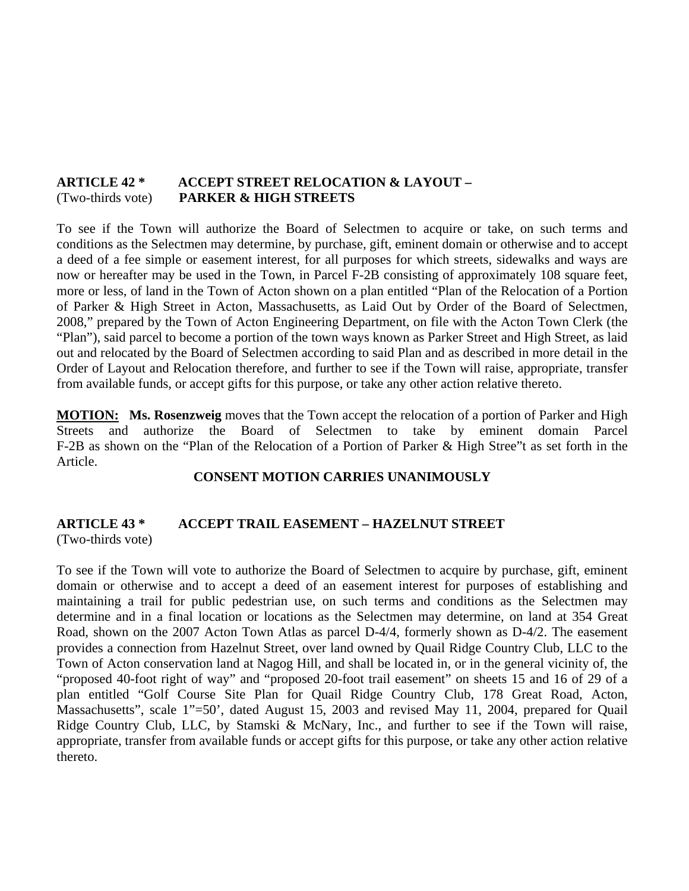**ARTICLE 42 *** **ACCEPT STREET RELOCATION & LAYOUT –**
(Two-thirds vote) **PARKER & HIGH STREETS**

To see if the Town will authorize the Board of Selectmen to acquire or take, on such terms and conditions as the Selectmen may determine, by purchase, gift, eminent domain or otherwise and to accept a deed of a fee simple or easement interest, for all purposes for which streets, sidewalks and ways are now or hereafter may be used in the Town, in Parcel F-2B consisting of approximately 108 square feet, more or less, of land in the Town of Acton shown on a plan entitled "Plan of the Relocation of a Portion of Parker & High Street in Acton, Massachusetts, as Laid Out by Order of the Board of Selectmen, 2008," prepared by the Town of Acton Engineering Department, on file with the Acton Town Clerk (the "Plan"), said parcel to become a portion of the town ways known as Parker Street and High Street, as laid out and relocated by the Board of Selectmen according to said Plan and as described in more detail in the Order of Layout and Relocation therefore, and further to see if the Town will raise, appropriate, transfer from available funds, or accept gifts for this purpose, or take any other action relative thereto.

**MOTION:** **Ms. Rosenzweig** moves that the Town accept the relocation of a portion of Parker and High Streets and authorize the Board of Selectmen to take by eminent domain Parcel F-2B as shown on the "Plan of the Relocation of a Portion of Parker & High Stree"t as set forth in the Article.

**CONSENT MOTION CARRIES UNANIMOUSLY**

**ARTICLE 43 *** **ACCEPT TRAIL EASEMENT – HAZELNUT STREET**
(Two-thirds vote)

To see if the Town will vote to authorize the Board of Selectmen to acquire by purchase, gift, eminent domain or otherwise and to accept a deed of an easement interest for purposes of establishing and maintaining a trail for public pedestrian use, on such terms and conditions as the Selectmen may determine and in a final location or locations as the Selectmen may determine, on land at 354 Great Road, shown on the 2007 Acton Town Atlas as parcel D-4/4, formerly shown as D-4/2. The easement provides a connection from Hazelnut Street, over land owned by Quail Ridge Country Club, LLC to the Town of Acton conservation land at Nagog Hill, and shall be located in, or in the general vicinity of, the "proposed 40-foot right of way" and "proposed 20-foot trail easement" on sheets 15 and 16 of 29 of a plan entitled "Golf Course Site Plan for Quail Ridge Country Club, 178 Great Road, Acton, Massachusetts", scale 1"=50', dated August 15, 2003 and revised May 11, 2004, prepared for Quail Ridge Country Club, LLC, by Stamski & McNary, Inc., and further to see if the Town will raise, appropriate, transfer from available funds or accept gifts for this purpose, or take any other action relative thereto.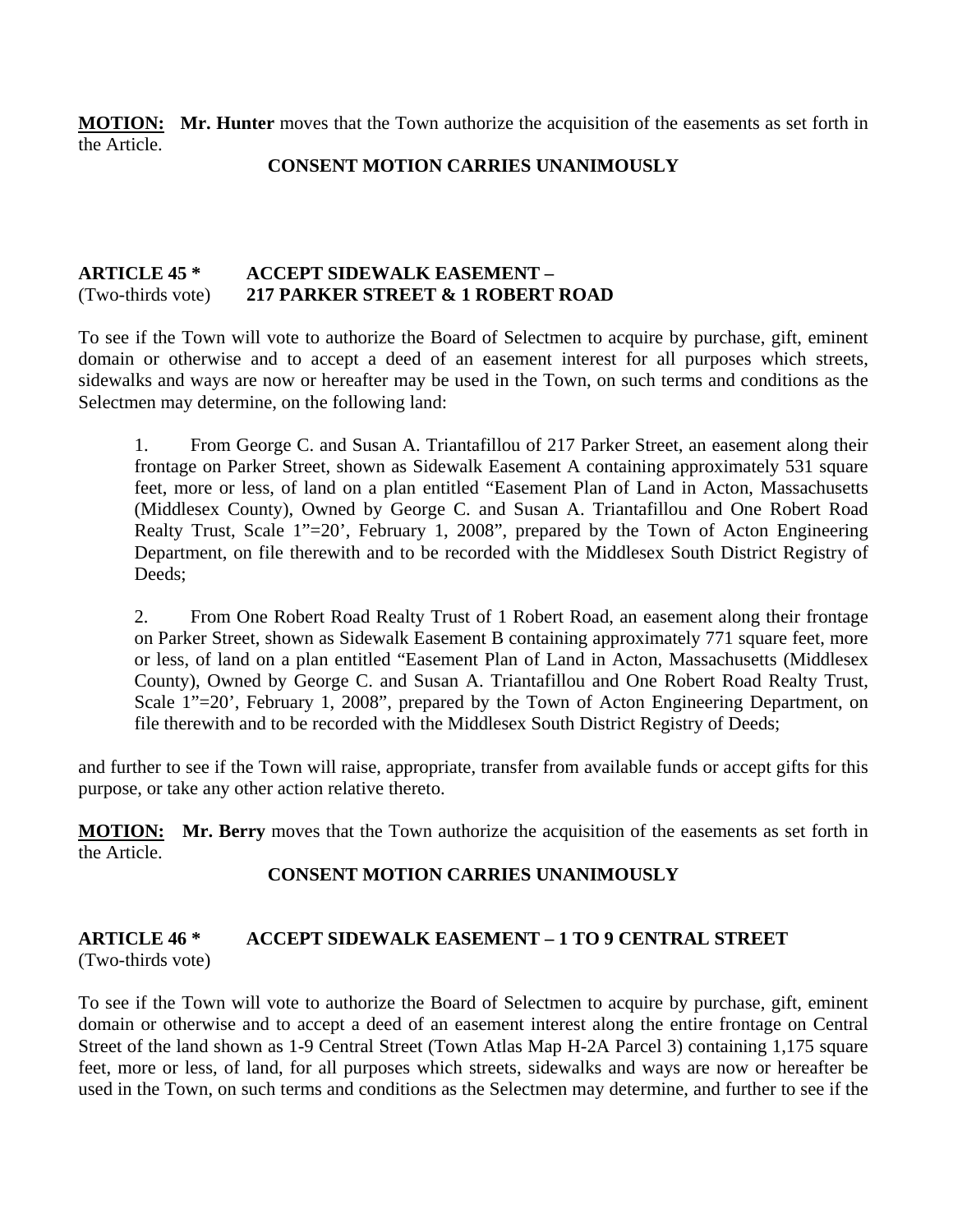**MOTION:** **Mr. Hunter** moves that the Town authorize the acquisition of the easements as set forth in the Article.

**CONSENT MOTION CARRIES UNANIMOUSLY**

**ARTICLE 45 *** **ACCEPT SIDEWALK EASEMENT –**
(Two-thirds vote) **217 PARKER STREET & 1 ROBERT ROAD**

To see if the Town will vote to authorize the Board of Selectmen to acquire by purchase, gift, eminent domain or otherwise and to accept a deed of an easement interest for all purposes which streets, sidewalks and ways are now or hereafter may be used in the Town, on such terms and conditions as the Selectmen may determine, on the following land:

1. From George C. and Susan A. Triantafillou of 217 Parker Street, an easement along their frontage on Parker Street, shown as Sidewalk Easement A containing approximately 531 square feet, more or less, of land on a plan entitled "Easement Plan of Land in Acton, Massachusetts (Middlesex County), Owned by George C. and Susan A. Triantafillou and One Robert Road Realty Trust, Scale 1"=20', February 1, 2008", prepared by the Town of Acton Engineering Department, on file therewith and to be recorded with the Middlesex South District Registry of Deeds;

2. From One Robert Road Realty Trust of 1 Robert Road, an easement along their frontage on Parker Street, shown as Sidewalk Easement B containing approximately 771 square feet, more or less, of land on a plan entitled "Easement Plan of Land in Acton, Massachusetts (Middlesex County), Owned by George C. and Susan A. Triantafillou and One Robert Road Realty Trust, Scale 1"=20', February 1, 2008", prepared by the Town of Acton Engineering Department, on file therewith and to be recorded with the Middlesex South District Registry of Deeds;

and further to see if the Town will raise, appropriate, transfer from available funds or accept gifts for this purpose, or take any other action relative thereto.

**MOTION:** **Mr. Berry** moves that the Town authorize the acquisition of the easements as set forth in the Article.

**CONSENT MOTION CARRIES UNANIMOUSLY**

**ARTICLE 46 *** **ACCEPT SIDEWALK EASEMENT – 1 TO 9 CENTRAL STREET**
(Two-thirds vote)

To see if the Town will vote to authorize the Board of Selectmen to acquire by purchase, gift, eminent domain or otherwise and to accept a deed of an easement interest along the entire frontage on Central Street of the land shown as 1-9 Central Street (Town Atlas Map H-2A Parcel 3) containing 1,175 square feet, more or less, of land, for all purposes which streets, sidewalks and ways are now or hereafter be used in the Town, on such terms and conditions as the Selectmen may determine, and further to see if the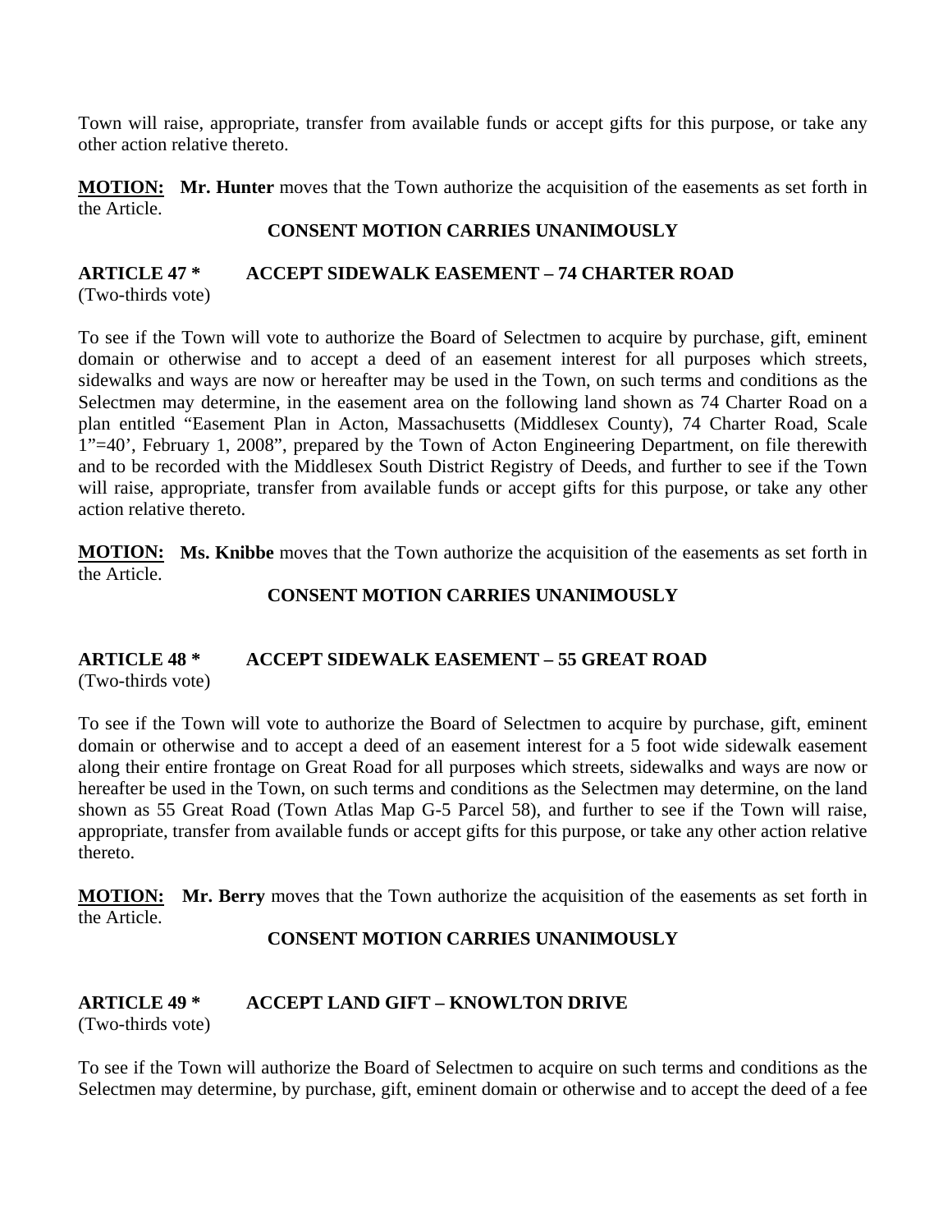Town will raise, appropriate, transfer from available funds or accept gifts for this purpose, or take any other action relative thereto.

**MOTION:** **Mr. Hunter** moves that the Town authorize the acquisition of the easements as set forth in the Article.

**CONSENT MOTION CARRIES UNANIMOUSLY**

**ARTICLE 47 \*** **ACCEPT SIDEWALK EASEMENT – 74 CHARTER ROAD**
(Two-thirds vote)

To see if the Town will vote to authorize the Board of Selectmen to acquire by purchase, gift, eminent domain or otherwise and to accept a deed of an easement interest for all purposes which streets, sidewalks and ways are now or hereafter may be used in the Town, on such terms and conditions as the Selectmen may determine, in the easement area on the following land shown as 74 Charter Road on a plan entitled "Easement Plan in Acton, Massachusetts (Middlesex County), 74 Charter Road, Scale 1"=40', February 1, 2008", prepared by the Town of Acton Engineering Department, on file therewith and to be recorded with the Middlesex South District Registry of Deeds, and further to see if the Town will raise, appropriate, transfer from available funds or accept gifts for this purpose, or take any other action relative thereto.

**MOTION:** **Ms. Knibbe** moves that the Town authorize the acquisition of the easements as set forth in the Article.

**CONSENT MOTION CARRIES UNANIMOUSLY**

**ARTICLE 48 \*** **ACCEPT SIDEWALK EASEMENT – 55 GREAT ROAD**
(Two-thirds vote)

To see if the Town will vote to authorize the Board of Selectmen to acquire by purchase, gift, eminent domain or otherwise and to accept a deed of an easement interest for a 5 foot wide sidewalk easement along their entire frontage on Great Road for all purposes which streets, sidewalks and ways are now or hereafter be used in the Town, on such terms and conditions as the Selectmen may determine, on the land shown as 55 Great Road (Town Atlas Map G-5 Parcel 58), and further to see if the Town will raise, appropriate, transfer from available funds or accept gifts for this purpose, or take any other action relative thereto.

**MOTION:** **Mr. Berry** moves that the Town authorize the acquisition of the easements as set forth in the Article.

**CONSENT MOTION CARRIES UNANIMOUSLY**

**ARTICLE 49 \*** **ACCEPT LAND GIFT – KNOWLTON DRIVE**
(Two-thirds vote)

To see if the Town will authorize the Board of Selectmen to acquire on such terms and conditions as the Selectmen may determine, by purchase, gift, eminent domain or otherwise and to accept the deed of a fee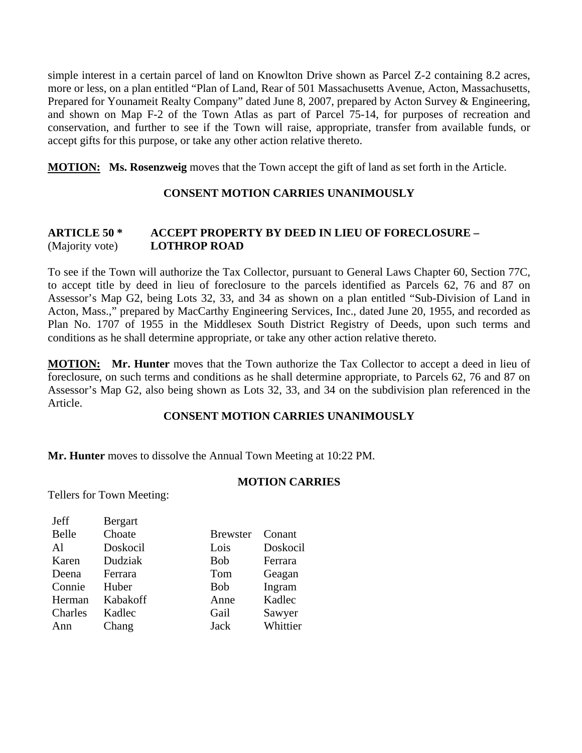simple interest in a certain parcel of land on Knowlton Drive shown as Parcel Z-2 containing 8.2 acres, more or less, on a plan entitled "Plan of Land, Rear of 501 Massachusetts Avenue, Acton, Massachusetts, Prepared for Younameit Realty Company" dated June 8, 2007, prepared by Acton Survey & Engineering, and shown on Map F-2 of the Town Atlas as part of Parcel 75-14, for purposes of recreation and conservation, and further to see if the Town will raise, appropriate, transfer from available funds, or accept gifts for this purpose, or take any other action relative thereto.

**MOTION:** **Ms. Rosenzweig** moves that the Town accept the gift of land as set forth in the Article.

**CONSENT MOTION CARRIES UNANIMOUSLY**

**ARTICLE 50 *** **ACCEPT PROPERTY BY DEED IN LIEU OF FORECLOSURE –**
(Majority vote) **LOTHROP ROAD**

To see if the Town will authorize the Tax Collector, pursuant to General Laws Chapter 60, Section 77C, to accept title by deed in lieu of foreclosure to the parcels identified as Parcels 62, 76 and 87 on Assessor's Map G2, being Lots 32, 33, and 34 as shown on a plan entitled "Sub-Division of Land in Acton, Mass.," prepared by MacCarthy Engineering Services, Inc., dated June 20, 1955, and recorded as Plan No. 1707 of 1955 in the Middlesex South District Registry of Deeds, upon such terms and conditions as he shall determine appropriate, or take any other action relative thereto.

**MOTION:** **Mr. Hunter** moves that the Town authorize the Tax Collector to accept a deed in lieu of foreclosure, on such terms and conditions as he shall determine appropriate, to Parcels 62, 76 and 87 on Assessor's Map G2, also being shown as Lots 32, 33, and 34 on the subdivision plan referenced in the Article.

**CONSENT MOTION CARRIES UNANIMOUSLY**

**Mr. Hunter** moves to dissolve the Annual Town Meeting at 10:22 PM.

**MOTION CARRIES**

Tellers for Town Meeting:

| | | | |
|---|---|---|---|
| Jeff | Bergart | | |
| Belle | Choate | Brewster | Conant |
| Al | Doskocil | Lois | Doskocil |
| Karen | Dudziak | Bob | Ferrara |
| Deena | Ferrara | Tom | Geagan |
| Connie | Huber | Bob | Ingram |
| Herman | Kabakoff | Anne | Kadlec |
| Charles | Kadlec | Gail | Sawyer |
| Ann | Chang | Jack | Whittier |